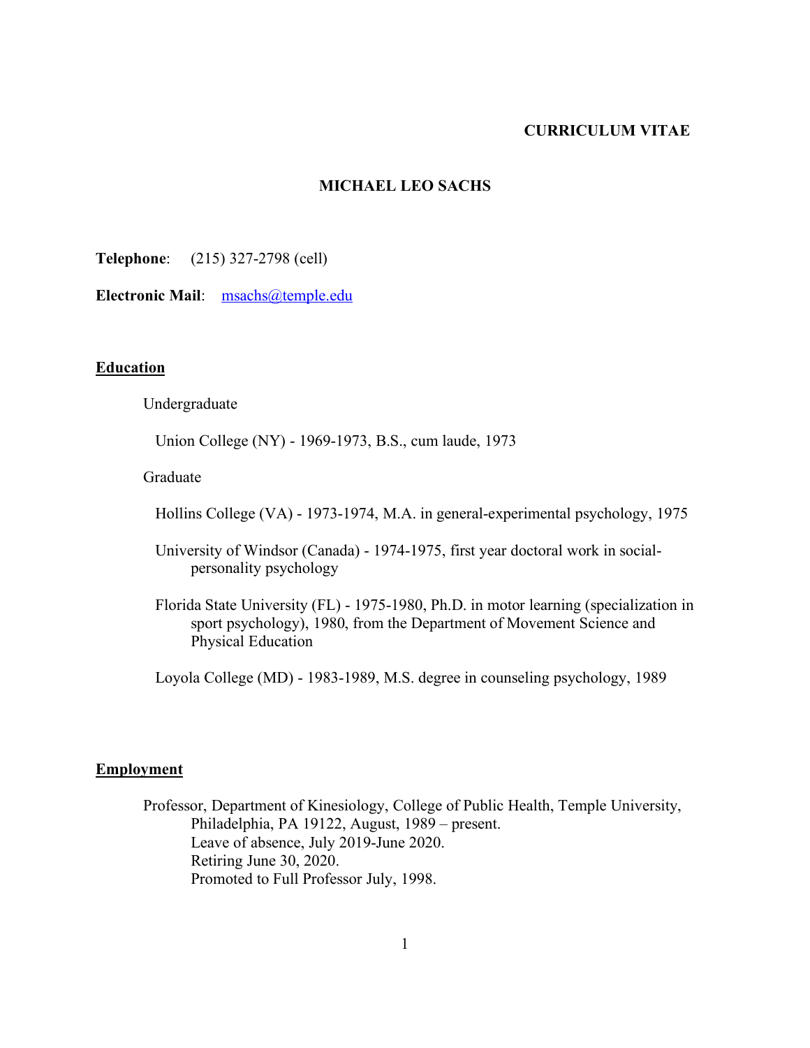**CURRICULUM VITAE**

# MICHAEL LEO SACHS

**Telephone**: (215) 327-2798 (cell)

**Electronic Mail**: msachs@temple.edu

## Education

Undergraduate

Union College (NY) - 1969-1973, B.S., cum laude, 1973

Graduate

Hollins College (VA) - 1973-1974, M.A. in general-experimental psychology, 1975

University of Windsor (Canada) - 1974-1975, first year doctoral work in social-personality psychology

Florida State University (FL) - 1975-1980, Ph.D. in motor learning (specialization in sport psychology), 1980, from the Department of Movement Science and Physical Education

Loyola College (MD) - 1983-1989, M.S. degree in counseling psychology, 1989

## Employment

Professor, Department of Kinesiology, College of Public Health, Temple University, Philadelphia, PA 19122, August, 1989 – present.
Leave of absence, July 2019-June 2020.
Retiring June 30, 2020.
Promoted to Full Professor July, 1998.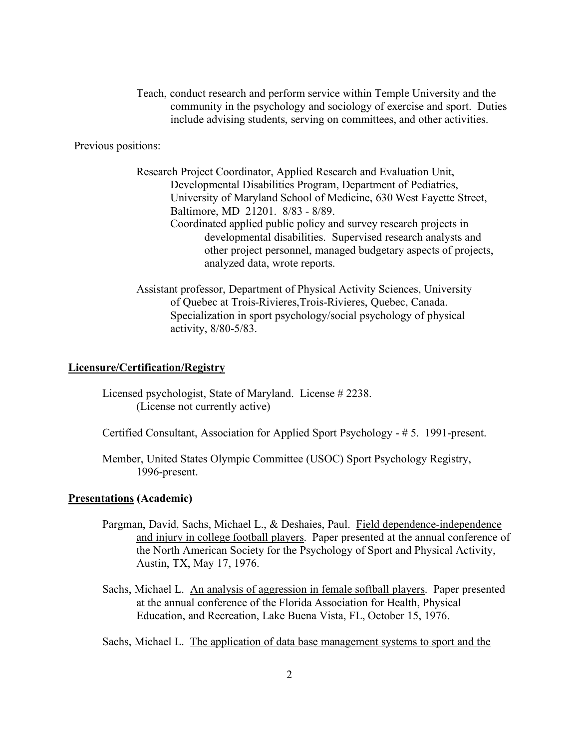Teach, conduct research and perform service within Temple University and the community in the psychology and sociology of exercise and sport. Duties include advising students, serving on committees, and other activities.

Previous positions:

Research Project Coordinator, Applied Research and Evaluation Unit, Developmental Disabilities Program, Department of Pediatrics, University of Maryland School of Medicine, 630 West Fayette Street, Baltimore, MD 21201. 8/83 - 8/89.
Coordinated applied public policy and survey research projects in developmental disabilities. Supervised research analysts and other project personnel, managed budgetary aspects of projects, analyzed data, wrote reports.

Assistant professor, Department of Physical Activity Sciences, University of Quebec at Trois-Rivieres,Trois-Rivieres, Quebec, Canada. Specialization in sport psychology/social psychology of physical activity, 8/80-5/83.

## Licensure/Certification/Registry

Licensed psychologist, State of Maryland. License # 2238. (License not currently active)

Certified Consultant, Association for Applied Sport Psychology - # 5. 1991-present.

Member, United States Olympic Committee (USOC) Sport Psychology Registry, 1996-present.

## Presentations (Academic)

Pargman, David, Sachs, Michael L., & Deshaies, Paul. Field dependence-independence and injury in college football players. Paper presented at the annual conference of the North American Society for the Psychology of Sport and Physical Activity, Austin, TX, May 17, 1976.

Sachs, Michael L. An analysis of aggression in female softball players. Paper presented at the annual conference of the Florida Association for Health, Physical Education, and Recreation, Lake Buena Vista, FL, October 15, 1976.

Sachs, Michael L. The application of data base management systems to sport and the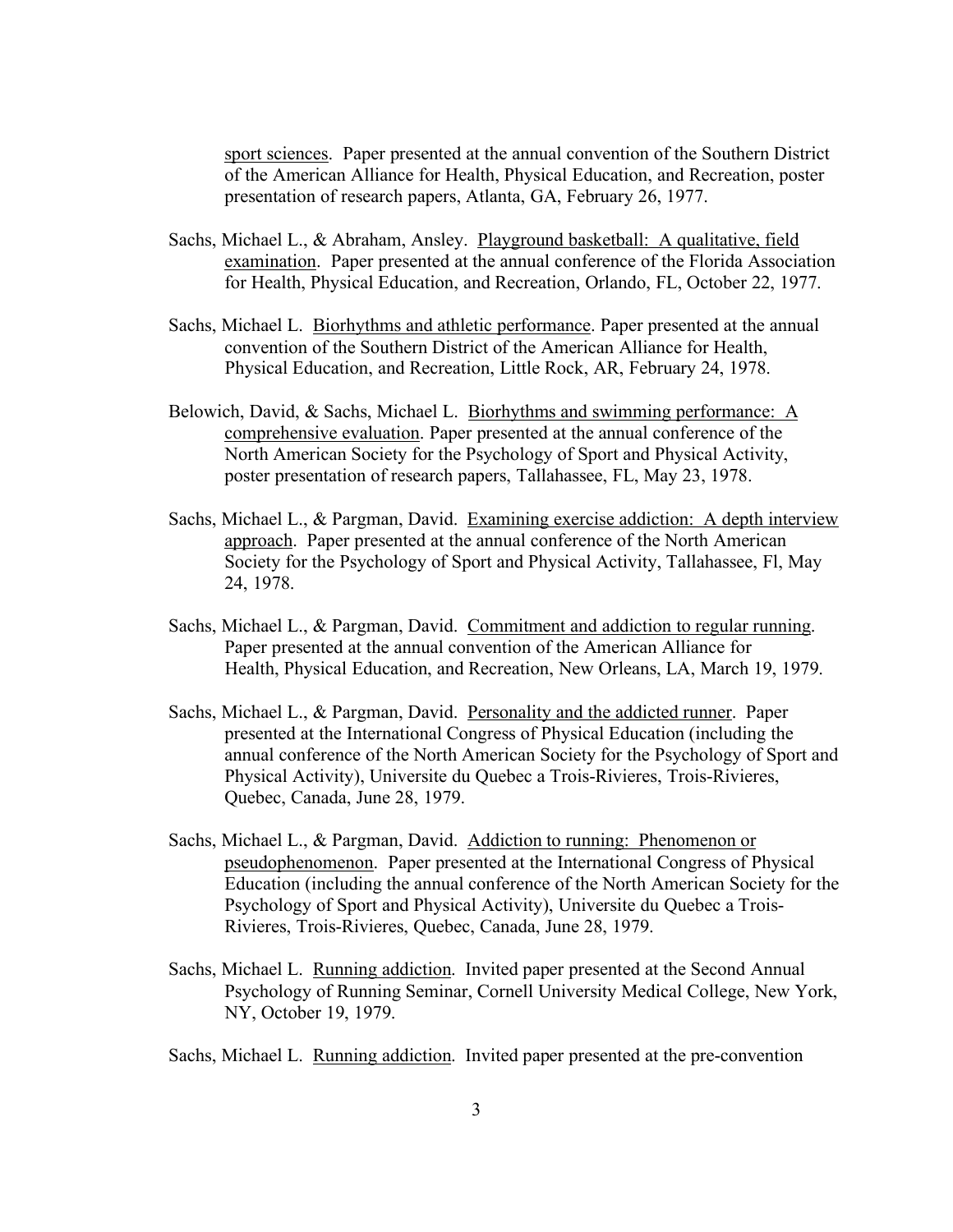sport sciences. Paper presented at the annual convention of the Southern District of the American Alliance for Health, Physical Education, and Recreation, poster presentation of research papers, Atlanta, GA, February 26, 1977.

Sachs, Michael L., & Abraham, Ansley. Playground basketball: A qualitative, field examination. Paper presented at the annual conference of the Florida Association for Health, Physical Education, and Recreation, Orlando, FL, October 22, 1977.

Sachs, Michael L. Biorhythms and athletic performance. Paper presented at the annual convention of the Southern District of the American Alliance for Health, Physical Education, and Recreation, Little Rock, AR, February 24, 1978.

Belowich, David, & Sachs, Michael L. Biorhythms and swimming performance: A comprehensive evaluation. Paper presented at the annual conference of the North American Society for the Psychology of Sport and Physical Activity, poster presentation of research papers, Tallahassee, FL, May 23, 1978.

Sachs, Michael L., & Pargman, David. Examining exercise addiction: A depth interview approach. Paper presented at the annual conference of the North American Society for the Psychology of Sport and Physical Activity, Tallahassee, Fl, May 24, 1978.

Sachs, Michael L., & Pargman, David. Commitment and addiction to regular running. Paper presented at the annual convention of the American Alliance for Health, Physical Education, and Recreation, New Orleans, LA, March 19, 1979.

Sachs, Michael L., & Pargman, David. Personality and the addicted runner. Paper presented at the International Congress of Physical Education (including the annual conference of the North American Society for the Psychology of Sport and Physical Activity), Universite du Quebec a Trois-Rivieres, Trois-Rivieres, Quebec, Canada, June 28, 1979.

Sachs, Michael L., & Pargman, David. Addiction to running: Phenomenon or pseudophenomenon. Paper presented at the International Congress of Physical Education (including the annual conference of the North American Society for the Psychology of Sport and Physical Activity), Universite du Quebec a Trois-Rivieres, Trois-Rivieres, Quebec, Canada, June 28, 1979.

Sachs, Michael L. Running addiction. Invited paper presented at the Second Annual Psychology of Running Seminar, Cornell University Medical College, New York, NY, October 19, 1979.

Sachs, Michael L. Running addiction. Invited paper presented at the pre-convention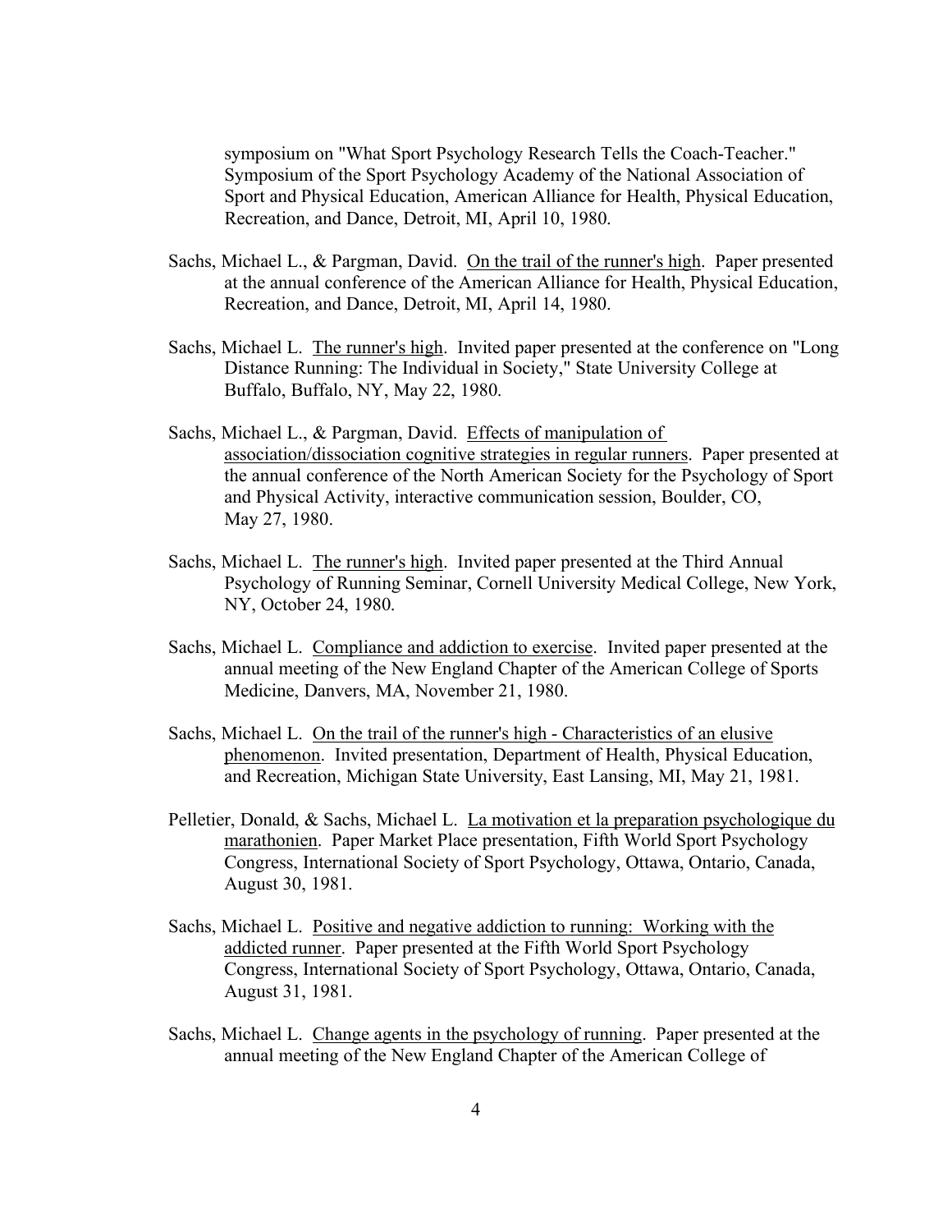symposium on "What Sport Psychology Research Tells the Coach-Teacher." Symposium of the Sport Psychology Academy of the National Association of Sport and Physical Education, American Alliance for Health, Physical Education, Recreation, and Dance, Detroit, MI, April 10, 1980.

Sachs, Michael L., & Pargman, David. <u>On the trail of the runner's high</u>. Paper presented at the annual conference of the American Alliance for Health, Physical Education, Recreation, and Dance, Detroit, MI, April 14, 1980.

Sachs, Michael L. <u>The runner's high</u>. Invited paper presented at the conference on "Long Distance Running: The Individual in Society," State University College at Buffalo, Buffalo, NY, May 22, 1980.

Sachs, Michael L., & Pargman, David. <u>Effects of manipulation of association/dissociation cognitive strategies in regular runners</u>. Paper presented at the annual conference of the North American Society for the Psychology of Sport and Physical Activity, interactive communication session, Boulder, CO, May 27, 1980.

Sachs, Michael L. <u>The runner's high</u>. Invited paper presented at the Third Annual Psychology of Running Seminar, Cornell University Medical College, New York, NY, October 24, 1980.

Sachs, Michael L. <u>Compliance and addiction to exercise</u>. Invited paper presented at the annual meeting of the New England Chapter of the American College of Sports Medicine, Danvers, MA, November 21, 1980.

Sachs, Michael L. <u>On the trail of the runner's high - Characteristics of an elusive phenomenon</u>. Invited presentation, Department of Health, Physical Education, and Recreation, Michigan State University, East Lansing, MI, May 21, 1981.

Pelletier, Donald, & Sachs, Michael L. <u>La motivation et la preparation psychologique du marathonien</u>. Paper Market Place presentation, Fifth World Sport Psychology Congress, International Society of Sport Psychology, Ottawa, Ontario, Canada, August 30, 1981.

Sachs, Michael L. <u>Positive and negative addiction to running: Working with the addicted runner</u>. Paper presented at the Fifth World Sport Psychology Congress, International Society of Sport Psychology, Ottawa, Ontario, Canada, August 31, 1981.

Sachs, Michael L. <u>Change agents in the psychology of running</u>. Paper presented at the annual meeting of the New England Chapter of the American College of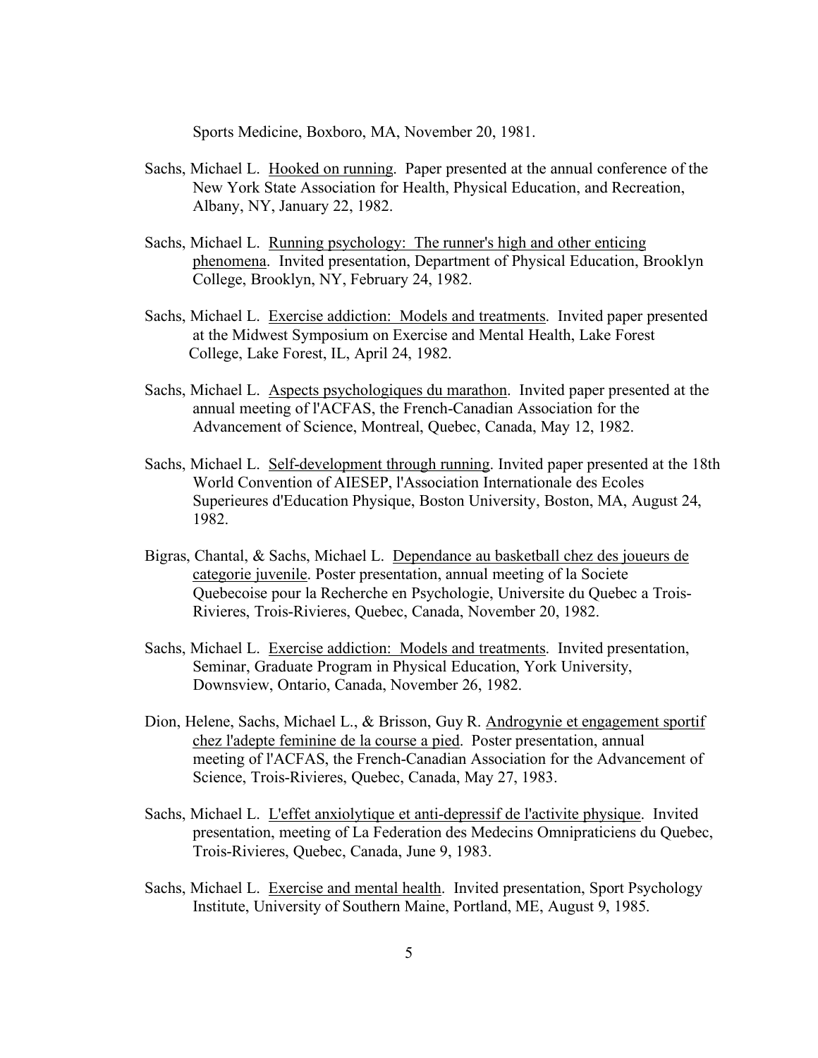Sports Medicine, Boxboro, MA, November 20, 1981.

Sachs, Michael L. <u>Hooked on running</u>. Paper presented at the annual conference of the New York State Association for Health, Physical Education, and Recreation, Albany, NY, January 22, 1982.

Sachs, Michael L. <u>Running psychology: The runner's high and other enticing phenomena</u>. Invited presentation, Department of Physical Education, Brooklyn College, Brooklyn, NY, February 24, 1982.

Sachs, Michael L. <u>Exercise addiction: Models and treatments</u>. Invited paper presented at the Midwest Symposium on Exercise and Mental Health, Lake Forest College, Lake Forest, IL, April 24, 1982.

Sachs, Michael L. <u>Aspects psychologiques du marathon</u>. Invited paper presented at the annual meeting of l'ACFAS, the French-Canadian Association for the Advancement of Science, Montreal, Quebec, Canada, May 12, 1982.

Sachs, Michael L. <u>Self-development through running</u>. Invited paper presented at the 18th World Convention of AIESEP, l'Association Internationale des Ecoles Superieures d'Education Physique, Boston University, Boston, MA, August 24, 1982.

Bigras, Chantal, & Sachs, Michael L. <u>Dependance au basketball chez des joueurs de categorie juvenile</u>. Poster presentation, annual meeting of la Societe Quebecoise pour la Recherche en Psychologie, Universite du Quebec a Trois-Rivieres, Trois-Rivieres, Quebec, Canada, November 20, 1982.

Sachs, Michael L. <u>Exercise addiction: Models and treatments</u>. Invited presentation, Seminar, Graduate Program in Physical Education, York University, Downsview, Ontario, Canada, November 26, 1982.

Dion, Helene, Sachs, Michael L., & Brisson, Guy R. <u>Androgynie et engagement sportif chez l'adepte feminine de la course a pied</u>. Poster presentation, annual meeting of l'ACFAS, the French-Canadian Association for the Advancement of Science, Trois-Rivieres, Quebec, Canada, May 27, 1983.

Sachs, Michael L. <u>L'effet anxiolytique et anti-depressif de l'activite physique</u>. Invited presentation, meeting of La Federation des Medecins Omnipraticiens du Quebec, Trois-Rivieres, Quebec, Canada, June 9, 1983.

Sachs, Michael L. <u>Exercise and mental health</u>. Invited presentation, Sport Psychology Institute, University of Southern Maine, Portland, ME, August 9, 1985.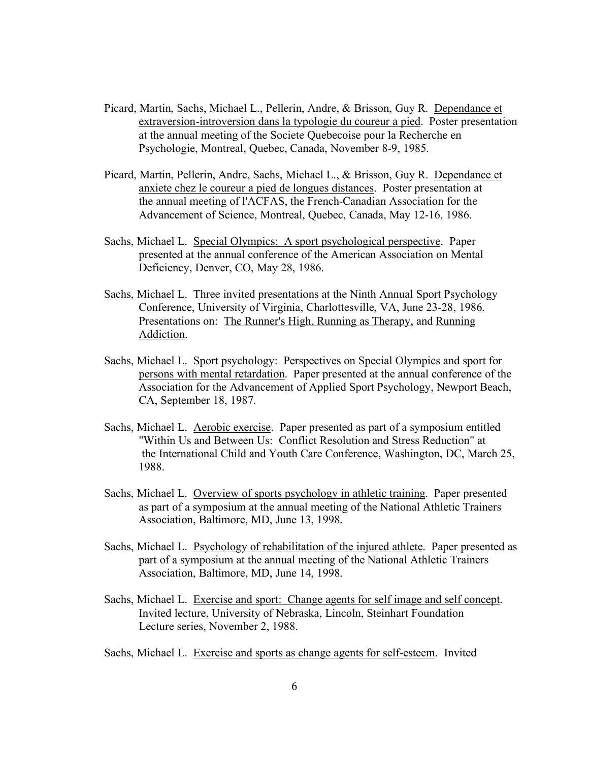Picard, Martin, Sachs, Michael L., Pellerin, Andre, & Brisson, Guy R. Dependance et extraversion-introversion dans la typologie du coureur a pied. Poster presentation at the annual meeting of the Societe Quebecoise pour la Recherche en Psychologie, Montreal, Quebec, Canada, November 8-9, 1985.

Picard, Martin, Pellerin, Andre, Sachs, Michael L., & Brisson, Guy R. Dependance et anxiete chez le coureur a pied de longues distances. Poster presentation at the annual meeting of l'ACFAS, the French-Canadian Association for the Advancement of Science, Montreal, Quebec, Canada, May 12-16, 1986.

Sachs, Michael L. Special Olympics: A sport psychological perspective. Paper presented at the annual conference of the American Association on Mental Deficiency, Denver, CO, May 28, 1986.

Sachs, Michael L. Three invited presentations at the Ninth Annual Sport Psychology Conference, University of Virginia, Charlottesville, VA, June 23-28, 1986. Presentations on: The Runner's High, Running as Therapy, and Running Addiction.

Sachs, Michael L. Sport psychology: Perspectives on Special Olympics and sport for persons with mental retardation. Paper presented at the annual conference of the Association for the Advancement of Applied Sport Psychology, Newport Beach, CA, September 18, 1987.

Sachs, Michael L. Aerobic exercise. Paper presented as part of a symposium entitled "Within Us and Between Us: Conflict Resolution and Stress Reduction" at the International Child and Youth Care Conference, Washington, DC, March 25, 1988.

Sachs, Michael L. Overview of sports psychology in athletic training. Paper presented as part of a symposium at the annual meeting of the National Athletic Trainers Association, Baltimore, MD, June 13, 1998.

Sachs, Michael L. Psychology of rehabilitation of the injured athlete. Paper presented as part of a symposium at the annual meeting of the National Athletic Trainers Association, Baltimore, MD, June 14, 1998.

Sachs, Michael L. Exercise and sport: Change agents for self image and self concept. Invited lecture, University of Nebraska, Lincoln, Steinhart Foundation Lecture series, November 2, 1988.

Sachs, Michael L. Exercise and sports as change agents for self-esteem. Invited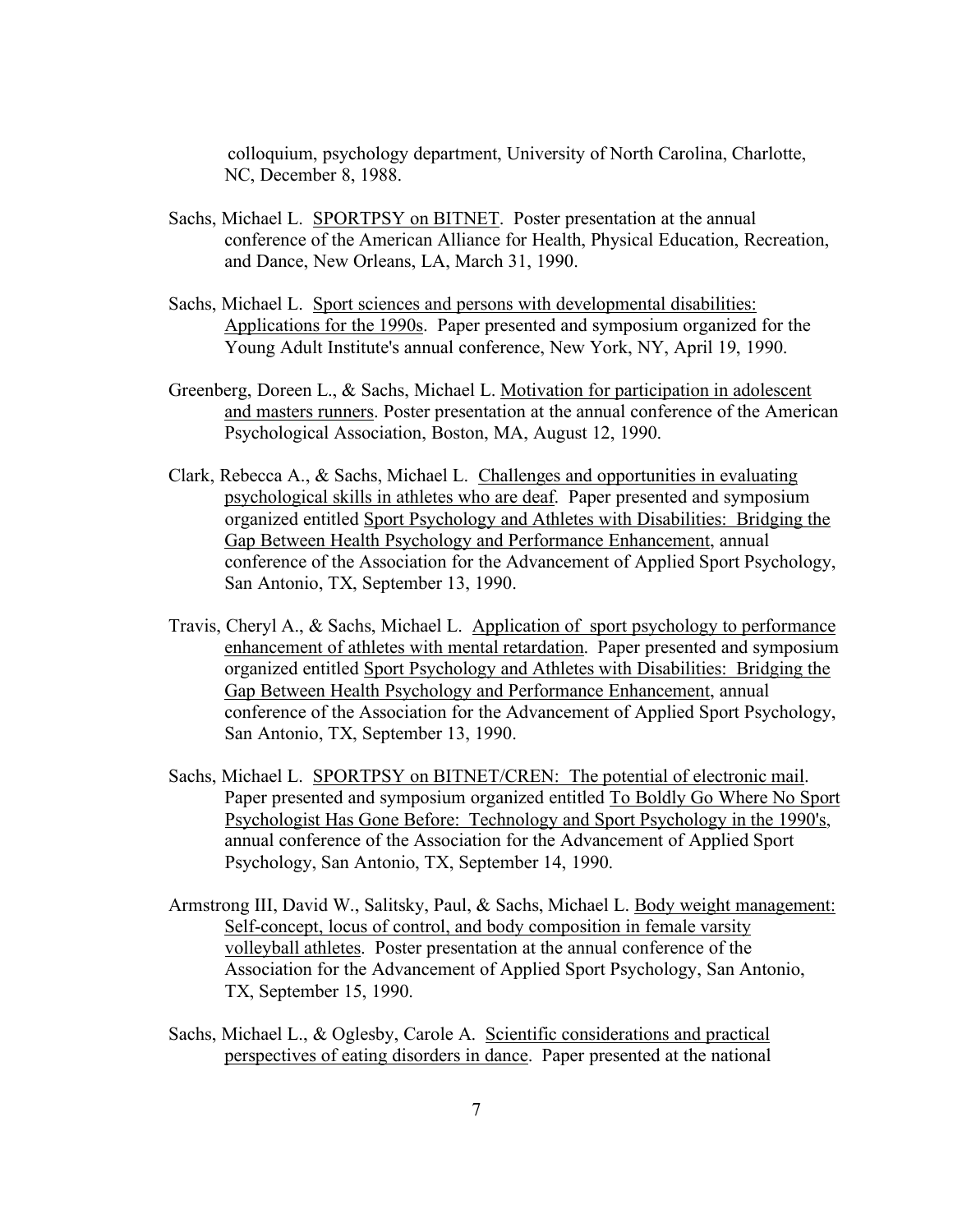colloquium, psychology department, University of North Carolina, Charlotte, NC, December 8, 1988.

Sachs, Michael L. SPORTPSY on BITNET. Poster presentation at the annual conference of the American Alliance for Health, Physical Education, Recreation, and Dance, New Orleans, LA, March 31, 1990.

Sachs, Michael L. Sport sciences and persons with developmental disabilities: Applications for the 1990s. Paper presented and symposium organized for the Young Adult Institute's annual conference, New York, NY, April 19, 1990.

Greenberg, Doreen L., & Sachs, Michael L. Motivation for participation in adolescent and masters runners. Poster presentation at the annual conference of the American Psychological Association, Boston, MA, August 12, 1990.

Clark, Rebecca A., & Sachs, Michael L. Challenges and opportunities in evaluating psychological skills in athletes who are deaf. Paper presented and symposium organized entitled Sport Psychology and Athletes with Disabilities: Bridging the Gap Between Health Psychology and Performance Enhancement, annual conference of the Association for the Advancement of Applied Sport Psychology, San Antonio, TX, September 13, 1990.

Travis, Cheryl A., & Sachs, Michael L. Application of sport psychology to performance enhancement of athletes with mental retardation. Paper presented and symposium organized entitled Sport Psychology and Athletes with Disabilities: Bridging the Gap Between Health Psychology and Performance Enhancement, annual conference of the Association for the Advancement of Applied Sport Psychology, San Antonio, TX, September 13, 1990.

Sachs, Michael L. SPORTPSY on BITNET/CREN: The potential of electronic mail. Paper presented and symposium organized entitled To Boldly Go Where No Sport Psychologist Has Gone Before: Technology and Sport Psychology in the 1990's, annual conference of the Association for the Advancement of Applied Sport Psychology, San Antonio, TX, September 14, 1990.

Armstrong III, David W., Salitsky, Paul, & Sachs, Michael L. Body weight management: Self-concept, locus of control, and body composition in female varsity volleyball athletes. Poster presentation at the annual conference of the Association for the Advancement of Applied Sport Psychology, San Antonio, TX, September 15, 1990.

Sachs, Michael L., & Oglesby, Carole A. Scientific considerations and practical perspectives of eating disorders in dance. Paper presented at the national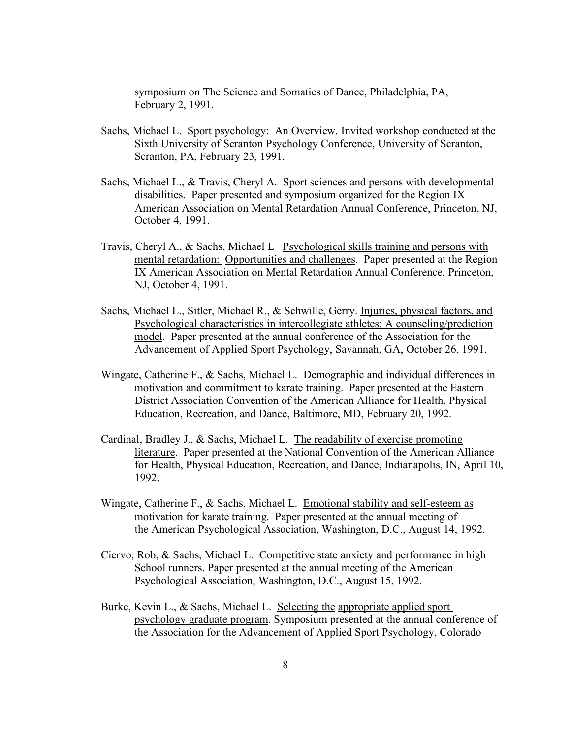symposium on <u>The Science and Somatics of Dance</u>, Philadelphia, PA, February 2, 1991.

Sachs, Michael L. <u>Sport psychology: An Overview</u>. Invited workshop conducted at the Sixth University of Scranton Psychology Conference, University of Scranton, Scranton, PA, February 23, 1991.

Sachs, Michael L., & Travis, Cheryl A. <u>Sport sciences and persons with developmental disabilities</u>. Paper presented and symposium organized for the Region IX American Association on Mental Retardation Annual Conference, Princeton, NJ, October 4, 1991.

Travis, Cheryl A., & Sachs, Michael L <u>Psychological skills training and persons with mental retardation: Opportunities and challenges</u>. Paper presented at the Region IX American Association on Mental Retardation Annual Conference, Princeton, NJ, October 4, 1991.

Sachs, Michael L., Sitler, Michael R., & Schwille, Gerry. <u>Injuries, physical factors, and Psychological characteristics in intercollegiate athletes: A counseling/prediction model</u>. Paper presented at the annual conference of the Association for the Advancement of Applied Sport Psychology, Savannah, GA, October 26, 1991.

Wingate, Catherine F., & Sachs, Michael L. <u>Demographic and individual differences in motivation and commitment to karate training</u>. Paper presented at the Eastern District Association Convention of the American Alliance for Health, Physical Education, Recreation, and Dance, Baltimore, MD, February 20, 1992.

Cardinal, Bradley J., & Sachs, Michael L. <u>The readability of exercise promoting literature</u>. Paper presented at the National Convention of the American Alliance for Health, Physical Education, Recreation, and Dance, Indianapolis, IN, April 10, 1992.

Wingate, Catherine F., & Sachs, Michael L. <u>Emotional stability and self-esteem as motivation for karate training</u>. Paper presented at the annual meeting of the American Psychological Association, Washington, D.C., August 14, 1992.

Ciervo, Rob, & Sachs, Michael L. <u>Competitive state anxiety and performance in high School runners</u>. Paper presented at the annual meeting of the American Psychological Association, Washington, D.C., August 15, 1992.

Burke, Kevin L., & Sachs, Michael L. <u>Selecting the appropriate applied sport psychology graduate program</u>. Symposium presented at the annual conference of the Association for the Advancement of Applied Sport Psychology, Colorado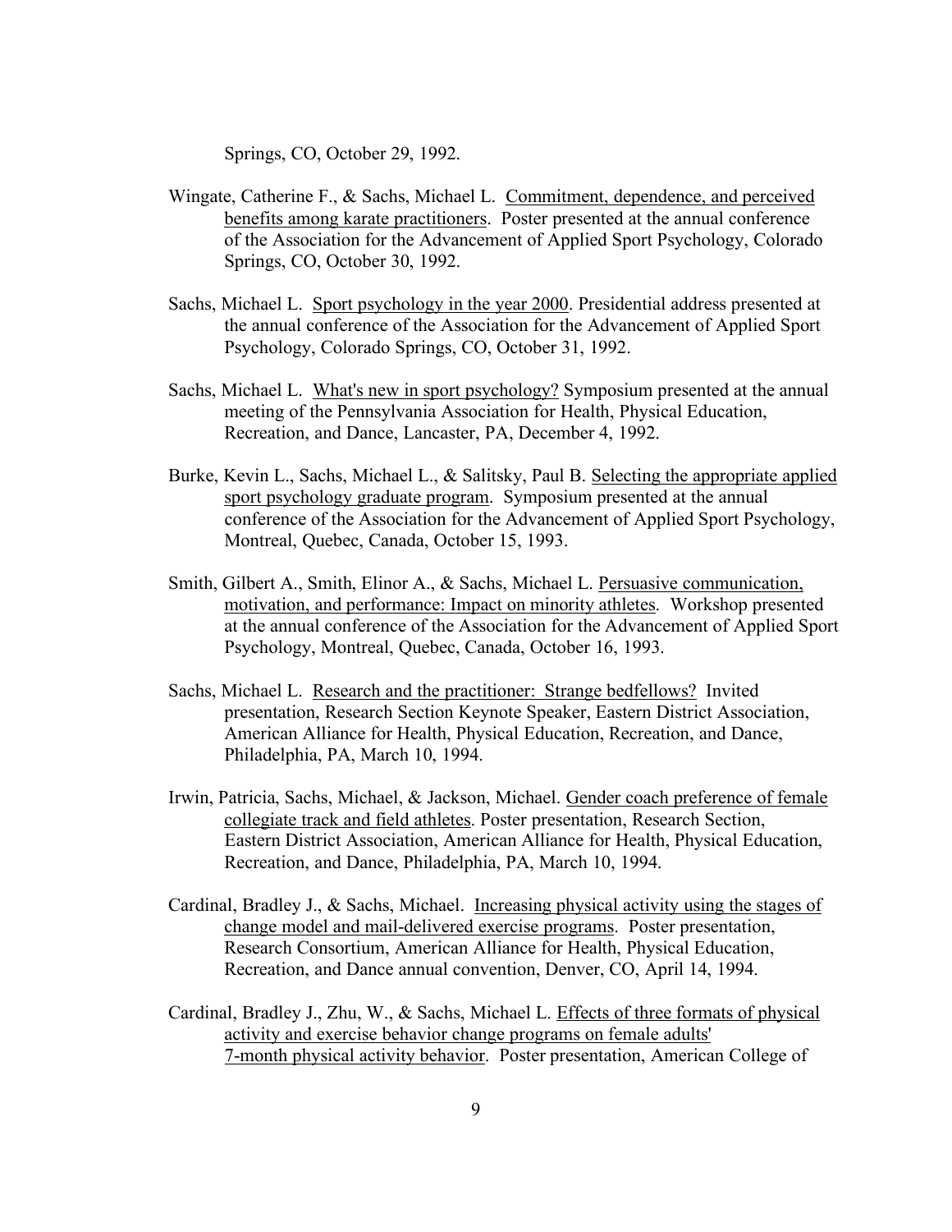Springs, CO, October 29, 1992.

Wingate, Catherine F., & Sachs, Michael L. Commitment, dependence, and perceived benefits among karate practitioners. Poster presented at the annual conference of the Association for the Advancement of Applied Sport Psychology, Colorado Springs, CO, October 30, 1992.

Sachs, Michael L. Sport psychology in the year 2000. Presidential address presented at the annual conference of the Association for the Advancement of Applied Sport Psychology, Colorado Springs, CO, October 31, 1992.

Sachs, Michael L. What's new in sport psychology? Symposium presented at the annual meeting of the Pennsylvania Association for Health, Physical Education, Recreation, and Dance, Lancaster, PA, December 4, 1992.

Burke, Kevin L., Sachs, Michael L., & Salitsky, Paul B. Selecting the appropriate applied sport psychology graduate program. Symposium presented at the annual conference of the Association for the Advancement of Applied Sport Psychology, Montreal, Quebec, Canada, October 15, 1993.

Smith, Gilbert A., Smith, Elinor A., & Sachs, Michael L. Persuasive communication, motivation, and performance: Impact on minority athletes. Workshop presented at the annual conference of the Association for the Advancement of Applied Sport Psychology, Montreal, Quebec, Canada, October 16, 1993.

Sachs, Michael L. Research and the practitioner: Strange bedfellows? Invited presentation, Research Section Keynote Speaker, Eastern District Association, American Alliance for Health, Physical Education, Recreation, and Dance, Philadelphia, PA, March 10, 1994.

Irwin, Patricia, Sachs, Michael, & Jackson, Michael. Gender coach preference of female collegiate track and field athletes. Poster presentation, Research Section, Eastern District Association, American Alliance for Health, Physical Education, Recreation, and Dance, Philadelphia, PA, March 10, 1994.

Cardinal, Bradley J., & Sachs, Michael. Increasing physical activity using the stages of change model and mail-delivered exercise programs. Poster presentation, Research Consortium, American Alliance for Health, Physical Education, Recreation, and Dance annual convention, Denver, CO, April 14, 1994.

Cardinal, Bradley J., Zhu, W., & Sachs, Michael L. Effects of three formats of physical activity and exercise behavior change programs on female adults' 7-month physical activity behavior. Poster presentation, American College of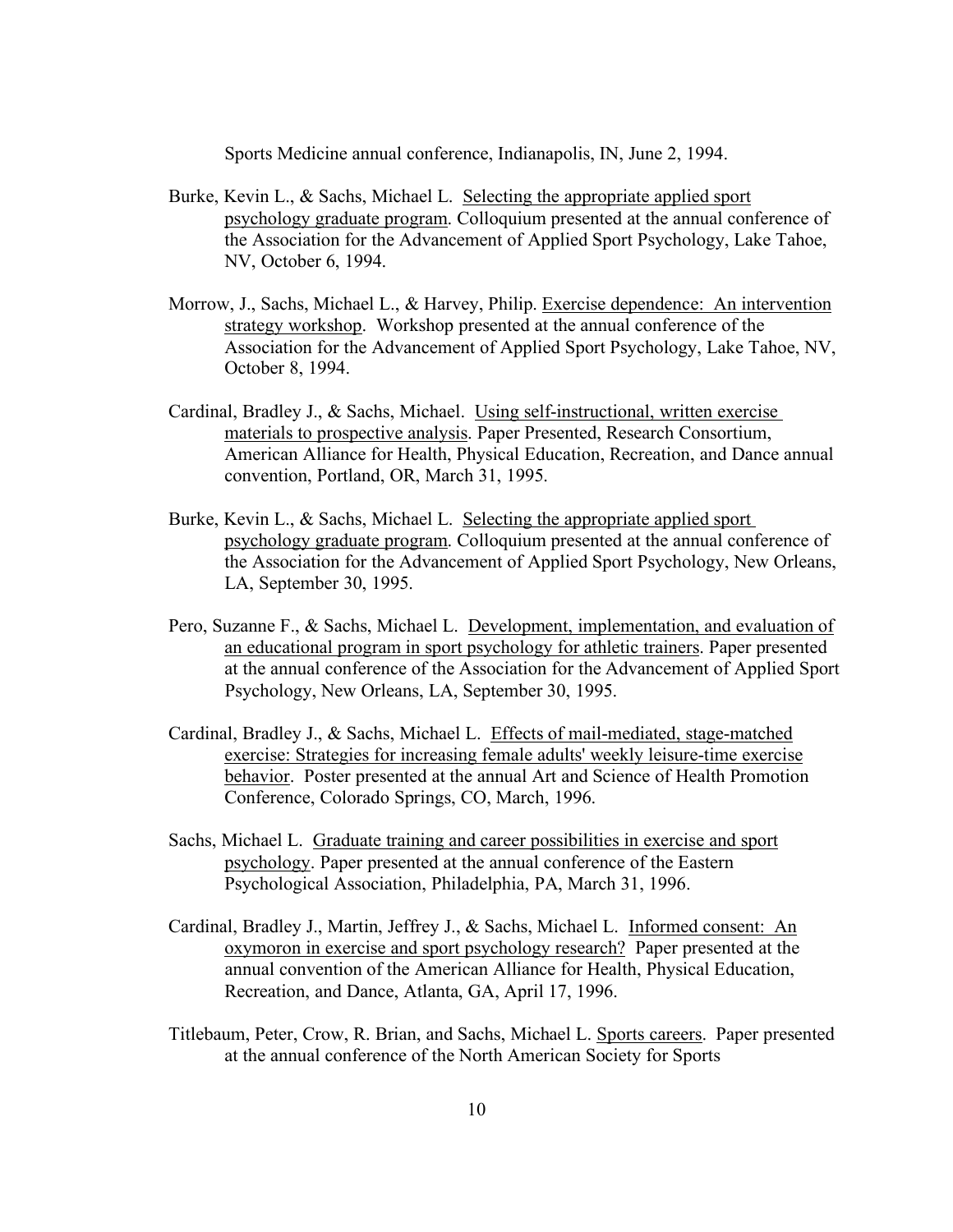Sports Medicine annual conference, Indianapolis, IN, June 2, 1994.

Burke, Kevin L., & Sachs, Michael L. Selecting the appropriate applied sport psychology graduate program. Colloquium presented at the annual conference of the Association for the Advancement of Applied Sport Psychology, Lake Tahoe, NV, October 6, 1994.

Morrow, J., Sachs, Michael L., & Harvey, Philip. Exercise dependence: An intervention strategy workshop. Workshop presented at the annual conference of the Association for the Advancement of Applied Sport Psychology, Lake Tahoe, NV, October 8, 1994.

Cardinal, Bradley J., & Sachs, Michael. Using self-instructional, written exercise materials to prospective analysis. Paper Presented, Research Consortium, American Alliance for Health, Physical Education, Recreation, and Dance annual convention, Portland, OR, March 31, 1995.

Burke, Kevin L., & Sachs, Michael L. Selecting the appropriate applied sport psychology graduate program. Colloquium presented at the annual conference of the Association for the Advancement of Applied Sport Psychology, New Orleans, LA, September 30, 1995.

Pero, Suzanne F., & Sachs, Michael L. Development, implementation, and evaluation of an educational program in sport psychology for athletic trainers. Paper presented at the annual conference of the Association for the Advancement of Applied Sport Psychology, New Orleans, LA, September 30, 1995.

Cardinal, Bradley J., & Sachs, Michael L. Effects of mail-mediated, stage-matched exercise: Strategies for increasing female adults' weekly leisure-time exercise behavior. Poster presented at the annual Art and Science of Health Promotion Conference, Colorado Springs, CO, March, 1996.

Sachs, Michael L. Graduate training and career possibilities in exercise and sport psychology. Paper presented at the annual conference of the Eastern Psychological Association, Philadelphia, PA, March 31, 1996.

Cardinal, Bradley J., Martin, Jeffrey J., & Sachs, Michael L. Informed consent: An oxymoron in exercise and sport psychology research? Paper presented at the annual convention of the American Alliance for Health, Physical Education, Recreation, and Dance, Atlanta, GA, April 17, 1996.

Titlebaum, Peter, Crow, R. Brian, and Sachs, Michael L. Sports careers. Paper presented at the annual conference of the North American Society for Sports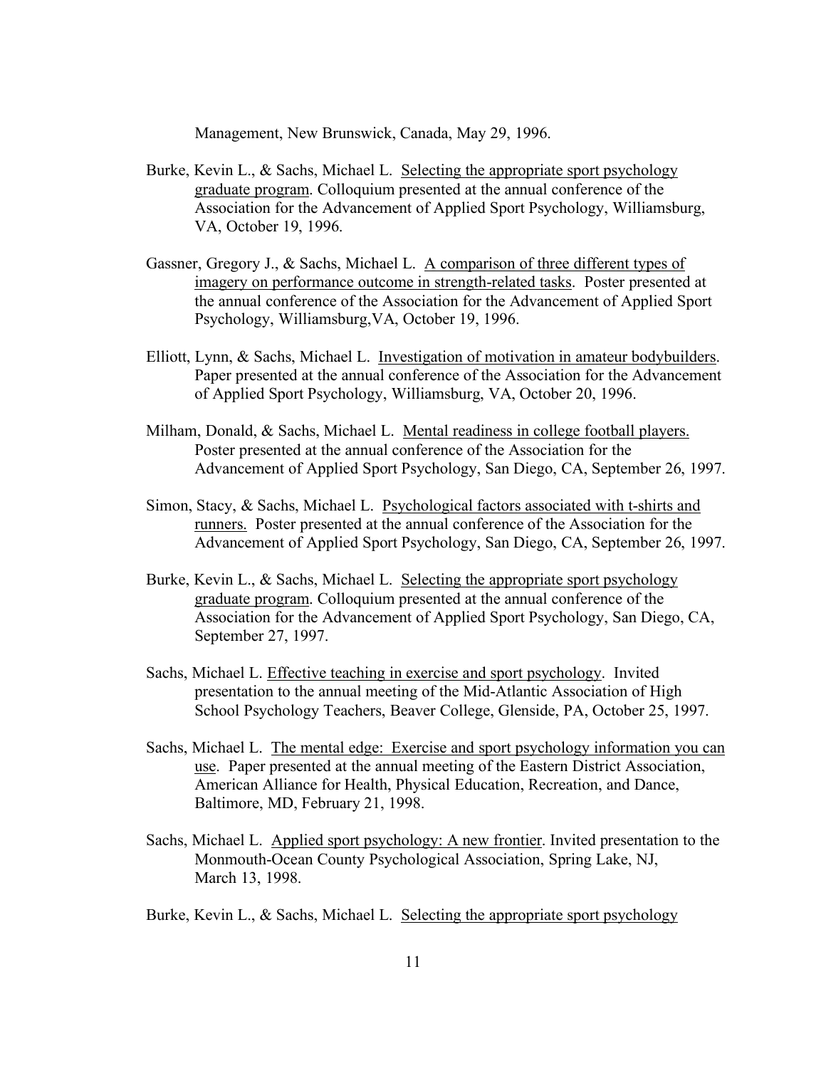Management, New Brunswick, Canada, May 29, 1996.

Burke, Kevin L., & Sachs, Michael L. <u>Selecting the appropriate sport psychology graduate program</u>. Colloquium presented at the annual conference of the Association for the Advancement of Applied Sport Psychology, Williamsburg, VA, October 19, 1996.

Gassner, Gregory J., & Sachs, Michael L. <u>A comparison of three different types of imagery on performance outcome in strength-related tasks</u>. Poster presented at the annual conference of the Association for the Advancement of Applied Sport Psychology, Williamsburg,VA, October 19, 1996.

Elliott, Lynn, & Sachs, Michael L. <u>Investigation of motivation in amateur bodybuilders</u>. Paper presented at the annual conference of the Association for the Advancement of Applied Sport Psychology, Williamsburg, VA, October 20, 1996.

Milham, Donald, & Sachs, Michael L. <u>Mental readiness in college football players.</u> Poster presented at the annual conference of the Association for the Advancement of Applied Sport Psychology, San Diego, CA, September 26, 1997.

Simon, Stacy, & Sachs, Michael L. <u>Psychological factors associated with t-shirts and runners.</u> Poster presented at the annual conference of the Association for the Advancement of Applied Sport Psychology, San Diego, CA, September 26, 1997.

Burke, Kevin L., & Sachs, Michael L. <u>Selecting the appropriate sport psychology graduate program</u>. Colloquium presented at the annual conference of the Association for the Advancement of Applied Sport Psychology, San Diego, CA, September 27, 1997.

Sachs, Michael L. <u>Effective teaching in exercise and sport psychology</u>. Invited presentation to the annual meeting of the Mid-Atlantic Association of High School Psychology Teachers, Beaver College, Glenside, PA, October 25, 1997.

Sachs, Michael L. <u>The mental edge: Exercise and sport psychology information you can use</u>. Paper presented at the annual meeting of the Eastern District Association, American Alliance for Health, Physical Education, Recreation, and Dance, Baltimore, MD, February 21, 1998.

Sachs, Michael L. <u>Applied sport psychology: A new frontier</u>. Invited presentation to the Monmouth-Ocean County Psychological Association, Spring Lake, NJ, March 13, 1998.

Burke, Kevin L., & Sachs, Michael L. <u>Selecting the appropriate sport psychology</u>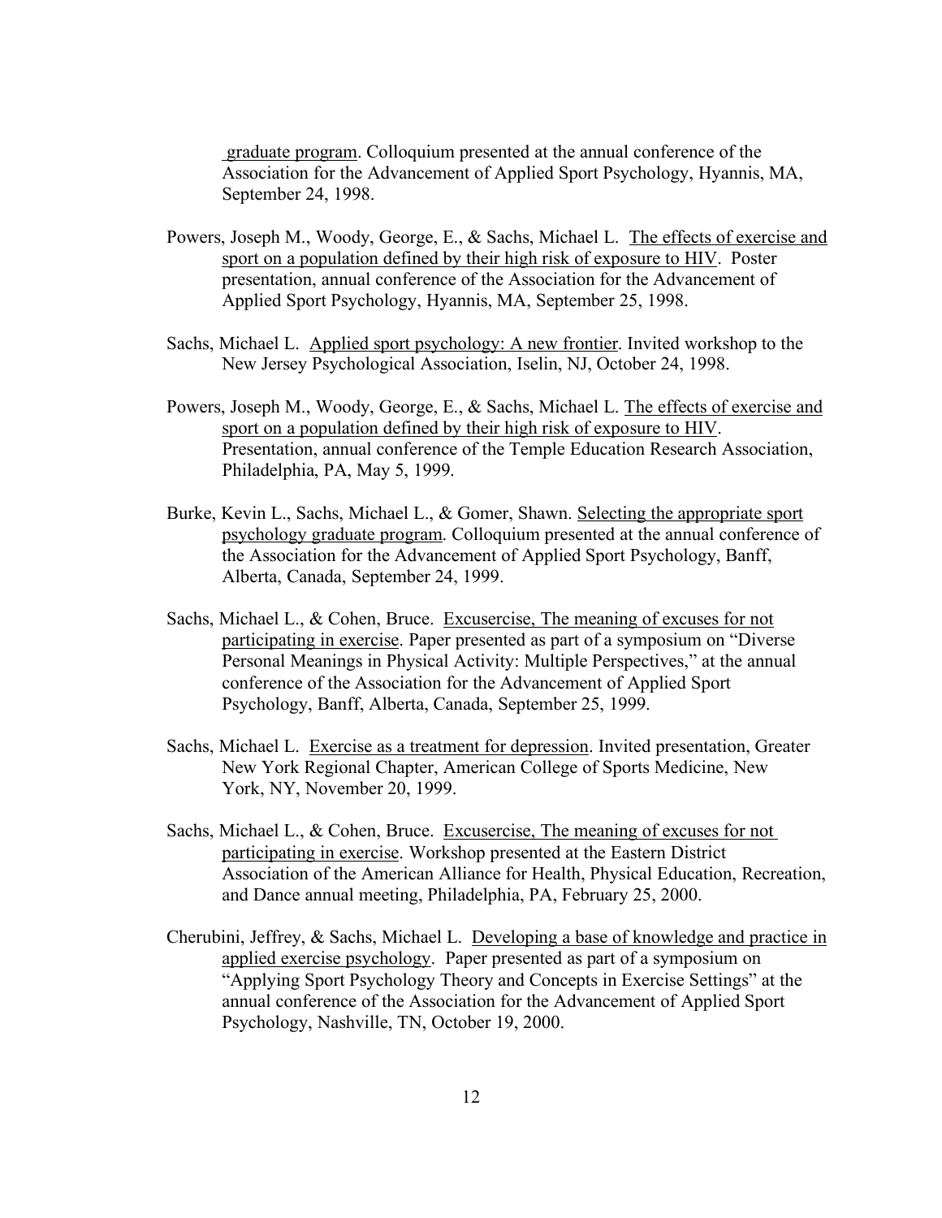graduate program. Colloquium presented at the annual conference of the Association for the Advancement of Applied Sport Psychology, Hyannis, MA, September 24, 1998.

Powers, Joseph M., Woody, George, E., & Sachs, Michael L. The effects of exercise and sport on a population defined by their high risk of exposure to HIV. Poster presentation, annual conference of the Association for the Advancement of Applied Sport Psychology, Hyannis, MA, September 25, 1998.

Sachs, Michael L. Applied sport psychology: A new frontier. Invited workshop to the New Jersey Psychological Association, Iselin, NJ, October 24, 1998.

Powers, Joseph M., Woody, George, E., & Sachs, Michael L. The effects of exercise and sport on a population defined by their high risk of exposure to HIV. Presentation, annual conference of the Temple Education Research Association, Philadelphia, PA, May 5, 1999.

Burke, Kevin L., Sachs, Michael L., & Gomer, Shawn. Selecting the appropriate sport psychology graduate program. Colloquium presented at the annual conference of the Association for the Advancement of Applied Sport Psychology, Banff, Alberta, Canada, September 24, 1999.

Sachs, Michael L., & Cohen, Bruce. Excusercise, The meaning of excuses for not participating in exercise. Paper presented as part of a symposium on "Diverse Personal Meanings in Physical Activity: Multiple Perspectives," at the annual conference of the Association for the Advancement of Applied Sport Psychology, Banff, Alberta, Canada, September 25, 1999.

Sachs, Michael L. Exercise as a treatment for depression. Invited presentation, Greater New York Regional Chapter, American College of Sports Medicine, New York, NY, November 20, 1999.

Sachs, Michael L., & Cohen, Bruce. Excusercise, The meaning of excuses for not participating in exercise. Workshop presented at the Eastern District Association of the American Alliance for Health, Physical Education, Recreation, and Dance annual meeting, Philadelphia, PA, February 25, 2000.

Cherubini, Jeffrey, & Sachs, Michael L. Developing a base of knowledge and practice in applied exercise psychology. Paper presented as part of a symposium on "Applying Sport Psychology Theory and Concepts in Exercise Settings" at the annual conference of the Association for the Advancement of Applied Sport Psychology, Nashville, TN, October 19, 2000.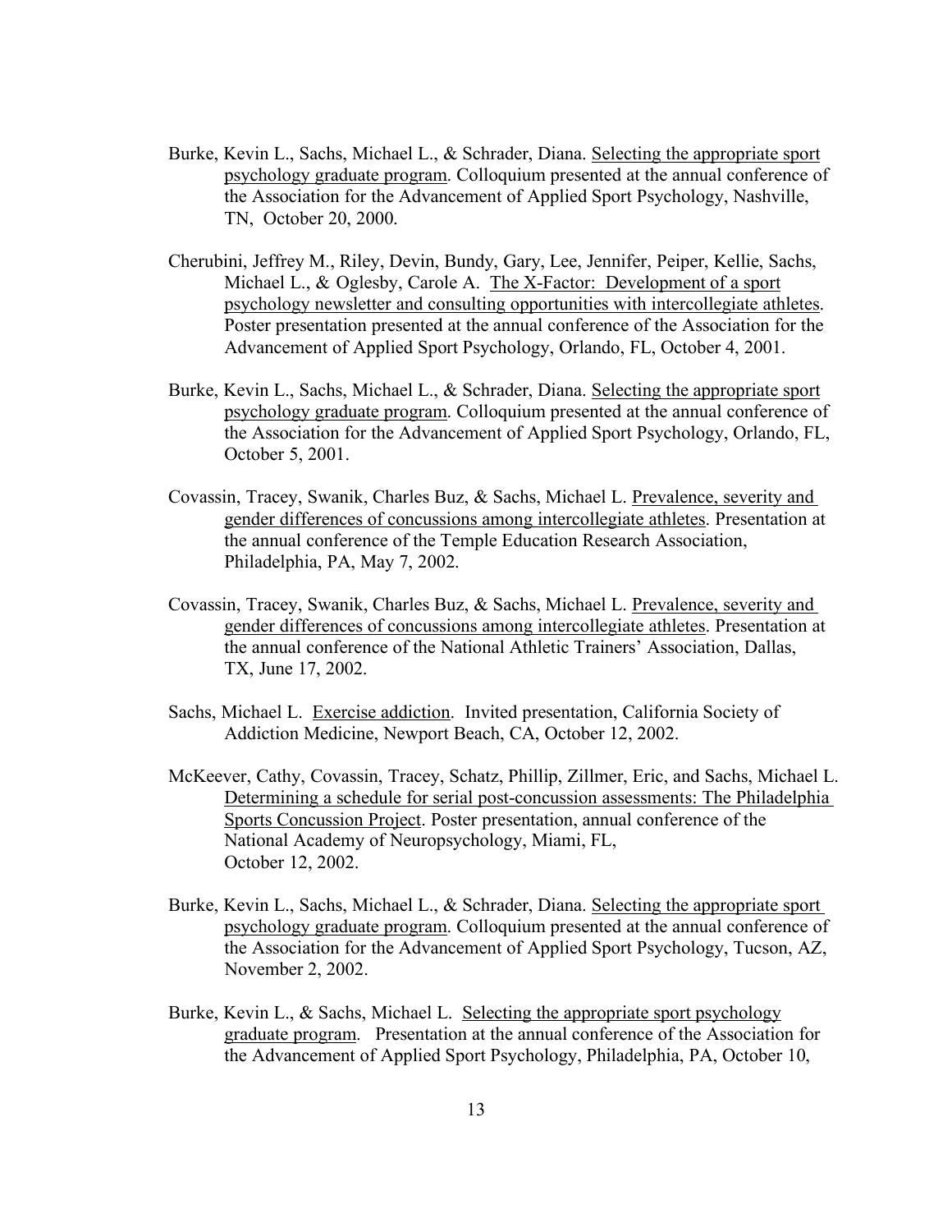Burke, Kevin L., Sachs, Michael L., & Schrader, Diana. <u>Selecting the appropriate sport psychology graduate program</u>. Colloquium presented at the annual conference of the Association for the Advancement of Applied Sport Psychology, Nashville, TN, October 20, 2000.

Cherubini, Jeffrey M., Riley, Devin, Bundy, Gary, Lee, Jennifer, Peiper, Kellie, Sachs, Michael L., & Oglesby, Carole A. <u>The X-Factor: Development of a sport psychology newsletter and consulting opportunities with intercollegiate athletes</u>. Poster presentation presented at the annual conference of the Association for the Advancement of Applied Sport Psychology, Orlando, FL, October 4, 2001.

Burke, Kevin L., Sachs, Michael L., & Schrader, Diana. <u>Selecting the appropriate sport psychology graduate program</u>. Colloquium presented at the annual conference of the Association for the Advancement of Applied Sport Psychology, Orlando, FL, October 5, 2001.

Covassin, Tracey, Swanik, Charles Buz, & Sachs, Michael L. <u>Prevalence, severity and gender differences of concussions among intercollegiate athletes</u>. Presentation at the annual conference of the Temple Education Research Association, Philadelphia, PA, May 7, 2002.

Covassin, Tracey, Swanik, Charles Buz, & Sachs, Michael L. <u>Prevalence, severity and gender differences of concussions among intercollegiate athletes</u>. Presentation at the annual conference of the National Athletic Trainers' Association, Dallas, TX, June 17, 2002.

Sachs, Michael L. <u>Exercise addiction</u>. Invited presentation, California Society of Addiction Medicine, Newport Beach, CA, October 12, 2002.

McKeever, Cathy, Covassin, Tracey, Schatz, Phillip, Zillmer, Eric, and Sachs, Michael L. <u>Determining a schedule for serial post-concussion assessments: The Philadelphia Sports Concussion Project</u>. Poster presentation, annual conference of the National Academy of Neuropsychology, Miami, FL, October 12, 2002.

Burke, Kevin L., Sachs, Michael L., & Schrader, Diana. <u>Selecting the appropriate sport psychology graduate program</u>. Colloquium presented at the annual conference of the Association for the Advancement of Applied Sport Psychology, Tucson, AZ, November 2, 2002.

Burke, Kevin L., & Sachs, Michael L. <u>Selecting the appropriate sport psychology graduate program</u>. Presentation at the annual conference of the Association for the Advancement of Applied Sport Psychology, Philadelphia, PA, October 10,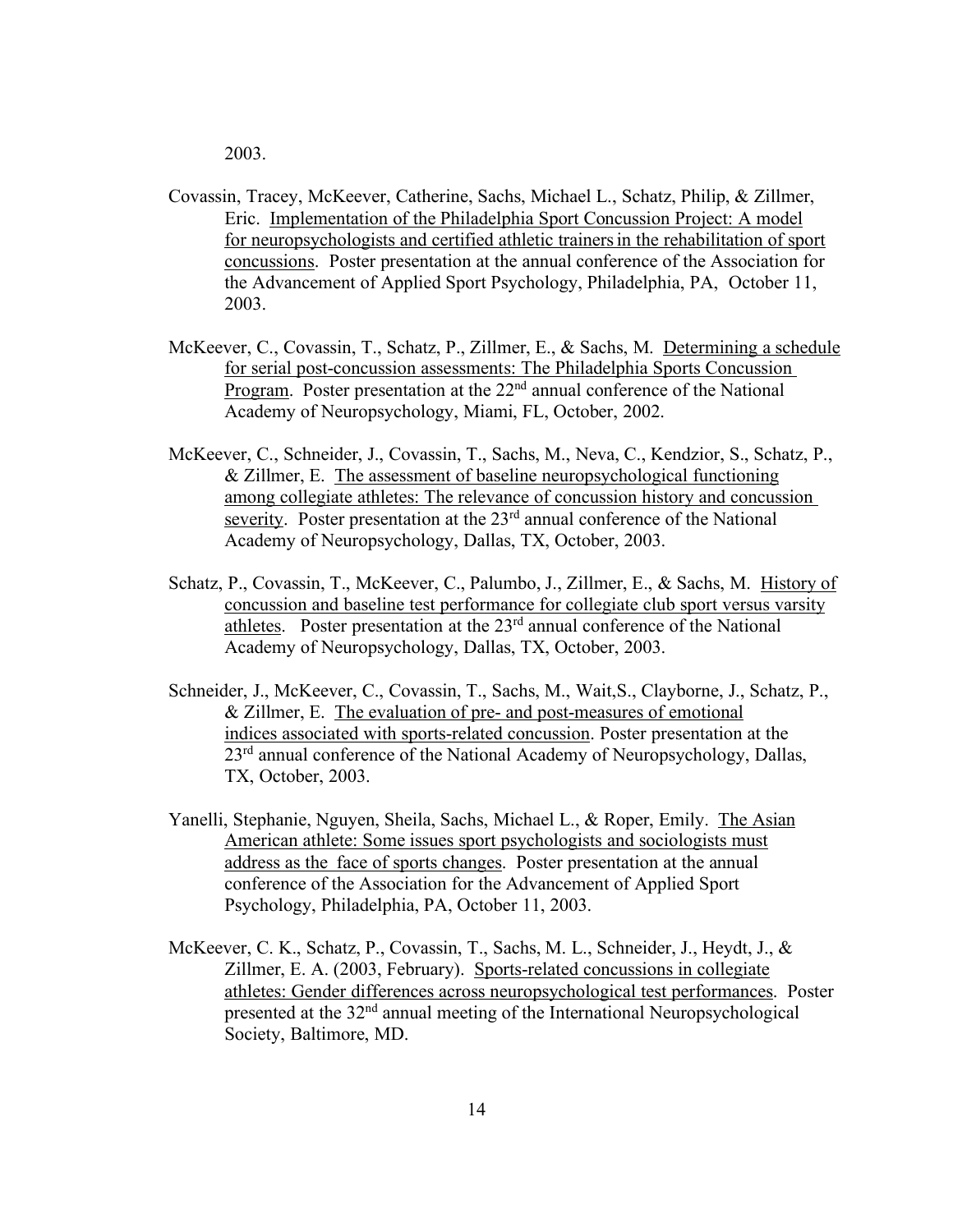2003.

Covassin, Tracey, McKeever, Catherine, Sachs, Michael L., Schatz, Philip, & Zillmer, Eric. <u>Implementation of the Philadelphia Sport Concussion Project: A model for neuropsychologists and certified athletic trainers in the rehabilitation of sport concussions</u>. Poster presentation at the annual conference of the Association for the Advancement of Applied Sport Psychology, Philadelphia, PA, October 11, 2003.

McKeever, C., Covassin, T., Schatz, P., Zillmer, E., & Sachs, M. <u>Determining a schedule for serial post-concussion assessments: The Philadelphia Sports Concussion Program</u>. Poster presentation at the 22nd annual conference of the National Academy of Neuropsychology, Miami, FL, October, 2002.

McKeever, C., Schneider, J., Covassin, T., Sachs, M., Neva, C., Kendzior, S., Schatz, P., & Zillmer, E. <u>The assessment of baseline neuropsychological functioning among collegiate athletes: The relevance of concussion history and concussion severity</u>. Poster presentation at the 23rd annual conference of the National Academy of Neuropsychology, Dallas, TX, October, 2003.

Schatz, P., Covassin, T., McKeever, C., Palumbo, J., Zillmer, E., & Sachs, M. <u>History of concussion and baseline test performance for collegiate club sport versus varsity athletes</u>. Poster presentation at the 23rd annual conference of the National Academy of Neuropsychology, Dallas, TX, October, 2003.

Schneider, J., McKeever, C., Covassin, T., Sachs, M., Wait,S., Clayborne, J., Schatz, P., & Zillmer, E. <u>The evaluation of pre- and post-measures of emotional indices associated with sports-related concussion</u>. Poster presentation at the 23rd annual conference of the National Academy of Neuropsychology, Dallas, TX, October, 2003.

Yanelli, Stephanie, Nguyen, Sheila, Sachs, Michael L., & Roper, Emily. <u>The Asian American athlete: Some issues sport psychologists and sociologists must address as the face of sports changes</u>. Poster presentation at the annual conference of the Association for the Advancement of Applied Sport Psychology, Philadelphia, PA, October 11, 2003.

McKeever, C. K., Schatz, P., Covassin, T., Sachs, M. L., Schneider, J., Heydt, J., & Zillmer, E. A. (2003, February). <u>Sports-related concussions in collegiate athletes: Gender differences across neuropsychological test performances</u>. Poster presented at the 32nd annual meeting of the International Neuropsychological Society, Baltimore, MD.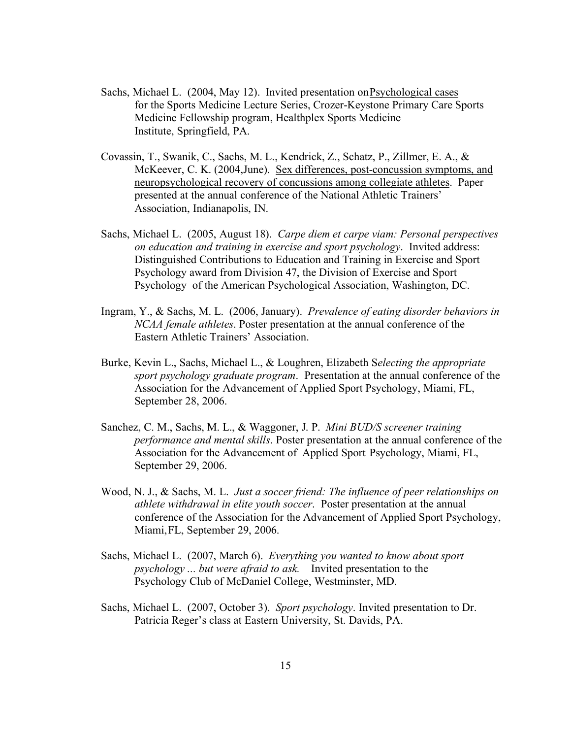Sachs, Michael L. (2004, May 12). Invited presentation on <u>Psychological cases</u> for the Sports Medicine Lecture Series, Crozer-Keystone Primary Care Sports Medicine Fellowship program, Healthplex Sports Medicine Institute, Springfield, PA.

Covassin, T., Swanik, C., Sachs, M. L., Kendrick, Z., Schatz, P., Zillmer, E. A., & McKeever, C. K. (2004,June). <u>Sex differences, post-concussion symptoms, and neuropsychological recovery of concussions among collegiate athletes</u>. Paper presented at the annual conference of the National Athletic Trainers' Association, Indianapolis, IN.

Sachs, Michael L. (2005, August 18). *Carpe diem et carpe viam: Personal perspectives on education and training in exercise and sport psychology*. Invited address: Distinguished Contributions to Education and Training in Exercise and Sport Psychology award from Division 47, the Division of Exercise and Sport Psychology of the American Psychological Association, Washington, DC.

Ingram, Y., & Sachs, M. L. (2006, January). *Prevalence of eating disorder behaviors in NCAA female athletes*. Poster presentation at the annual conference of the Eastern Athletic Trainers' Association.

Burke, Kevin L., Sachs, Michael L., & Loughren, Elizabeth S*electing the appropriate sport psychology graduate program*. Presentation at the annual conference of the Association for the Advancement of Applied Sport Psychology, Miami, FL, September 28, 2006.

Sanchez, C. M., Sachs, M. L., & Waggoner, J. P. *Mini BUD/S screener training performance and mental skills*. Poster presentation at the annual conference of the Association for the Advancement of Applied Sport Psychology, Miami, FL, September 29, 2006.

Wood, N. J., & Sachs, M. L. *Just a soccer friend: The influence of peer relationships on athlete withdrawal in elite youth soccer*. Poster presentation at the annual conference of the Association for the Advancement of Applied Sport Psychology, Miami, FL, September 29, 2006.

Sachs, Michael L. (2007, March 6). *Everything you wanted to know about sport psychology ... but were afraid to ask.* Invited presentation to the Psychology Club of McDaniel College, Westminster, MD.

Sachs, Michael L. (2007, October 3). *Sport psychology*. Invited presentation to Dr. Patricia Reger's class at Eastern University, St. Davids, PA.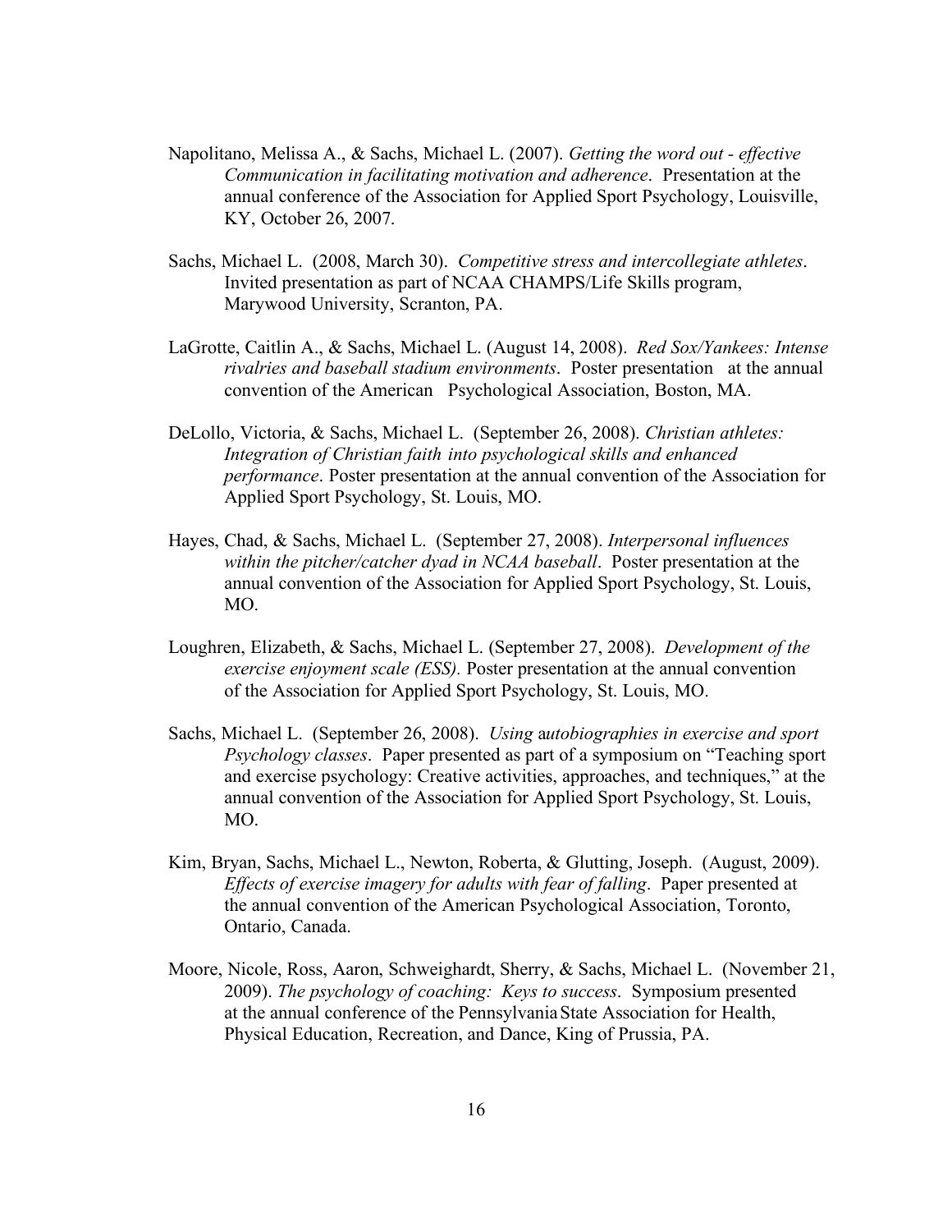Napolitano, Melissa A., & Sachs, Michael L. (2007). *Getting the word out - effective Communication in facilitating motivation and adherence*. Presentation at the annual conference of the Association for Applied Sport Psychology, Louisville, KY, October 26, 2007.

Sachs, Michael L. (2008, March 30). *Competitive stress and intercollegiate athletes*. Invited presentation as part of NCAA CHAMPS/Life Skills program, Marywood University, Scranton, PA.

LaGrotte, Caitlin A., & Sachs, Michael L. (August 14, 2008). *Red Sox/Yankees: Intense rivalries and baseball stadium environments*. Poster presentation at the annual convention of the American Psychological Association, Boston, MA.

DeLollo, Victoria, & Sachs, Michael L. (September 26, 2008). *Christian athletes: Integration of Christian faith into psychological skills and enhanced performance*. Poster presentation at the annual convention of the Association for Applied Sport Psychology, St. Louis, MO.

Hayes, Chad, & Sachs, Michael L. (September 27, 2008). *Interpersonal influences within the pitcher/catcher dyad in NCAA baseball*. Poster presentation at the annual convention of the Association for Applied Sport Psychology, St. Louis, MO.

Loughren, Elizabeth, & Sachs, Michael L. (September 27, 2008). *Development of the exercise enjoyment scale (ESS).* Poster presentation at the annual convention of the Association for Applied Sport Psychology, St. Louis, MO.

Sachs, Michael L. (September 26, 2008). *Using* autobiographies *in exercise and sport Psychology classes*. Paper presented as part of a symposium on "Teaching sport and exercise psychology: Creative activities, approaches, and techniques," at the annual convention of the Association for Applied Sport Psychology, St. Louis, MO.

Kim, Bryan, Sachs, Michael L., Newton, Roberta, & Glutting, Joseph. (August, 2009). *Effects of exercise imagery for adults with fear of falling*. Paper presented at the annual convention of the American Psychological Association, Toronto, Ontario, Canada.

Moore, Nicole, Ross, Aaron, Schweighardt, Sherry, & Sachs, Michael L. (November 21, 2009). *The psychology of coaching: Keys to success*. Symposium presented at the annual conference of the Pennsylvania State Association for Health, Physical Education, Recreation, and Dance, King of Prussia, PA.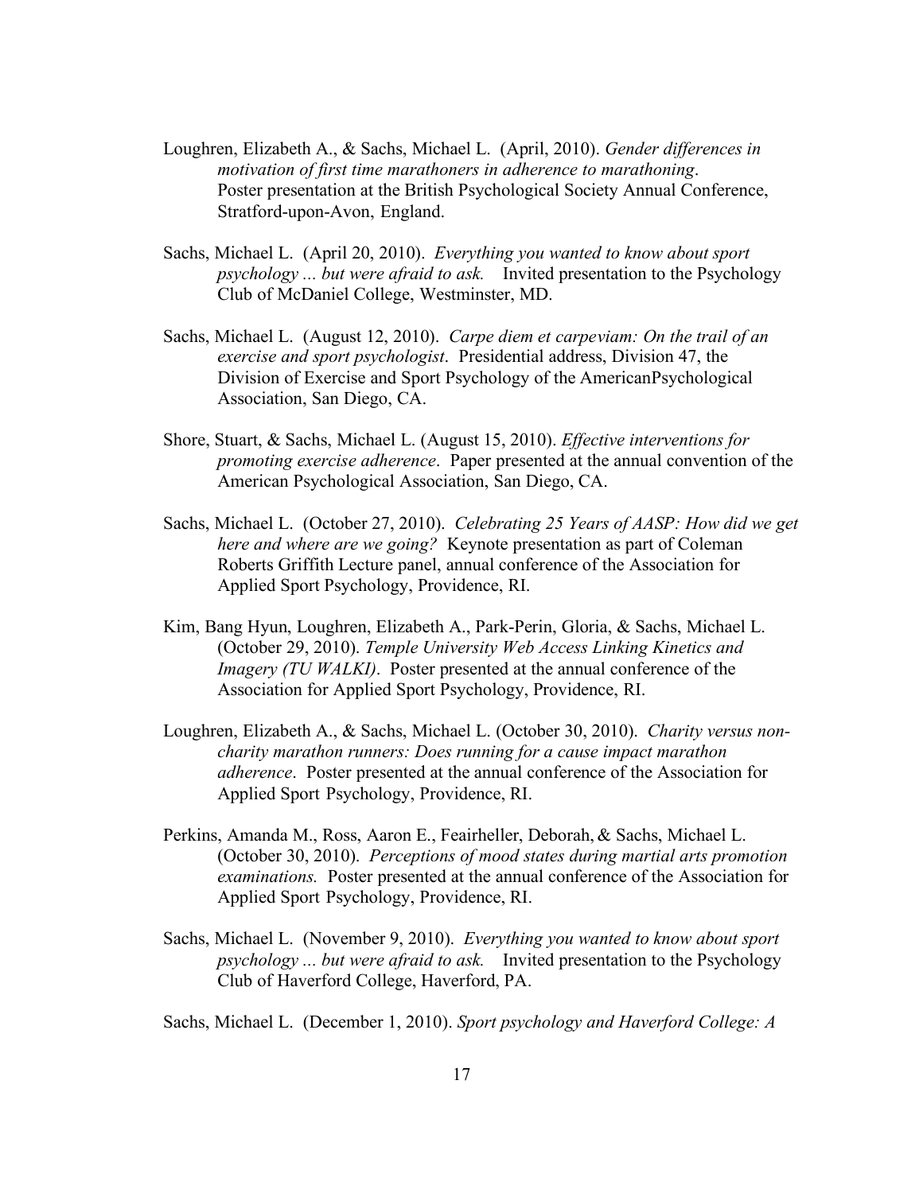Loughren, Elizabeth A., & Sachs, Michael L. (April, 2010). *Gender differences in motivation of first time marathoners in adherence to marathoning*. Poster presentation at the British Psychological Society Annual Conference, Stratford-upon-Avon, England.

Sachs, Michael L. (April 20, 2010). *Everything you wanted to know about sport psychology ... but were afraid to ask.* Invited presentation to the Psychology Club of McDaniel College, Westminster, MD.

Sachs, Michael L. (August 12, 2010). *Carpe diem et carpeviam: On the trail of an exercise and sport psychologist*. Presidential address, Division 47, the Division of Exercise and Sport Psychology of the AmericanPsychological Association, San Diego, CA.

Shore, Stuart, & Sachs, Michael L. (August 15, 2010). *Effective interventions for promoting exercise adherence*. Paper presented at the annual convention of the American Psychological Association, San Diego, CA.

Sachs, Michael L. (October 27, 2010). *Celebrating 25 Years of AASP: How did we get here and where are we going?* Keynote presentation as part of Coleman Roberts Griffith Lecture panel, annual conference of the Association for Applied Sport Psychology, Providence, RI.

Kim, Bang Hyun, Loughren, Elizabeth A., Park-Perin, Gloria, & Sachs, Michael L. (October 29, 2010). *Temple University Web Access Linking Kinetics and Imagery (TU WALKI)*. Poster presented at the annual conference of the Association for Applied Sport Psychology, Providence, RI.

Loughren, Elizabeth A., & Sachs, Michael L. (October 30, 2010). *Charity versus non-charity marathon runners: Does running for a cause impact marathon adherence*. Poster presented at the annual conference of the Association for Applied Sport Psychology, Providence, RI.

Perkins, Amanda M., Ross, Aaron E., Feairheller, Deborah, & Sachs, Michael L. (October 30, 2010). *Perceptions of mood states during martial arts promotion examinations.* Poster presented at the annual conference of the Association for Applied Sport Psychology, Providence, RI.

Sachs, Michael L. (November 9, 2010). *Everything you wanted to know about sport psychology ... but were afraid to ask.* Invited presentation to the Psychology Club of Haverford College, Haverford, PA.

Sachs, Michael L. (December 1, 2010). *Sport psychology and Haverford College: A*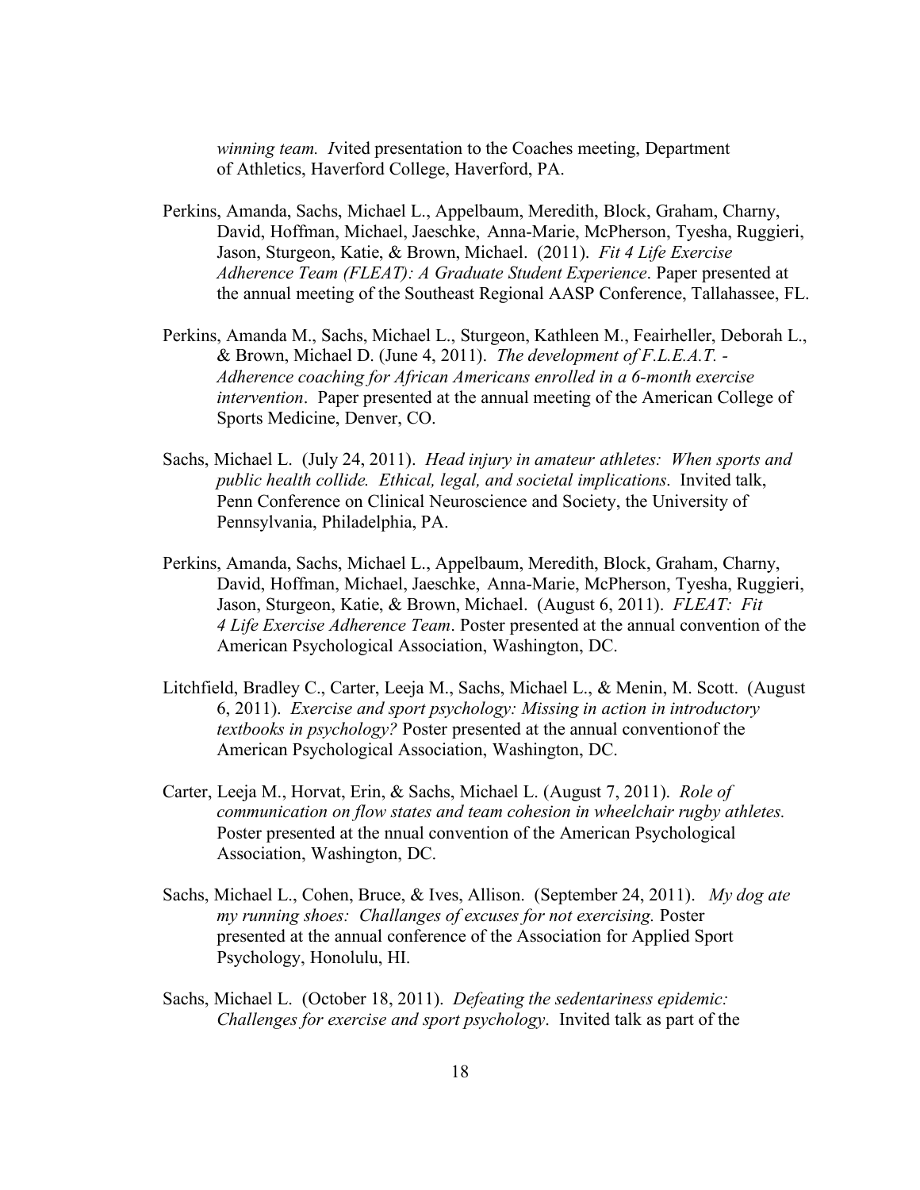*winning team. I*vited presentation to the Coaches meeting, Department of Athletics, Haverford College, Haverford, PA.

Perkins, Amanda, Sachs, Michael L., Appelbaum, Meredith, Block, Graham, Charny, David, Hoffman, Michael, Jaeschke, Anna-Marie, McPherson, Tyesha, Ruggieri, Jason, Sturgeon, Katie, & Brown, Michael. (2011). *Fit 4 Life Exercise Adherence Team (FLEAT): A Graduate Student Experience*. Paper presented at the annual meeting of the Southeast Regional AASP Conference, Tallahassee, FL.

Perkins, Amanda M., Sachs, Michael L., Sturgeon, Kathleen M., Feairheller, Deborah L., & Brown, Michael D. (June 4, 2011). *The development of F.L.E.A.T. - Adherence coaching for African Americans enrolled in a 6-month exercise intervention*. Paper presented at the annual meeting of the American College of Sports Medicine, Denver, CO.

Sachs, Michael L. (July 24, 2011). *Head injury in amateur athletes: When sports and public health collide. Ethical, legal, and societal implications*. Invited talk, Penn Conference on Clinical Neuroscience and Society, the University of Pennsylvania, Philadelphia, PA.

Perkins, Amanda, Sachs, Michael L., Appelbaum, Meredith, Block, Graham, Charny, David, Hoffman, Michael, Jaeschke, Anna-Marie, McPherson, Tyesha, Ruggieri, Jason, Sturgeon, Katie, & Brown, Michael. (August 6, 2011). *FLEAT: Fit 4 Life Exercise Adherence Team*. Poster presented at the annual convention of the American Psychological Association, Washington, DC.

Litchfield, Bradley C., Carter, Leeja M., Sachs, Michael L., & Menin, M. Scott. (August 6, 2011). *Exercise and sport psychology: Missing in action in introductory textbooks in psychology?* Poster presented at the annual conventionof the American Psychological Association, Washington, DC.

Carter, Leeja M., Horvat, Erin, & Sachs, Michael L. (August 7, 2011). *Role of communication on flow states and team cohesion in wheelchair rugby athletes.* Poster presented at the nnual convention of the American Psychological Association, Washington, DC.

Sachs, Michael L., Cohen, Bruce, & Ives, Allison. (September 24, 2011). *My dog ate my running shoes: Challanges of excuses for not exercising.* Poster presented at the annual conference of the Association for Applied Sport Psychology, Honolulu, HI.

Sachs, Michael L. (October 18, 2011). *Defeating the sedentariness epidemic: Challenges for exercise and sport psychology*. Invited talk as part of the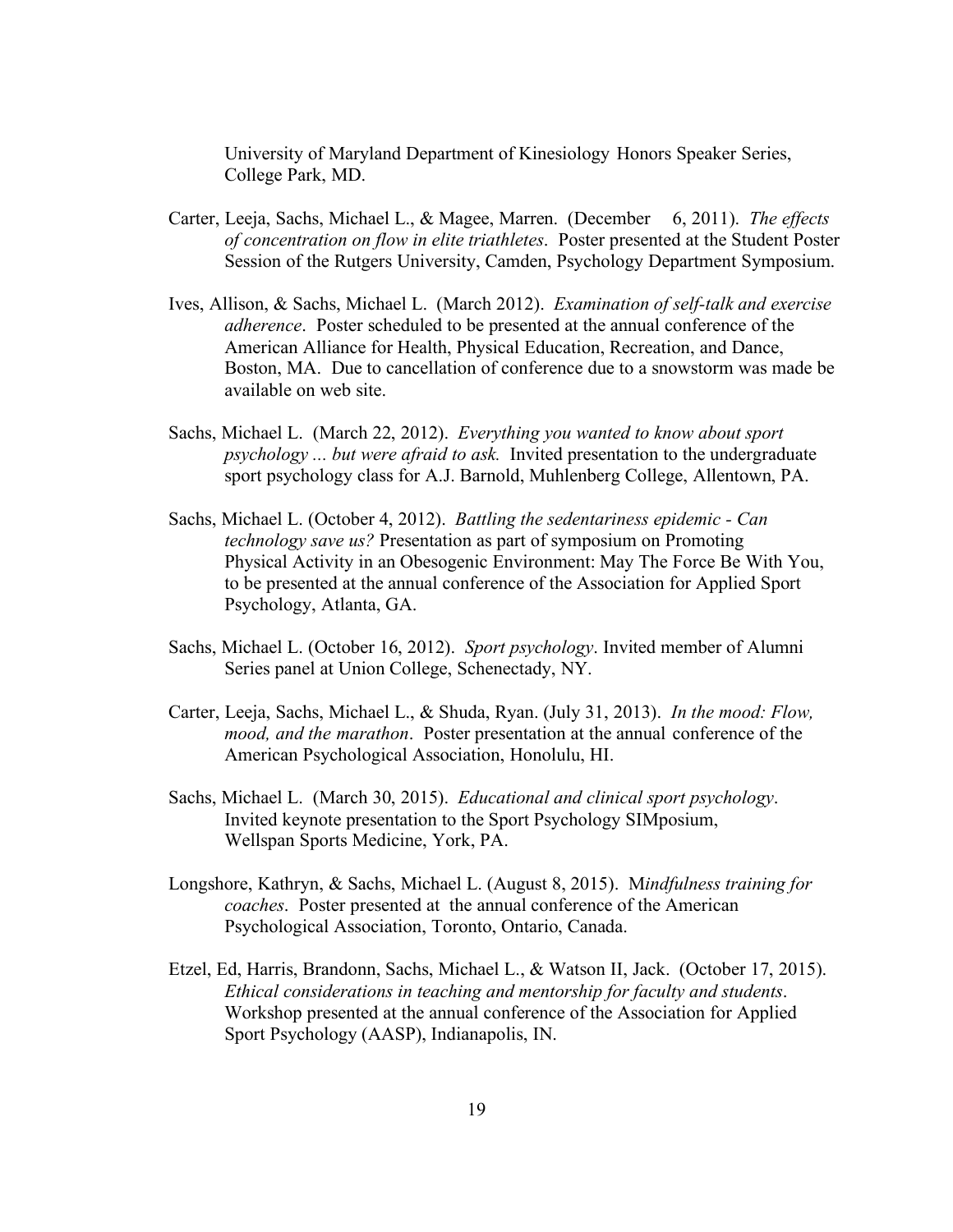University of Maryland Department of Kinesiology Honors Speaker Series, College Park, MD.

Carter, Leeja, Sachs, Michael L., & Magee, Marren. (December 6, 2011). *The effects of concentration on flow in elite triathletes*. Poster presented at the Student Poster Session of the Rutgers University, Camden, Psychology Department Symposium.

Ives, Allison, & Sachs, Michael L. (March 2012). *Examination of self-talk and exercise adherence*. Poster scheduled to be presented at the annual conference of the American Alliance for Health, Physical Education, Recreation, and Dance, Boston, MA. Due to cancellation of conference due to a snowstorm was made be available on web site.

Sachs, Michael L. (March 22, 2012). *Everything you wanted to know about sport psychology ... but were afraid to ask.* Invited presentation to the undergraduate sport psychology class for A.J. Barnold, Muhlenberg College, Allentown, PA.

Sachs, Michael L. (October 4, 2012). *Battling the sedentariness epidemic - Can technology save us?* Presentation as part of symposium on Promoting Physical Activity in an Obesogenic Environment: May The Force Be With You, to be presented at the annual conference of the Association for Applied Sport Psychology, Atlanta, GA.

Sachs, Michael L. (October 16, 2012). *Sport psychology*. Invited member of Alumni Series panel at Union College, Schenectady, NY.

Carter, Leeja, Sachs, Michael L., & Shuda, Ryan. (July 31, 2013). *In the mood: Flow, mood, and the marathon*. Poster presentation at the annual conference of the American Psychological Association, Honolulu, HI.

Sachs, Michael L. (March 30, 2015). *Educational and clinical sport psychology*. Invited keynote presentation to the Sport Psychology SIMposium, Wellspan Sports Medicine, York, PA.

Longshore, Kathryn, & Sachs, Michael L. (August 8, 2015). M*indfulness training for coaches*. Poster presented at the annual conference of the American Psychological Association, Toronto, Ontario, Canada.

Etzel, Ed, Harris, Brandonn, Sachs, Michael L., & Watson II, Jack. (October 17, 2015). *Ethical considerations in teaching and mentorship for faculty and students*. Workshop presented at the annual conference of the Association for Applied Sport Psychology (AASP), Indianapolis, IN.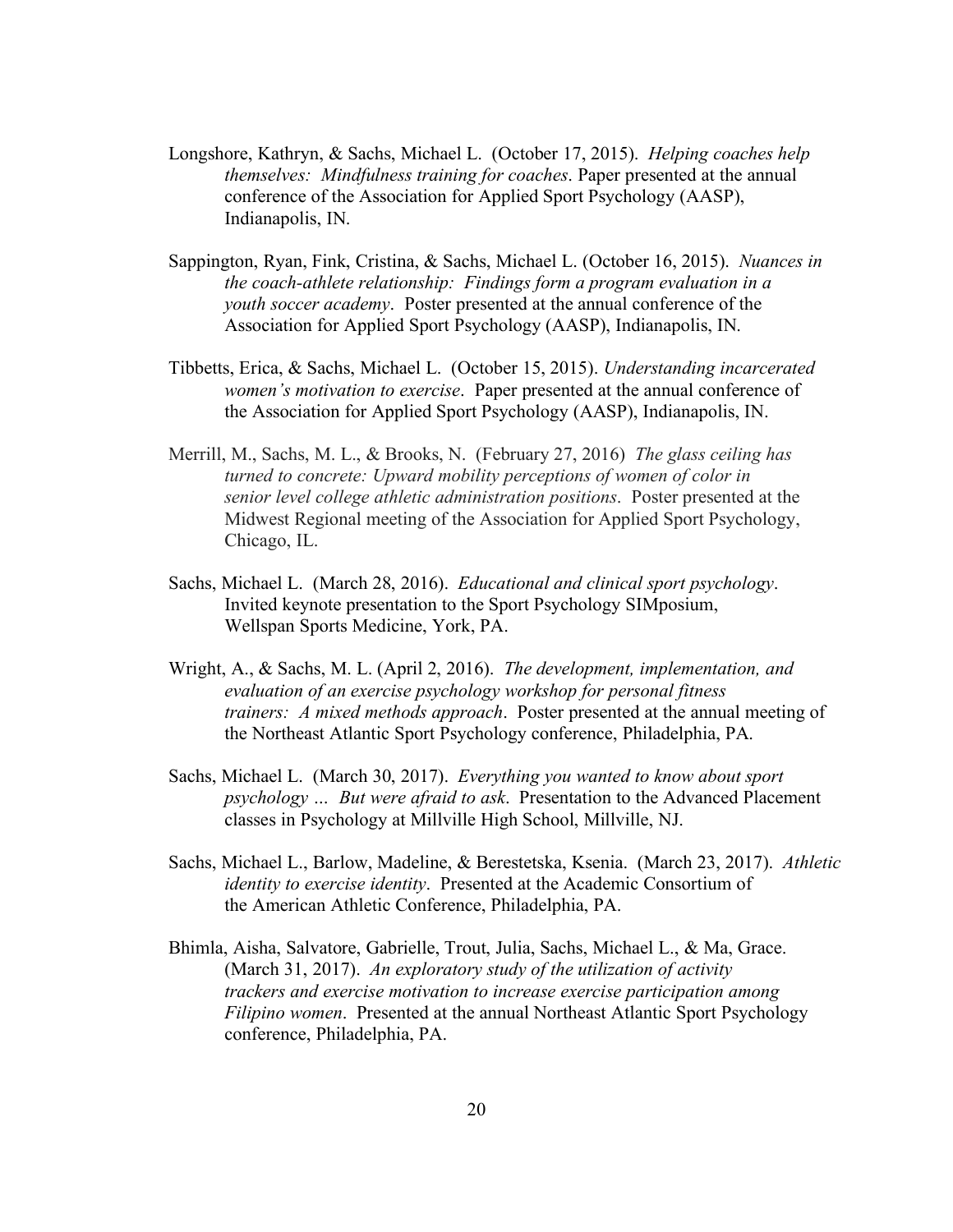Longshore, Kathryn, & Sachs, Michael L. (October 17, 2015). *Helping coaches help themselves: Mindfulness training for coaches*. Paper presented at the annual conference of the Association for Applied Sport Psychology (AASP), Indianapolis, IN.

Sappington, Ryan, Fink, Cristina, & Sachs, Michael L. (October 16, 2015). *Nuances in the coach-athlete relationship: Findings form a program evaluation in a youth soccer academy*. Poster presented at the annual conference of the Association for Applied Sport Psychology (AASP), Indianapolis, IN.

Tibbetts, Erica, & Sachs, Michael L. (October 15, 2015). *Understanding incarcerated women's motivation to exercise*. Paper presented at the annual conference of the Association for Applied Sport Psychology (AASP), Indianapolis, IN.

Merrill, M., Sachs, M. L., & Brooks, N. (February 27, 2016) *The glass ceiling has turned to concrete: Upward mobility perceptions of women of color in senior level college athletic administration positions*. Poster presented at the Midwest Regional meeting of the Association for Applied Sport Psychology, Chicago, IL.

Sachs, Michael L. (March 28, 2016). *Educational and clinical sport psychology*. Invited keynote presentation to the Sport Psychology SIMposium, Wellspan Sports Medicine, York, PA.

Wright, A., & Sachs, M. L. (April 2, 2016). *The development, implementation, and evaluation of an exercise psychology workshop for personal fitness trainers: A mixed methods approach*. Poster presented at the annual meeting of the Northeast Atlantic Sport Psychology conference, Philadelphia, PA.

Sachs, Michael L. (March 30, 2017). *Everything you wanted to know about sport psychology … But were afraid to ask*. Presentation to the Advanced Placement classes in Psychology at Millville High School, Millville, NJ.

Sachs, Michael L., Barlow, Madeline, & Berestetska, Ksenia. (March 23, 2017). *Athletic identity to exercise identity*. Presented at the Academic Consortium of the American Athletic Conference, Philadelphia, PA.

Bhimla, Aisha, Salvatore, Gabrielle, Trout, Julia, Sachs, Michael L., & Ma, Grace. (March 31, 2017). *An exploratory study of the utilization of activity trackers and exercise motivation to increase exercise participation among Filipino women*. Presented at the annual Northeast Atlantic Sport Psychology conference, Philadelphia, PA.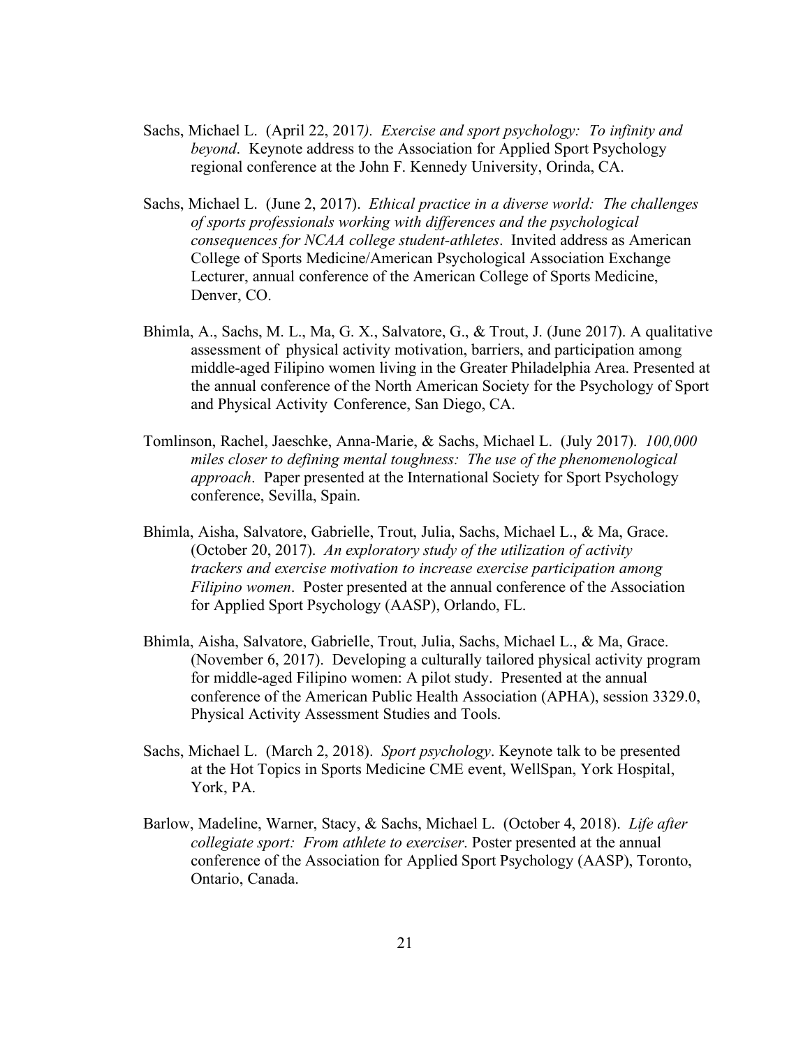Sachs, Michael L. (April 22, 2017). *Exercise and sport psychology: To infinity and beyond*. Keynote address to the Association for Applied Sport Psychology regional conference at the John F. Kennedy University, Orinda, CA.

Sachs, Michael L. (June 2, 2017). *Ethical practice in a diverse world: The challenges of sports professionals working with differences and the psychological consequences for NCAA college student-athletes*. Invited address as American College of Sports Medicine/American Psychological Association Exchange Lecturer, annual conference of the American College of Sports Medicine, Denver, CO.

Bhimla, A., Sachs, M. L., Ma, G. X., Salvatore, G., & Trout, J. (June 2017). A qualitative assessment of physical activity motivation, barriers, and participation among middle-aged Filipino women living in the Greater Philadelphia Area. Presented at the annual conference of the North American Society for the Psychology of Sport and Physical Activity Conference, San Diego, CA.

Tomlinson, Rachel, Jaeschke, Anna-Marie, & Sachs, Michael L. (July 2017). *100,000 miles closer to defining mental toughness: The use of the phenomenological approach*. Paper presented at the International Society for Sport Psychology conference, Sevilla, Spain.

Bhimla, Aisha, Salvatore, Gabrielle, Trout, Julia, Sachs, Michael L., & Ma, Grace. (October 20, 2017). *An exploratory study of the utilization of activity trackers and exercise motivation to increase exercise participation among Filipino women*. Poster presented at the annual conference of the Association for Applied Sport Psychology (AASP), Orlando, FL.

Bhimla, Aisha, Salvatore, Gabrielle, Trout, Julia, Sachs, Michael L., & Ma, Grace. (November 6, 2017). Developing a culturally tailored physical activity program for middle-aged Filipino women: A pilot study. Presented at the annual conference of the American Public Health Association (APHA), session 3329.0, Physical Activity Assessment Studies and Tools.

Sachs, Michael L. (March 2, 2018). *Sport psychology*. Keynote talk to be presented at the Hot Topics in Sports Medicine CME event, WellSpan, York Hospital, York, PA.

Barlow, Madeline, Warner, Stacy, & Sachs, Michael L. (October 4, 2018). *Life after collegiate sport: From athlete to exerciser*. Poster presented at the annual conference of the Association for Applied Sport Psychology (AASP), Toronto, Ontario, Canada.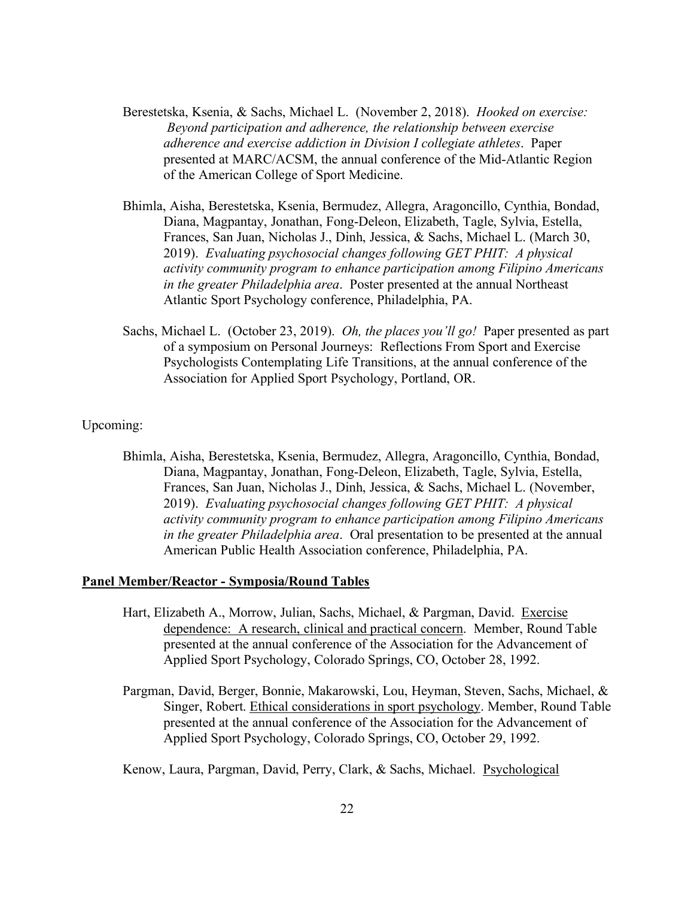Berestetska, Ksenia, & Sachs, Michael L. (November 2, 2018). *Hooked on exercise: Beyond participation and adherence, the relationship between exercise adherence and exercise addiction in Division I collegiate athletes*. Paper presented at MARC/ACSM, the annual conference of the Mid-Atlantic Region of the American College of Sport Medicine.

Bhimla, Aisha, Berestetska, Ksenia, Bermudez, Allegra, Aragoncillo, Cynthia, Bondad, Diana, Magpantay, Jonathan, Fong-Deleon, Elizabeth, Tagle, Sylvia, Estella, Frances, San Juan, Nicholas J., Dinh, Jessica, & Sachs, Michael L. (March 30, 2019). *Evaluating psychosocial changes following GET PHIT: A physical activity community program to enhance participation among Filipino Americans in the greater Philadelphia area*. Poster presented at the annual Northeast Atlantic Sport Psychology conference, Philadelphia, PA.

Sachs, Michael L. (October 23, 2019). *Oh, the places you'll go!* Paper presented as part of a symposium on Personal Journeys: Reflections From Sport and Exercise Psychologists Contemplating Life Transitions, at the annual conference of the Association for Applied Sport Psychology, Portland, OR.

Upcoming:

Bhimla, Aisha, Berestetska, Ksenia, Bermudez, Allegra, Aragoncillo, Cynthia, Bondad, Diana, Magpantay, Jonathan, Fong-Deleon, Elizabeth, Tagle, Sylvia, Estella, Frances, San Juan, Nicholas J., Dinh, Jessica, & Sachs, Michael L. (November, 2019). *Evaluating psychosocial changes following GET PHIT: A physical activity community program to enhance participation among Filipino Americans in the greater Philadelphia area*. Oral presentation to be presented at the annual American Public Health Association conference, Philadelphia, PA.

**Panel Member/Reactor - Symposia/Round Tables**

Hart, Elizabeth A., Morrow, Julian, Sachs, Michael, & Pargman, David. Exercise dependence: A research, clinical and practical concern. Member, Round Table presented at the annual conference of the Association for the Advancement of Applied Sport Psychology, Colorado Springs, CO, October 28, 1992.

Pargman, David, Berger, Bonnie, Makarowski, Lou, Heyman, Steven, Sachs, Michael, & Singer, Robert. Ethical considerations in sport psychology. Member, Round Table presented at the annual conference of the Association for the Advancement of Applied Sport Psychology, Colorado Springs, CO, October 29, 1992.

Kenow, Laura, Pargman, David, Perry, Clark, & Sachs, Michael. Psychological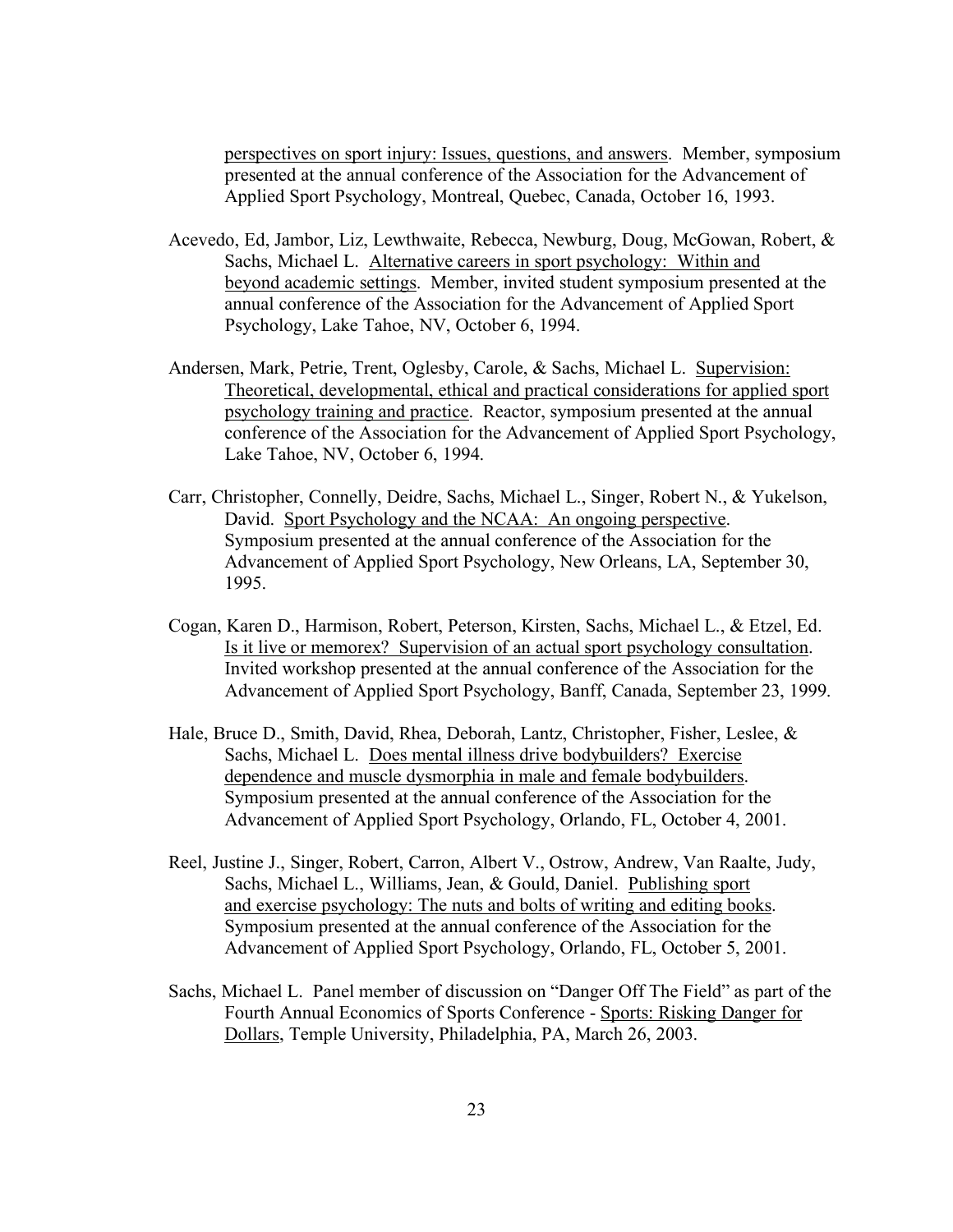perspectives on sport injury: Issues, questions, and answers. Member, symposium presented at the annual conference of the Association for the Advancement of Applied Sport Psychology, Montreal, Quebec, Canada, October 16, 1993.

Acevedo, Ed, Jambor, Liz, Lewthwaite, Rebecca, Newburg, Doug, McGowan, Robert, & Sachs, Michael L. Alternative careers in sport psychology: Within and beyond academic settings. Member, invited student symposium presented at the annual conference of the Association for the Advancement of Applied Sport Psychology, Lake Tahoe, NV, October 6, 1994.

Andersen, Mark, Petrie, Trent, Oglesby, Carole, & Sachs, Michael L. Supervision: Theoretical, developmental, ethical and practical considerations for applied sport psychology training and practice. Reactor, symposium presented at the annual conference of the Association for the Advancement of Applied Sport Psychology, Lake Tahoe, NV, October 6, 1994.

Carr, Christopher, Connelly, Deidre, Sachs, Michael L., Singer, Robert N., & Yukelson, David. Sport Psychology and the NCAA: An ongoing perspective. Symposium presented at the annual conference of the Association for the Advancement of Applied Sport Psychology, New Orleans, LA, September 30, 1995.

Cogan, Karen D., Harmison, Robert, Peterson, Kirsten, Sachs, Michael L., & Etzel, Ed. Is it live or memorex? Supervision of an actual sport psychology consultation. Invited workshop presented at the annual conference of the Association for the Advancement of Applied Sport Psychology, Banff, Canada, September 23, 1999.

Hale, Bruce D., Smith, David, Rhea, Deborah, Lantz, Christopher, Fisher, Leslee, & Sachs, Michael L. Does mental illness drive bodybuilders? Exercise dependence and muscle dysmorphia in male and female bodybuilders. Symposium presented at the annual conference of the Association for the Advancement of Applied Sport Psychology, Orlando, FL, October 4, 2001.

Reel, Justine J., Singer, Robert, Carron, Albert V., Ostrow, Andrew, Van Raalte, Judy, Sachs, Michael L., Williams, Jean, & Gould, Daniel. Publishing sport and exercise psychology: The nuts and bolts of writing and editing books. Symposium presented at the annual conference of the Association for the Advancement of Applied Sport Psychology, Orlando, FL, October 5, 2001.

Sachs, Michael L. Panel member of discussion on "Danger Off The Field" as part of the Fourth Annual Economics of Sports Conference - Sports: Risking Danger for Dollars, Temple University, Philadelphia, PA, March 26, 2003.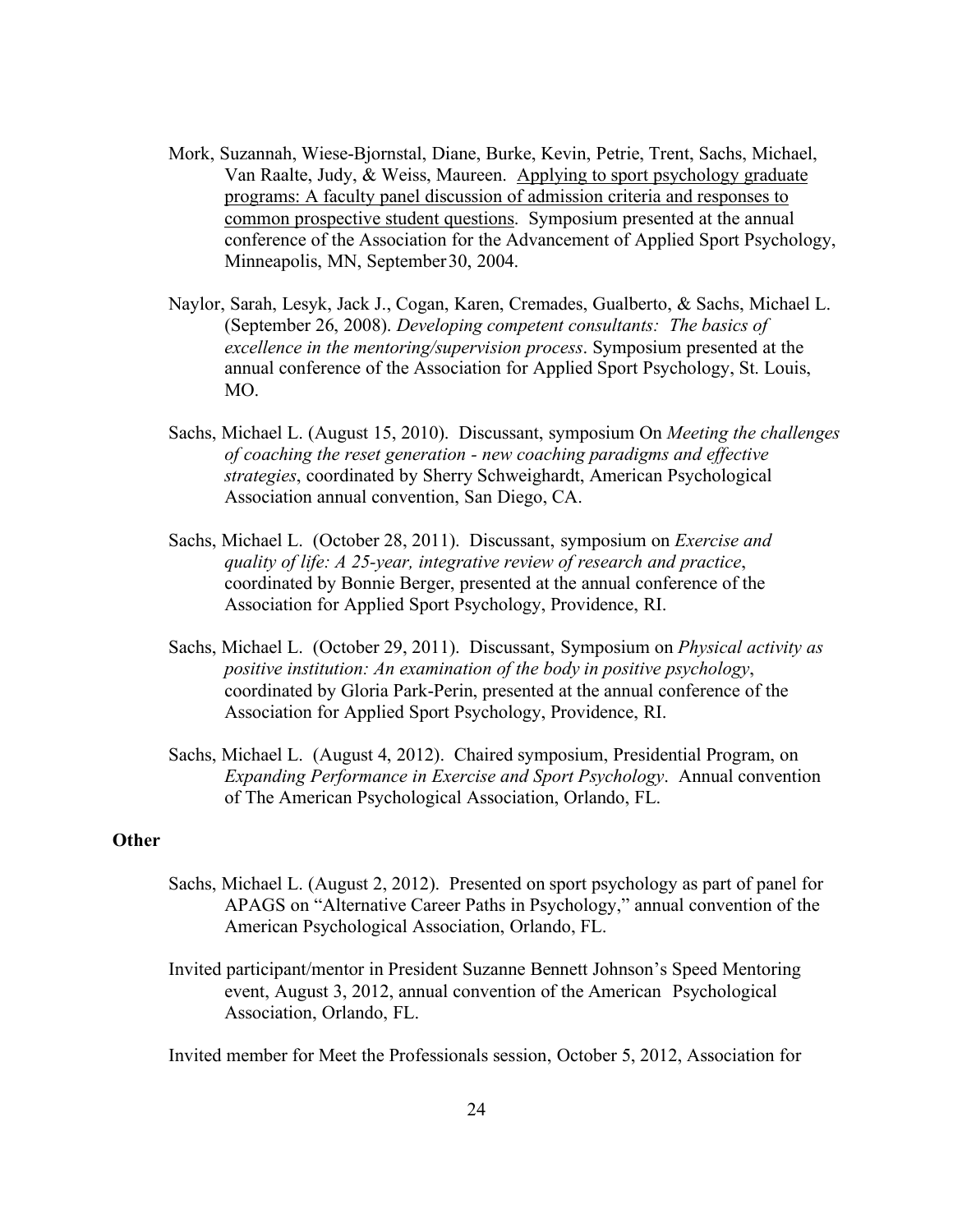Mork, Suzannah, Wiese-Bjornstal, Diane, Burke, Kevin, Petrie, Trent, Sachs, Michael, Van Raalte, Judy, & Weiss, Maureen. <u>Applying to sport psychology graduate programs: A faculty panel discussion of admission criteria and responses to common prospective student questions</u>. Symposium presented at the annual conference of the Association for the Advancement of Applied Sport Psychology, Minneapolis, MN, September 30, 2004.

Naylor, Sarah, Lesyk, Jack J., Cogan, Karen, Cremades, Gualberto, & Sachs, Michael L. (September 26, 2008). *Developing competent consultants: The basics of excellence in the mentoring/supervision process*. Symposium presented at the annual conference of the Association for Applied Sport Psychology, St. Louis, MO.

Sachs, Michael L. (August 15, 2010). Discussant, symposium On *Meeting the challenges of coaching the reset generation - new coaching paradigms and effective strategies*, coordinated by Sherry Schweighardt, American Psychological Association annual convention, San Diego, CA.

Sachs, Michael L. (October 28, 2011). Discussant, symposium on *Exercise and quality of life: A 25-year, integrative review of research and practice*, coordinated by Bonnie Berger, presented at the annual conference of the Association for Applied Sport Psychology, Providence, RI.

Sachs, Michael L. (October 29, 2011). Discussant, Symposium on *Physical activity as positive institution: An examination of the body in positive psychology*, coordinated by Gloria Park-Perin, presented at the annual conference of the Association for Applied Sport Psychology, Providence, RI.

Sachs, Michael L. (August 4, 2012). Chaired symposium, Presidential Program, on *Expanding Performance in Exercise and Sport Psychology*. Annual convention of The American Psychological Association, Orlando, FL.

**Other**

Sachs, Michael L. (August 2, 2012). Presented on sport psychology as part of panel for APAGS on "Alternative Career Paths in Psychology," annual convention of the American Psychological Association, Orlando, FL.

Invited participant/mentor in President Suzanne Bennett Johnson's Speed Mentoring event, August 3, 2012, annual convention of the American Psychological Association, Orlando, FL.

Invited member for Meet the Professionals session, October 5, 2012, Association for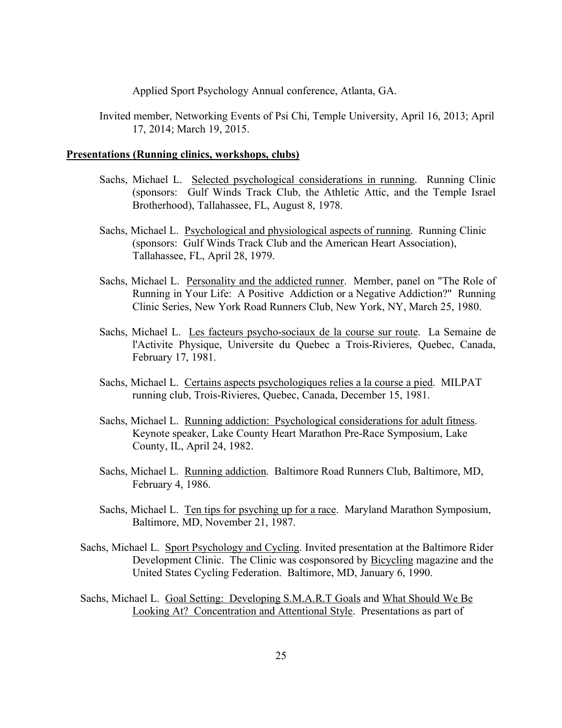Applied Sport Psychology Annual conference, Atlanta, GA.

Invited member, Networking Events of Psi Chi, Temple University, April 16, 2013; April 17, 2014; March 19, 2015.

**Presentations (Running clinics, workshops, clubs)**

Sachs, Michael L. Selected psychological considerations in running. Running Clinic (sponsors: Gulf Winds Track Club, the Athletic Attic, and the Temple Israel Brotherhood), Tallahassee, FL, August 8, 1978.

Sachs, Michael L. Psychological and physiological aspects of running. Running Clinic (sponsors: Gulf Winds Track Club and the American Heart Association), Tallahassee, FL, April 28, 1979.

Sachs, Michael L. Personality and the addicted runner. Member, panel on "The Role of Running in Your Life: A Positive Addiction or a Negative Addiction?" Running Clinic Series, New York Road Runners Club, New York, NY, March 25, 1980.

Sachs, Michael L. Les facteurs psycho-sociaux de la course sur route. La Semaine de l'Activite Physique, Universite du Quebec a Trois-Rivieres, Quebec, Canada, February 17, 1981.

Sachs, Michael L. Certains aspects psychologiques relies a la course a pied. MILPAT running club, Trois-Rivieres, Quebec, Canada, December 15, 1981.

Sachs, Michael L. Running addiction: Psychological considerations for adult fitness. Keynote speaker, Lake County Heart Marathon Pre-Race Symposium, Lake County, IL, April 24, 1982.

Sachs, Michael L. Running addiction. Baltimore Road Runners Club, Baltimore, MD, February 4, 1986.

Sachs, Michael L. Ten tips for psyching up for a race. Maryland Marathon Symposium, Baltimore, MD, November 21, 1987.

Sachs, Michael L. Sport Psychology and Cycling. Invited presentation at the Baltimore Rider Development Clinic. The Clinic was cosponsored by Bicycling magazine and the United States Cycling Federation. Baltimore, MD, January 6, 1990.

Sachs, Michael L. Goal Setting: Developing S.M.A.R.T Goals and What Should We Be Looking At? Concentration and Attentional Style. Presentations as part of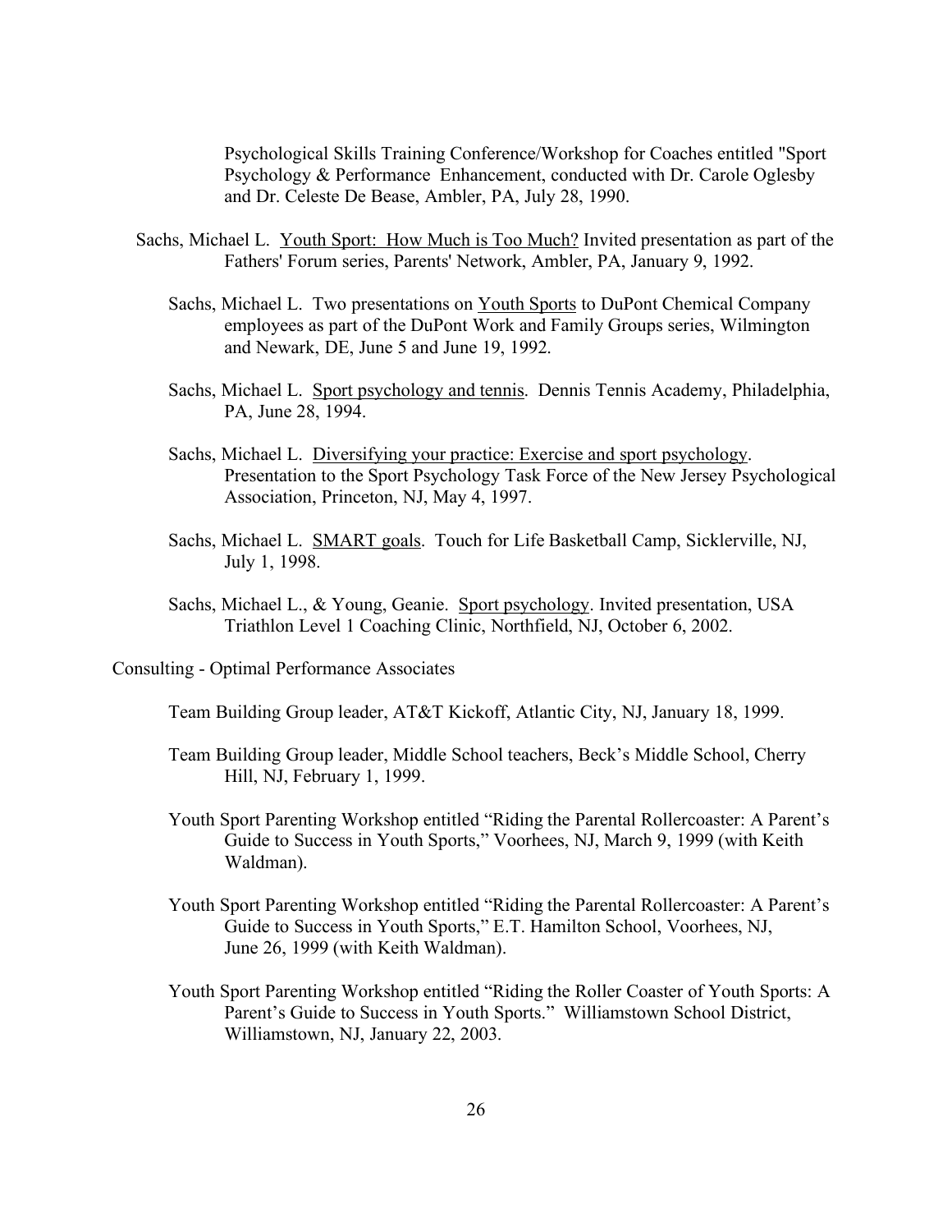Psychological Skills Training Conference/Workshop for Coaches entitled "Sport Psychology & Performance Enhancement, conducted with Dr. Carole Oglesby and Dr. Celeste De Bease, Ambler, PA, July 28, 1990.

Sachs, Michael L. <u>Youth Sport: How Much is Too Much?</u> Invited presentation as part of the Fathers' Forum series, Parents' Network, Ambler, PA, January 9, 1992.

Sachs, Michael L. Two presentations on <u>Youth Sports</u> to DuPont Chemical Company employees as part of the DuPont Work and Family Groups series, Wilmington and Newark, DE, June 5 and June 19, 1992.

Sachs, Michael L. <u>Sport psychology and tennis</u>. Dennis Tennis Academy, Philadelphia, PA, June 28, 1994.

Sachs, Michael L. <u>Diversifying your practice: Exercise and sport psychology</u>. Presentation to the Sport Psychology Task Force of the New Jersey Psychological Association, Princeton, NJ, May 4, 1997.

Sachs, Michael L. <u>SMART goals</u>. Touch for Life Basketball Camp, Sicklerville, NJ, July 1, 1998.

Sachs, Michael L., & Young, Geanie. <u>Sport psychology</u>. Invited presentation, USA Triathlon Level 1 Coaching Clinic, Northfield, NJ, October 6, 2002.

Consulting - Optimal Performance Associates

Team Building Group leader, AT&T Kickoff, Atlantic City, NJ, January 18, 1999.

Team Building Group leader, Middle School teachers, Beck's Middle School, Cherry Hill, NJ, February 1, 1999.

Youth Sport Parenting Workshop entitled "Riding the Parental Rollercoaster: A Parent's Guide to Success in Youth Sports," Voorhees, NJ, March 9, 1999 (with Keith Waldman).

Youth Sport Parenting Workshop entitled "Riding the Parental Rollercoaster: A Parent's Guide to Success in Youth Sports," E.T. Hamilton School, Voorhees, NJ, June 26, 1999 (with Keith Waldman).

Youth Sport Parenting Workshop entitled "Riding the Roller Coaster of Youth Sports: A Parent's Guide to Success in Youth Sports." Williamstown School District, Williamstown, NJ, January 22, 2003.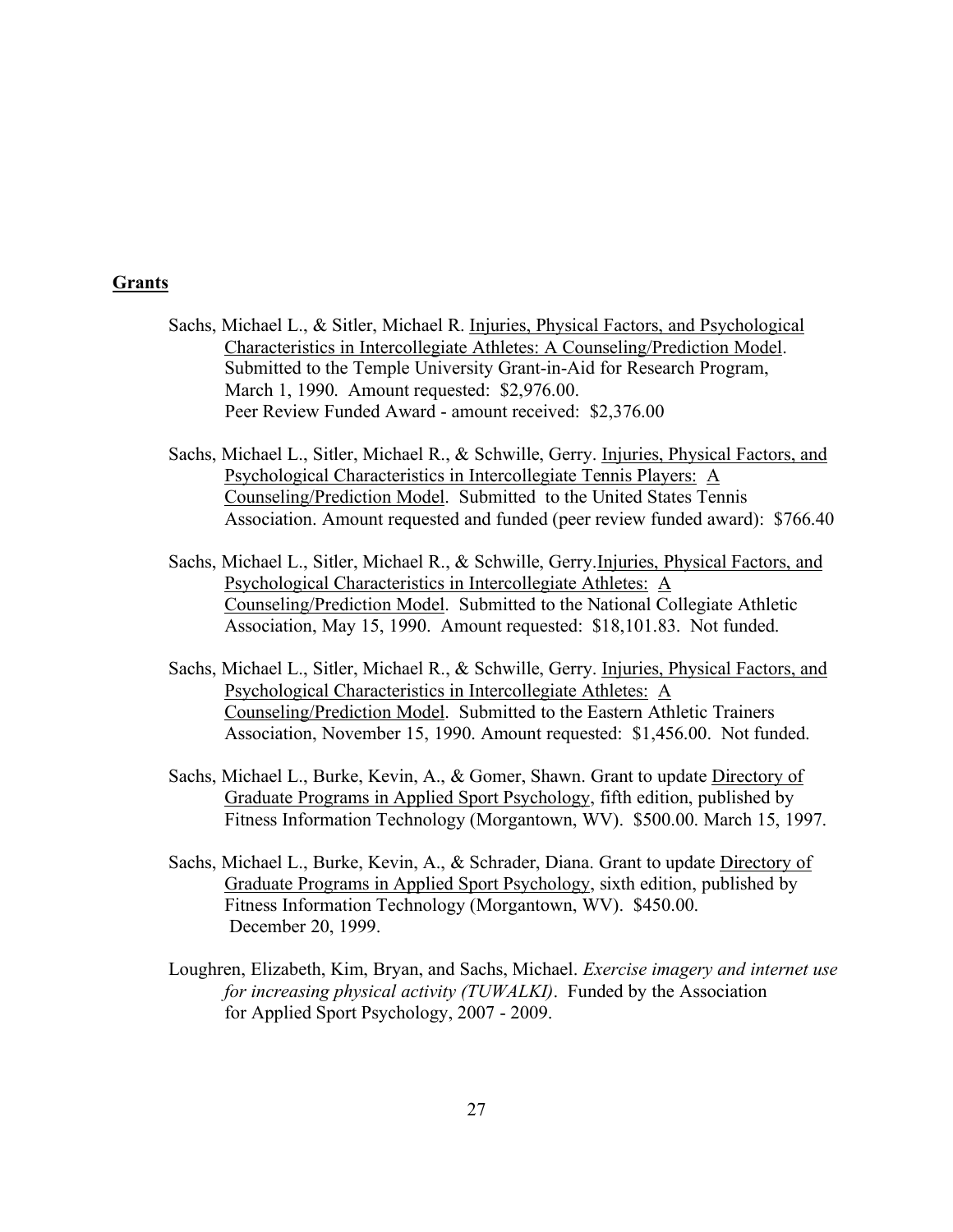## **Grants**

Sachs, Michael L., & Sitler, Michael R. Injuries, Physical Factors, and Psychological Characteristics in Intercollegiate Athletes: A Counseling/Prediction Model. Submitted to the Temple University Grant-in-Aid for Research Program, March 1, 1990. Amount requested: $2,976.00. Peer Review Funded Award - amount received: $2,376.00

Sachs, Michael L., Sitler, Michael R., & Schwille, Gerry. Injuries, Physical Factors, and Psychological Characteristics in Intercollegiate Tennis Players: A Counseling/Prediction Model. Submitted to the United States Tennis Association. Amount requested and funded (peer review funded award): $766.40

Sachs, Michael L., Sitler, Michael R., & Schwille, Gerry. Injuries, Physical Factors, and Psychological Characteristics in Intercollegiate Athletes: A Counseling/Prediction Model. Submitted to the National Collegiate Athletic Association, May 15, 1990. Amount requested: $18,101.83. Not funded.

Sachs, Michael L., Sitler, Michael R., & Schwille, Gerry. Injuries, Physical Factors, and Psychological Characteristics in Intercollegiate Athletes: A Counseling/Prediction Model. Submitted to the Eastern Athletic Trainers Association, November 15, 1990. Amount requested: $1,456.00. Not funded.

Sachs, Michael L., Burke, Kevin, A., & Gomer, Shawn. Grant to update Directory of Graduate Programs in Applied Sport Psychology, fifth edition, published by Fitness Information Technology (Morgantown, WV). $500.00. March 15, 1997.

Sachs, Michael L., Burke, Kevin, A., & Schrader, Diana. Grant to update Directory of Graduate Programs in Applied Sport Psychology, sixth edition, published by Fitness Information Technology (Morgantown, WV). $450.00. December 20, 1999.

Loughren, Elizabeth, Kim, Bryan, and Sachs, Michael. *Exercise imagery and internet use for increasing physical activity (TUWALKI)*. Funded by the Association for Applied Sport Psychology, 2007 - 2009.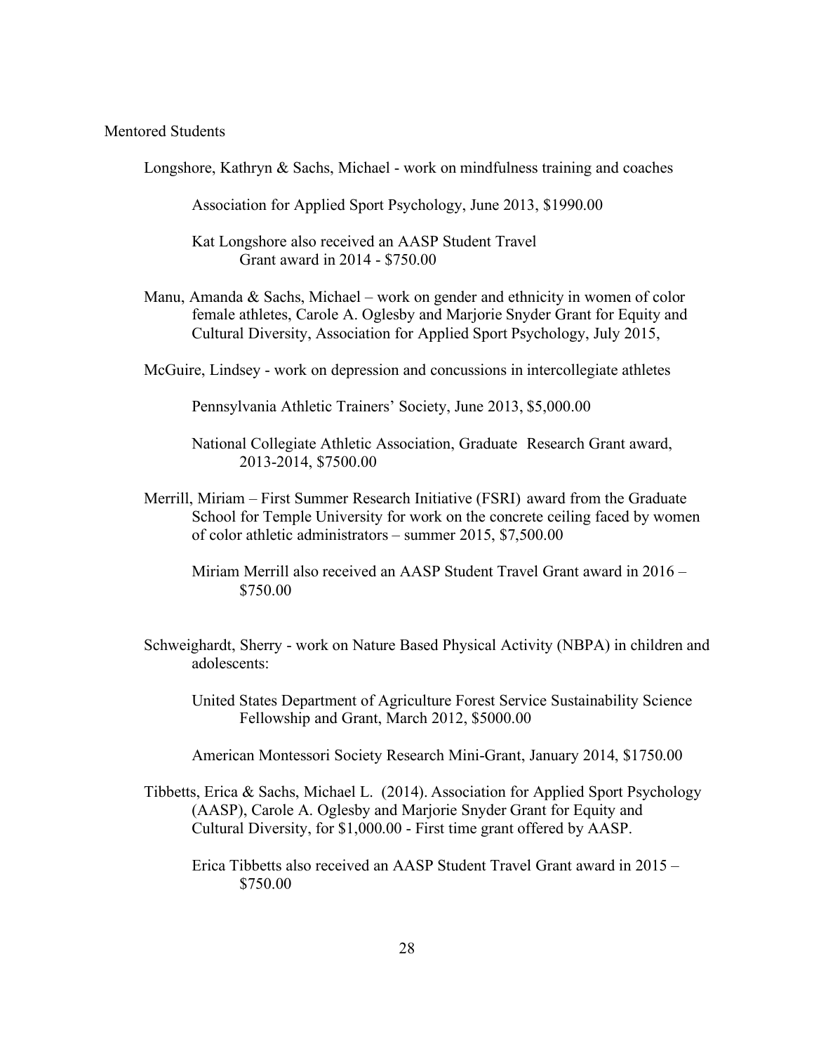Mentored Students

Longshore, Kathryn & Sachs, Michael - work on mindfulness training and coaches

Association for Applied Sport Psychology, June 2013, $1990.00

Kat Longshore also received an AASP Student Travel Grant award in 2014 - $750.00

Manu, Amanda & Sachs, Michael – work on gender and ethnicity in women of color female athletes, Carole A. Oglesby and Marjorie Snyder Grant for Equity and Cultural Diversity, Association for Applied Sport Psychology, July 2015,

McGuire, Lindsey - work on depression and concussions in intercollegiate athletes

Pennsylvania Athletic Trainers' Society, June 2013, $5,000.00

National Collegiate Athletic Association, Graduate Research Grant award, 2013-2014, $7500.00

Merrill, Miriam – First Summer Research Initiative (FSRI) award from the Graduate School for Temple University for work on the concrete ceiling faced by women of color athletic administrators – summer 2015, $7,500.00

Miriam Merrill also received an AASP Student Travel Grant award in 2016 – $750.00

Schweighardt, Sherry - work on Nature Based Physical Activity (NBPA) in children and adolescents:

United States Department of Agriculture Forest Service Sustainability Science Fellowship and Grant, March 2012, $5000.00

American Montessori Society Research Mini-Grant, January 2014, $1750.00

Tibbetts, Erica & Sachs, Michael L. (2014). Association for Applied Sport Psychology (AASP), Carole A. Oglesby and Marjorie Snyder Grant for Equity and Cultural Diversity, for $1,000.00 - First time grant offered by AASP.

Erica Tibbetts also received an AASP Student Travel Grant award in 2015 – $750.00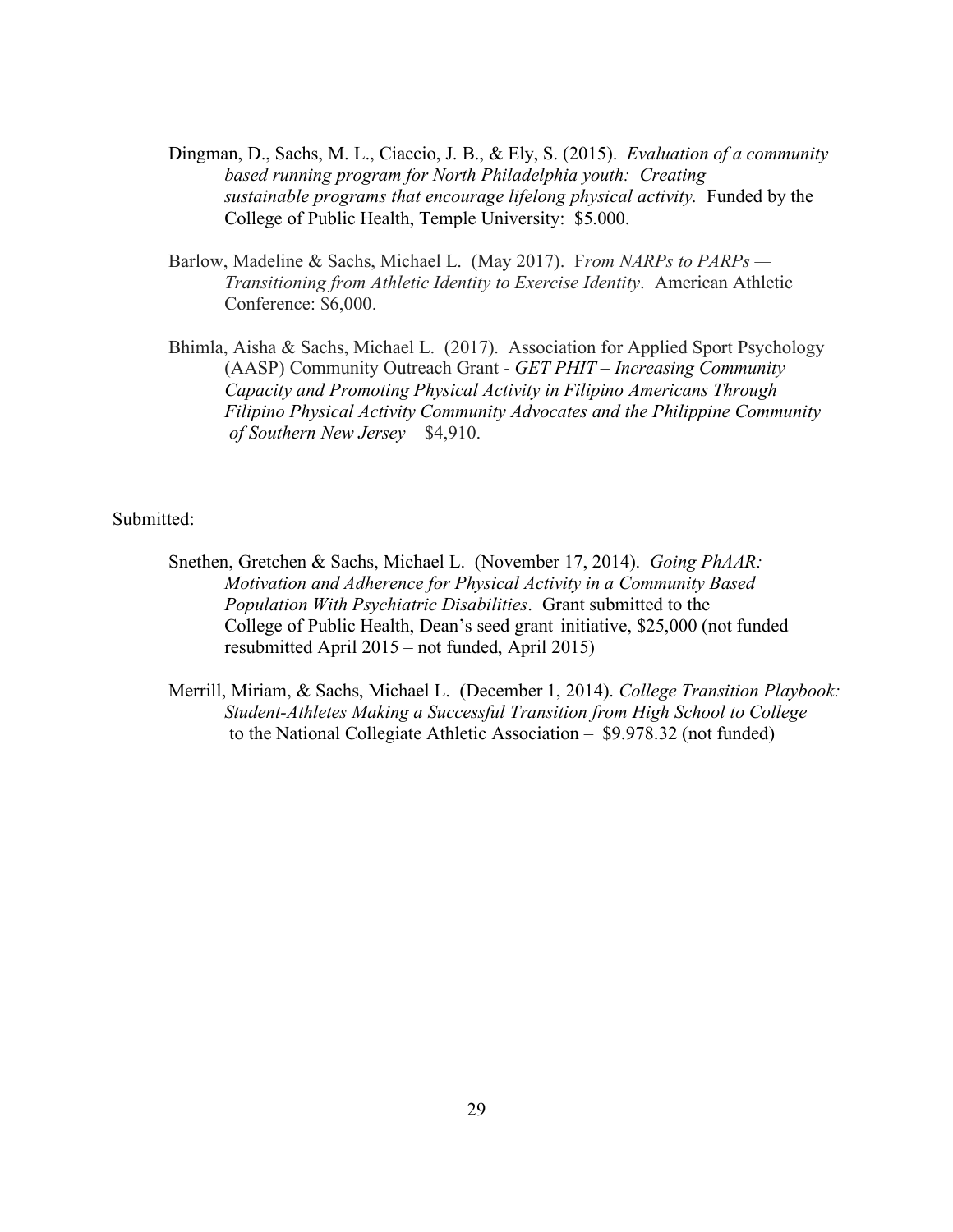Dingman, D., Sachs, M. L., Ciaccio, J. B., & Ely, S. (2015). *Evaluation of a community based running program for North Philadelphia youth: Creating sustainable programs that encourage lifelong physical activity.* Funded by the College of Public Health, Temple University: $5.000.

Barlow, Madeline & Sachs, Michael L. (May 2017). F*rom NARPs to PARPs — Transitioning from Athletic Identity to Exercise Identity*. American Athletic Conference: $6,000.

Bhimla, Aisha & Sachs, Michael L. (2017). Association for Applied Sport Psychology (AASP) Community Outreach Grant - *GET PHIT – Increasing Community Capacity and Promoting Physical Activity in Filipino Americans Through Filipino Physical Activity Community Advocates and the Philippine Community of Southern New Jersey* – $4,910.

Submitted:

Snethen, Gretchen & Sachs, Michael L. (November 17, 2014). *Going PhAAR: Motivation and Adherence for Physical Activity in a Community Based Population With Psychiatric Disabilities*. Grant submitted to the College of Public Health, Dean's seed grant initiative, $25,000 (not funded – resubmitted April 2015 – not funded, April 2015)

Merrill, Miriam, & Sachs, Michael L. (December 1, 2014). *College Transition Playbook: Student-Athletes Making a Successful Transition from High School to College* to the National Collegiate Athletic Association – $9.978.32 (not funded)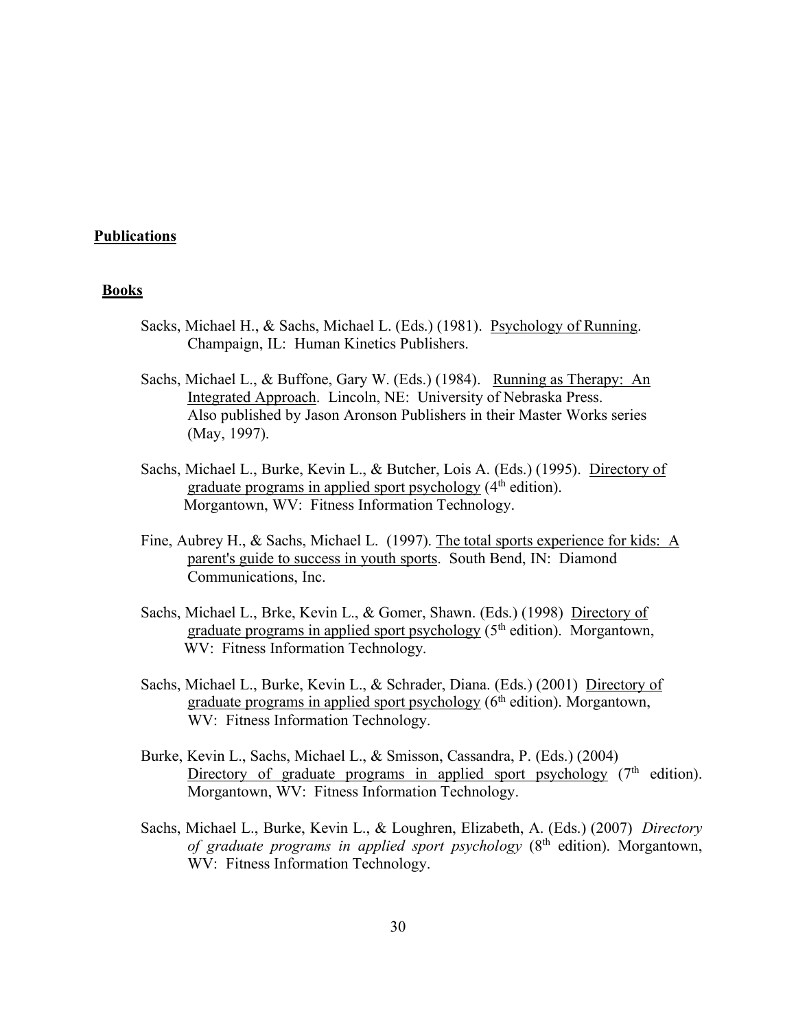**Publications**

**Books**

Sacks, Michael H., & Sachs, Michael L. (Eds.) (1981). Psychology of Running. Champaign, IL: Human Kinetics Publishers.

Sachs, Michael L., & Buffone, Gary W. (Eds.) (1984). Running as Therapy: An Integrated Approach. Lincoln, NE: University of Nebraska Press. Also published by Jason Aronson Publishers in their Master Works series (May, 1997).

Sachs, Michael L., Burke, Kevin L., & Butcher, Lois A. (Eds.) (1995). Directory of graduate programs in applied sport psychology (4th edition). Morgantown, WV: Fitness Information Technology.

Fine, Aubrey H., & Sachs, Michael L. (1997). The total sports experience for kids: A parent's guide to success in youth sports. South Bend, IN: Diamond Communications, Inc.

Sachs, Michael L., Brke, Kevin L., & Gomer, Shawn. (Eds.) (1998) Directory of graduate programs in applied sport psychology (5th edition). Morgantown, WV: Fitness Information Technology.

Sachs, Michael L., Burke, Kevin L., & Schrader, Diana. (Eds.) (2001) Directory of graduate programs in applied sport psychology (6th edition). Morgantown, WV: Fitness Information Technology.

Burke, Kevin L., Sachs, Michael L., & Smisson, Cassandra, P. (Eds.) (2004) Directory of graduate programs in applied sport psychology (7th edition). Morgantown, WV: Fitness Information Technology.

Sachs, Michael L., Burke, Kevin L., & Loughren, Elizabeth, A. (Eds.) (2007) *Directory of graduate programs in applied sport psychology* (8th edition). Morgantown, WV: Fitness Information Technology.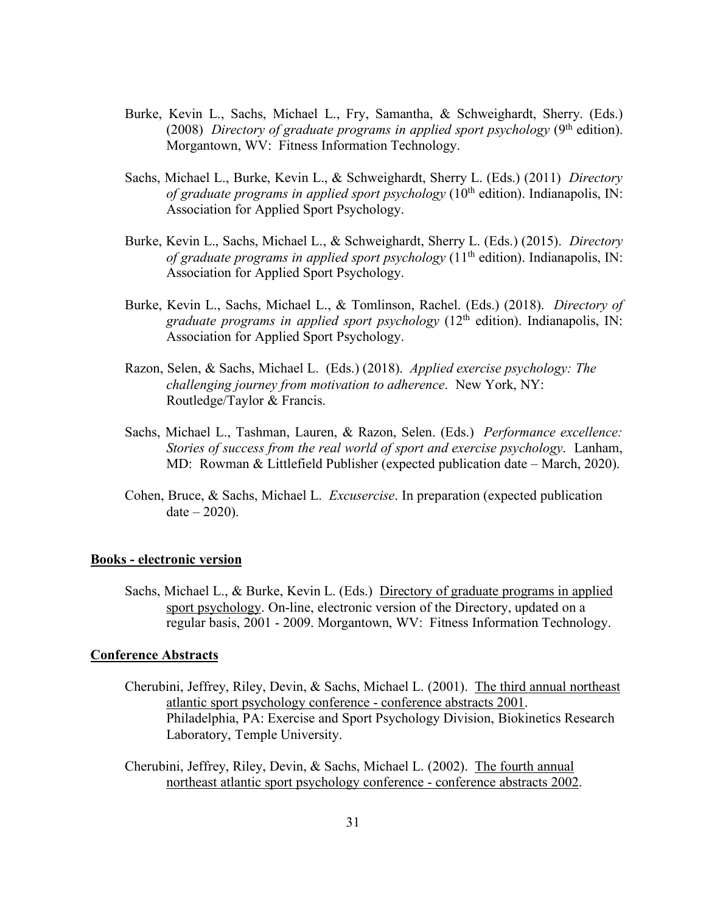Burke, Kevin L., Sachs, Michael L., Fry, Samantha, & Schweighardt, Sherry. (Eds.) (2008) *Directory of graduate programs in applied sport psychology* (9th edition). Morgantown, WV: Fitness Information Technology.

Sachs, Michael L., Burke, Kevin L., & Schweighardt, Sherry L. (Eds.) (2011) *Directory of graduate programs in applied sport psychology* (10th edition). Indianapolis, IN: Association for Applied Sport Psychology.

Burke, Kevin L., Sachs, Michael L., & Schweighardt, Sherry L. (Eds.) (2015). *Directory of graduate programs in applied sport psychology* (11th edition). Indianapolis, IN: Association for Applied Sport Psychology.

Burke, Kevin L., Sachs, Michael L., & Tomlinson, Rachel. (Eds.) (2018). *Directory of graduate programs in applied sport psychology* (12th edition). Indianapolis, IN: Association for Applied Sport Psychology.

Razon, Selen, & Sachs, Michael L. (Eds.) (2018). *Applied exercise psychology: The challenging journey from motivation to adherence*. New York, NY: Routledge/Taylor & Francis.

Sachs, Michael L., Tashman, Lauren, & Razon, Selen. (Eds.) *Performance excellence: Stories of success from the real world of sport and exercise psychology*. Lanham, MD: Rowman & Littlefield Publisher (expected publication date – March, 2020).

Cohen, Bruce, & Sachs, Michael L. *Excusercise*. In preparation (expected publication date – 2020).

**Books - electronic version**

Sachs, Michael L., & Burke, Kevin L. (Eds.) Directory of graduate programs in applied sport psychology. On-line, electronic version of the Directory, updated on a regular basis, 2001 - 2009. Morgantown, WV: Fitness Information Technology.

**Conference Abstracts**

Cherubini, Jeffrey, Riley, Devin, & Sachs, Michael L. (2001). The third annual northeast atlantic sport psychology conference - conference abstracts 2001. Philadelphia, PA: Exercise and Sport Psychology Division, Biokinetics Research Laboratory, Temple University.

Cherubini, Jeffrey, Riley, Devin, & Sachs, Michael L. (2002). The fourth annual northeast atlantic sport psychology conference - conference abstracts 2002.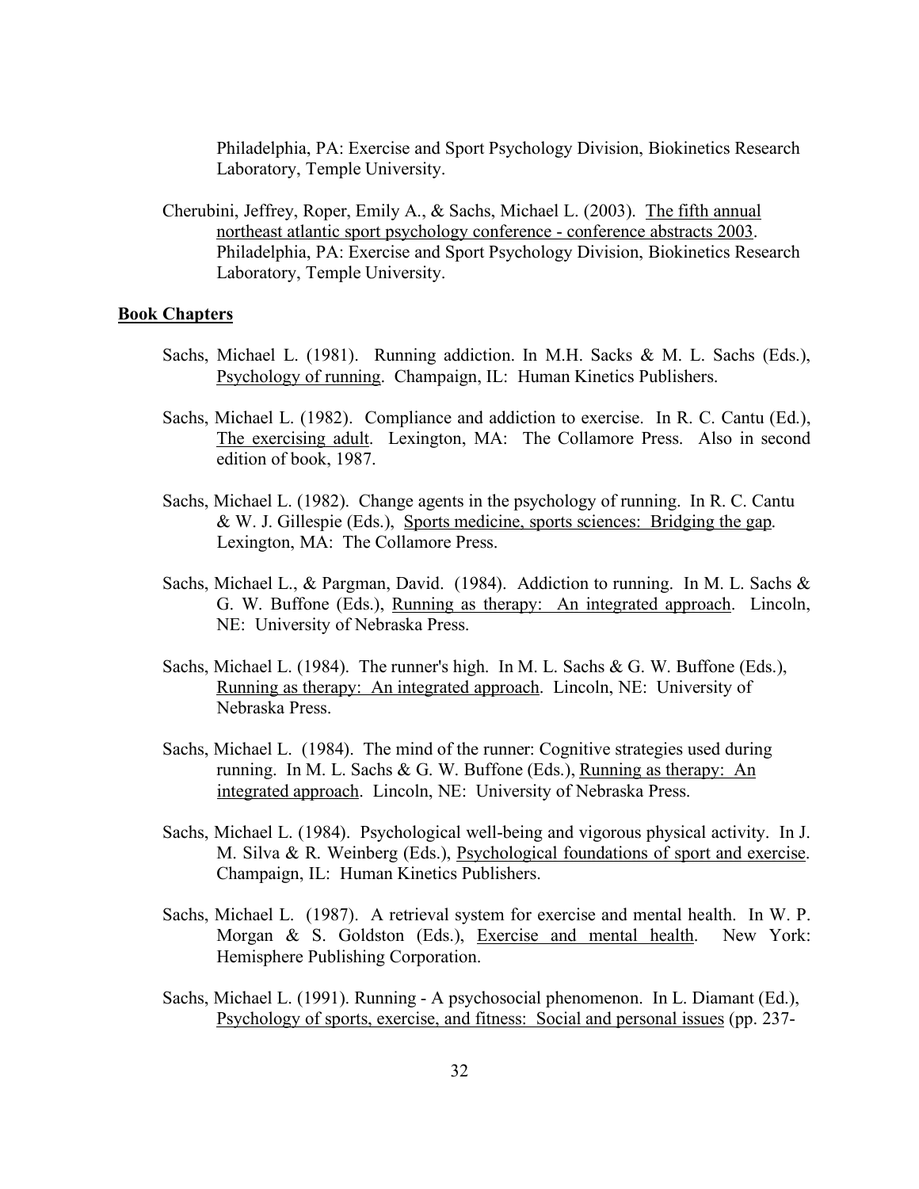Philadelphia, PA: Exercise and Sport Psychology Division, Biokinetics Research Laboratory, Temple University.

Cherubini, Jeffrey, Roper, Emily A., & Sachs, Michael L. (2003). The fifth annual northeast atlantic sport psychology conference - conference abstracts 2003. Philadelphia, PA: Exercise and Sport Psychology Division, Biokinetics Research Laboratory, Temple University.

**Book Chapters**

Sachs, Michael L. (1981). Running addiction. In M.H. Sacks & M. L. Sachs (Eds.), Psychology of running. Champaign, IL: Human Kinetics Publishers.

Sachs, Michael L. (1982). Compliance and addiction to exercise. In R. C. Cantu (Ed.), The exercising adult. Lexington, MA: The Collamore Press. Also in second edition of book, 1987.

Sachs, Michael L. (1982). Change agents in the psychology of running. In R. C. Cantu & W. J. Gillespie (Eds.), Sports medicine, sports sciences: Bridging the gap. Lexington, MA: The Collamore Press.

Sachs, Michael L., & Pargman, David. (1984). Addiction to running. In M. L. Sachs & G. W. Buffone (Eds.), Running as therapy: An integrated approach. Lincoln, NE: University of Nebraska Press.

Sachs, Michael L. (1984). The runner's high. In M. L. Sachs & G. W. Buffone (Eds.), Running as therapy: An integrated approach. Lincoln, NE: University of Nebraska Press.

Sachs, Michael L. (1984). The mind of the runner: Cognitive strategies used during running. In M. L. Sachs & G. W. Buffone (Eds.), Running as therapy: An integrated approach. Lincoln, NE: University of Nebraska Press.

Sachs, Michael L. (1984). Psychological well-being and vigorous physical activity. In J. M. Silva & R. Weinberg (Eds.), Psychological foundations of sport and exercise. Champaign, IL: Human Kinetics Publishers.

Sachs, Michael L. (1987). A retrieval system for exercise and mental health. In W. P. Morgan & S. Goldston (Eds.), Exercise and mental health. New York: Hemisphere Publishing Corporation.

Sachs, Michael L. (1991). Running - A psychosocial phenomenon. In L. Diamant (Ed.), Psychology of sports, exercise, and fitness: Social and personal issues (pp. 237-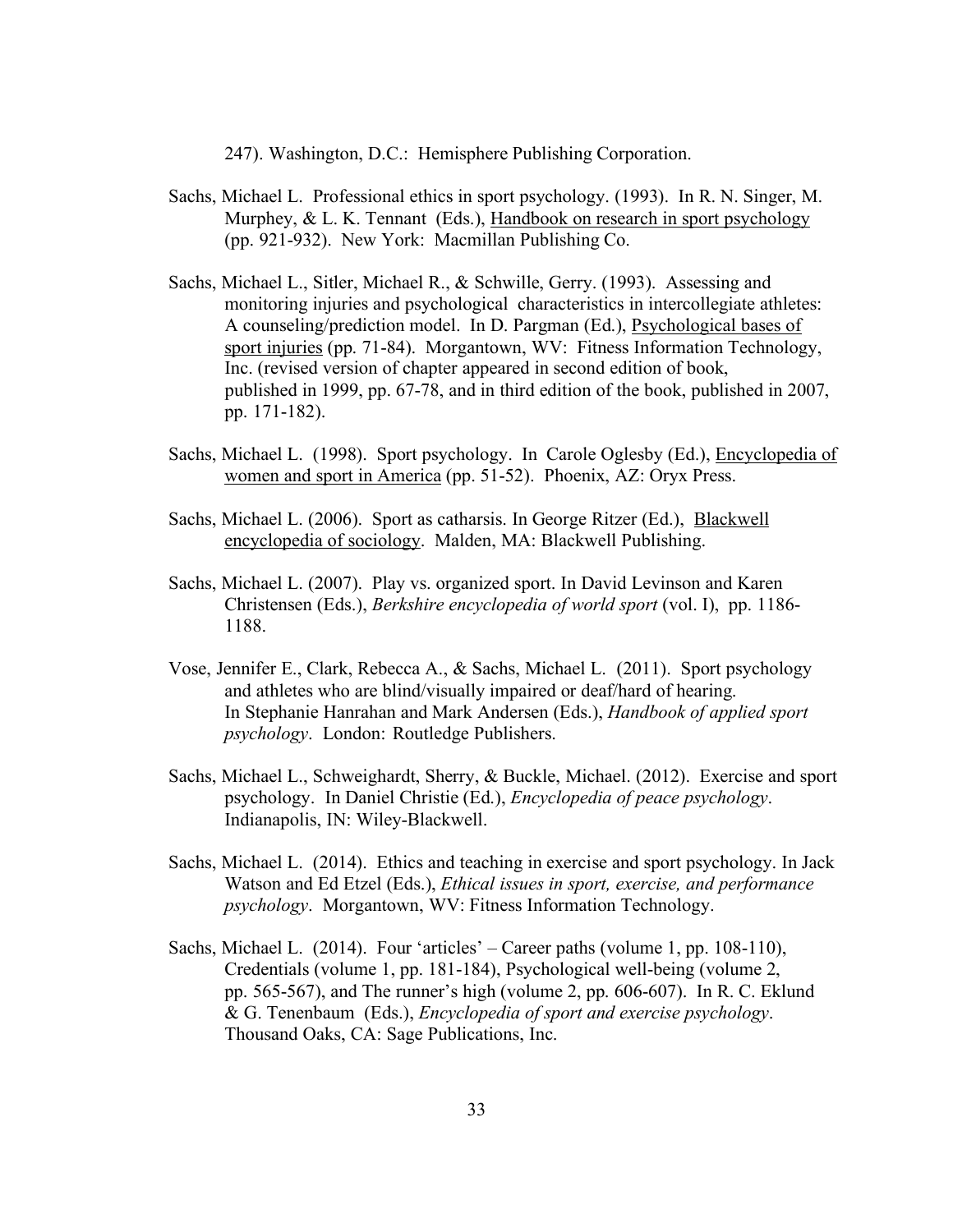247). Washington, D.C.: Hemisphere Publishing Corporation.

Sachs, Michael L. Professional ethics in sport psychology. (1993). In R. N. Singer, M. Murphey, & L. K. Tennant (Eds.), Handbook on research in sport psychology (pp. 921-932). New York: Macmillan Publishing Co.

Sachs, Michael L., Sitler, Michael R., & Schwille, Gerry. (1993). Assessing and monitoring injuries and psychological characteristics in intercollegiate athletes: A counseling/prediction model. In D. Pargman (Ed.), Psychological bases of sport injuries (pp. 71-84). Morgantown, WV: Fitness Information Technology, Inc. (revised version of chapter appeared in second edition of book, published in 1999, pp. 67-78, and in third edition of the book, published in 2007, pp. 171-182).

Sachs, Michael L. (1998). Sport psychology. In Carole Oglesby (Ed.), Encyclopedia of women and sport in America (pp. 51-52). Phoenix, AZ: Oryx Press.

Sachs, Michael L. (2006). Sport as catharsis. In George Ritzer (Ed.), Blackwell encyclopedia of sociology. Malden, MA: Blackwell Publishing.

Sachs, Michael L. (2007). Play vs. organized sport. In David Levinson and Karen Christensen (Eds.), *Berkshire encyclopedia of world sport* (vol. I), pp. 1186-1188.

Vose, Jennifer E., Clark, Rebecca A., & Sachs, Michael L. (2011). Sport psychology and athletes who are blind/visually impaired or deaf/hard of hearing. In Stephanie Hanrahan and Mark Andersen (Eds.), *Handbook of applied sport psychology*. London: Routledge Publishers.

Sachs, Michael L., Schweighardt, Sherry, & Buckle, Michael. (2012). Exercise and sport psychology. In Daniel Christie (Ed.), *Encyclopedia of peace psychology*. Indianapolis, IN: Wiley-Blackwell.

Sachs, Michael L. (2014). Ethics and teaching in exercise and sport psychology. In Jack Watson and Ed Etzel (Eds.), *Ethical issues in sport, exercise, and performance psychology*. Morgantown, WV: Fitness Information Technology.

Sachs, Michael L. (2014). Four 'articles' – Career paths (volume 1, pp. 108-110), Credentials (volume 1, pp. 181-184), Psychological well-being (volume 2, pp. 565-567), and The runner's high (volume 2, pp. 606-607). In R. C. Eklund & G. Tenenbaum (Eds.), *Encyclopedia of sport and exercise psychology*. Thousand Oaks, CA: Sage Publications, Inc.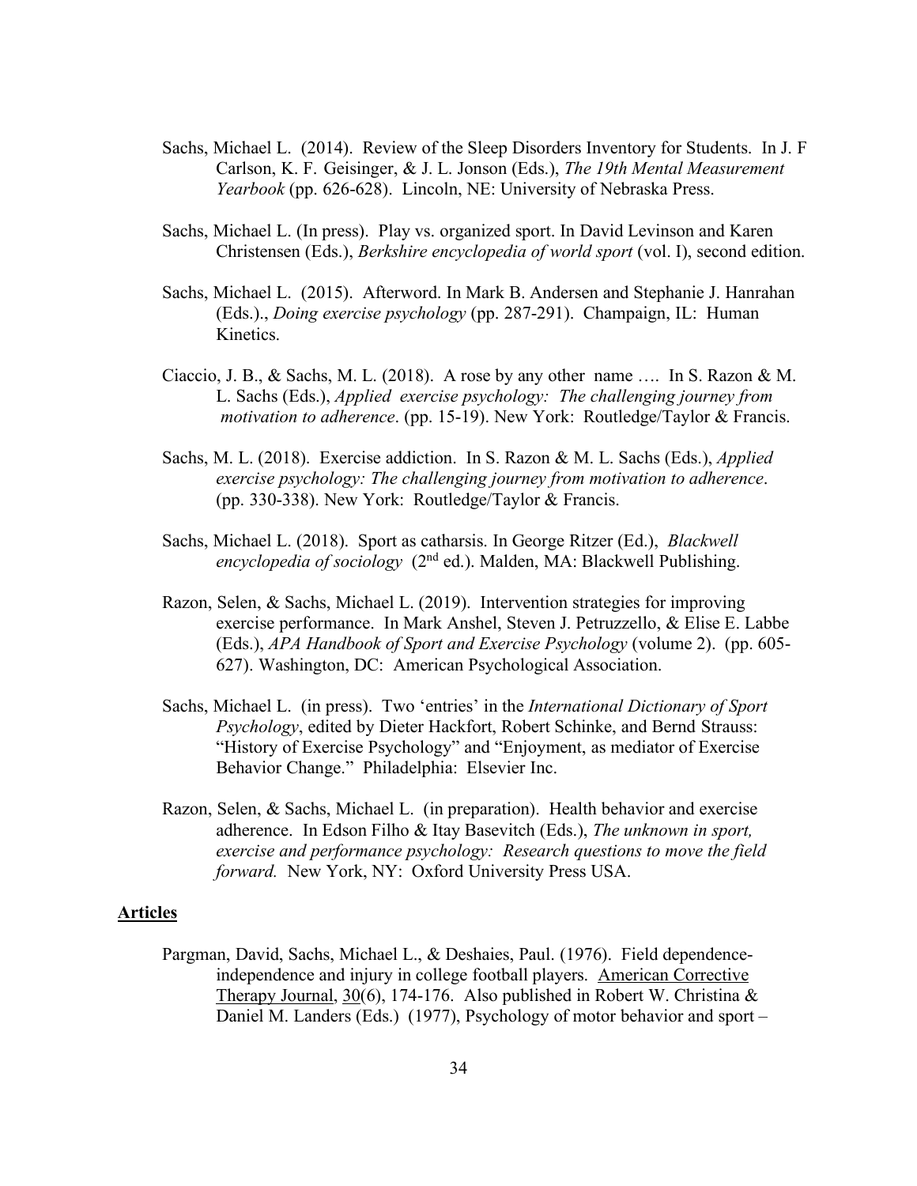Sachs, Michael L. (2014). Review of the Sleep Disorders Inventory for Students. In J. F Carlson, K. F. Geisinger, & J. L. Jonson (Eds.), *The 19th Mental Measurement Yearbook* (pp. 626-628). Lincoln, NE: University of Nebraska Press.

Sachs, Michael L. (In press). Play vs. organized sport. In David Levinson and Karen Christensen (Eds.), *Berkshire encyclopedia of world sport* (vol. I), second edition.

Sachs, Michael L. (2015). Afterword. In Mark B. Andersen and Stephanie J. Hanrahan (Eds.)., *Doing exercise psychology* (pp. 287-291). Champaign, IL: Human Kinetics.

Ciaccio, J. B., & Sachs, M. L. (2018). A rose by any other name …. In S. Razon & M. L. Sachs (Eds.), *Applied exercise psychology: The challenging journey from motivation to adherence*. (pp. 15-19). New York: Routledge/Taylor & Francis.

Sachs, M. L. (2018). Exercise addiction. In S. Razon & M. L. Sachs (Eds.), *Applied exercise psychology: The challenging journey from motivation to adherence*. (pp. 330-338). New York: Routledge/Taylor & Francis.

Sachs, Michael L. (2018). Sport as catharsis. In George Ritzer (Ed.), *Blackwell encyclopedia of sociology* (2nd ed.). Malden, MA: Blackwell Publishing.

Razon, Selen, & Sachs, Michael L. (2019). Intervention strategies for improving exercise performance. In Mark Anshel, Steven J. Petruzzello, & Elise E. Labbe (Eds.), *APA Handbook of Sport and Exercise Psychology* (volume 2). (pp. 605-627). Washington, DC: American Psychological Association.

Sachs, Michael L. (in press). Two 'entries' in the *International Dictionary of Sport Psychology*, edited by Dieter Hackfort, Robert Schinke, and Bernd Strauss: "History of Exercise Psychology" and "Enjoyment, as mediator of Exercise Behavior Change." Philadelphia: Elsevier Inc.

Razon, Selen, & Sachs, Michael L. (in preparation). Health behavior and exercise adherence. In Edson Filho & Itay Basevitch (Eds.), *The unknown in sport, exercise and performance psychology: Research questions to move the field forward.* New York, NY: Oxford University Press USA.

**Articles**

Pargman, David, Sachs, Michael L., & Deshaies, Paul. (1976). Field dependence-independence and injury in college football players. American Corrective Therapy Journal, 30(6), 174-176. Also published in Robert W. Christina & Daniel M. Landers (Eds.) (1977), Psychology of motor behavior and sport –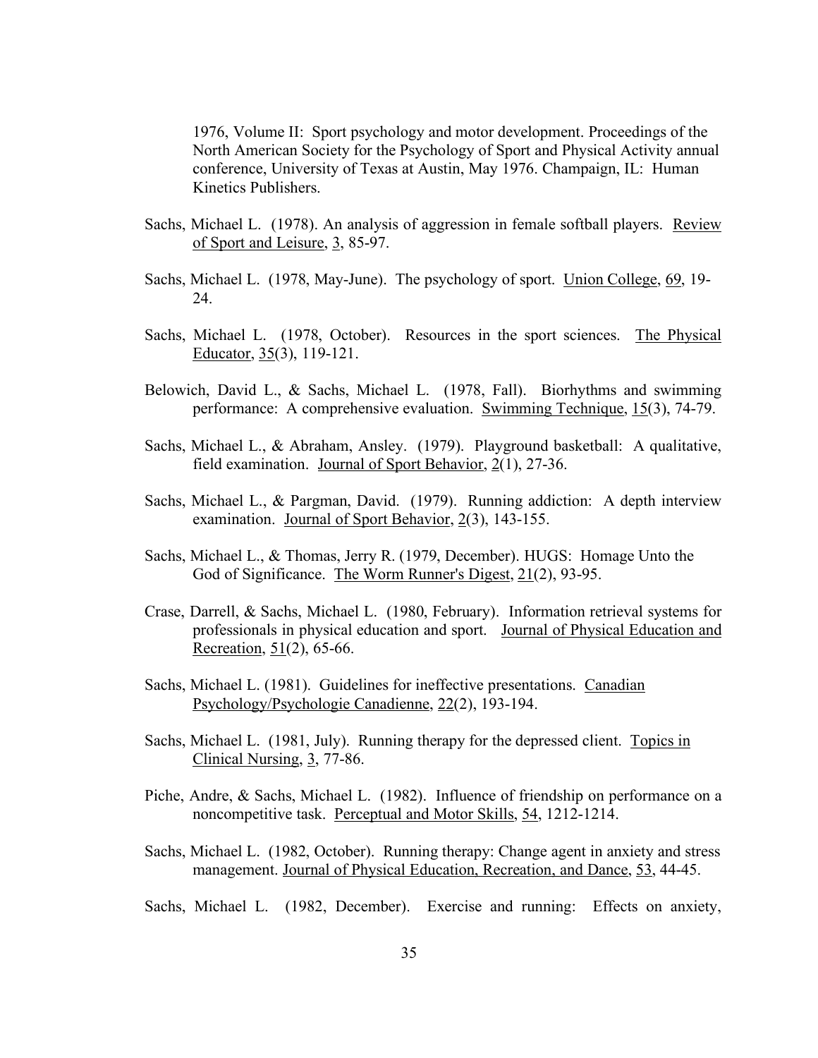1976, Volume II: Sport psychology and motor development. Proceedings of the North American Society for the Psychology of Sport and Physical Activity annual conference, University of Texas at Austin, May 1976. Champaign, IL: Human Kinetics Publishers.

Sachs, Michael L. (1978). An analysis of aggression in female softball players. Review of Sport and Leisure, 3, 85-97.

Sachs, Michael L. (1978, May-June). The psychology of sport. Union College, 69, 19-24.

Sachs, Michael L. (1978, October). Resources in the sport sciences. The Physical Educator, 35(3), 119-121.

Belowich, David L., & Sachs, Michael L. (1978, Fall). Biorhythms and swimming performance: A comprehensive evaluation. Swimming Technique, 15(3), 74-79.

Sachs, Michael L., & Abraham, Ansley. (1979). Playground basketball: A qualitative, field examination. Journal of Sport Behavior, 2(1), 27-36.

Sachs, Michael L., & Pargman, David. (1979). Running addiction: A depth interview examination. Journal of Sport Behavior, 2(3), 143-155.

Sachs, Michael L., & Thomas, Jerry R. (1979, December). HUGS: Homage Unto the God of Significance. The Worm Runner's Digest, 21(2), 93-95.

Crase, Darrell, & Sachs, Michael L. (1980, February). Information retrieval systems for professionals in physical education and sport. Journal of Physical Education and Recreation, 51(2), 65-66.

Sachs, Michael L. (1981). Guidelines for ineffective presentations. Canadian Psychology/Psychologie Canadienne, 22(2), 193-194.

Sachs, Michael L. (1981, July). Running therapy for the depressed client. Topics in Clinical Nursing, 3, 77-86.

Piche, Andre, & Sachs, Michael L. (1982). Influence of friendship on performance on a noncompetitive task. Perceptual and Motor Skills, 54, 1212-1214.

Sachs, Michael L. (1982, October). Running therapy: Change agent in anxiety and stress management. Journal of Physical Education, Recreation, and Dance, 53, 44-45.

Sachs, Michael L. (1982, December). Exercise and running: Effects on anxiety,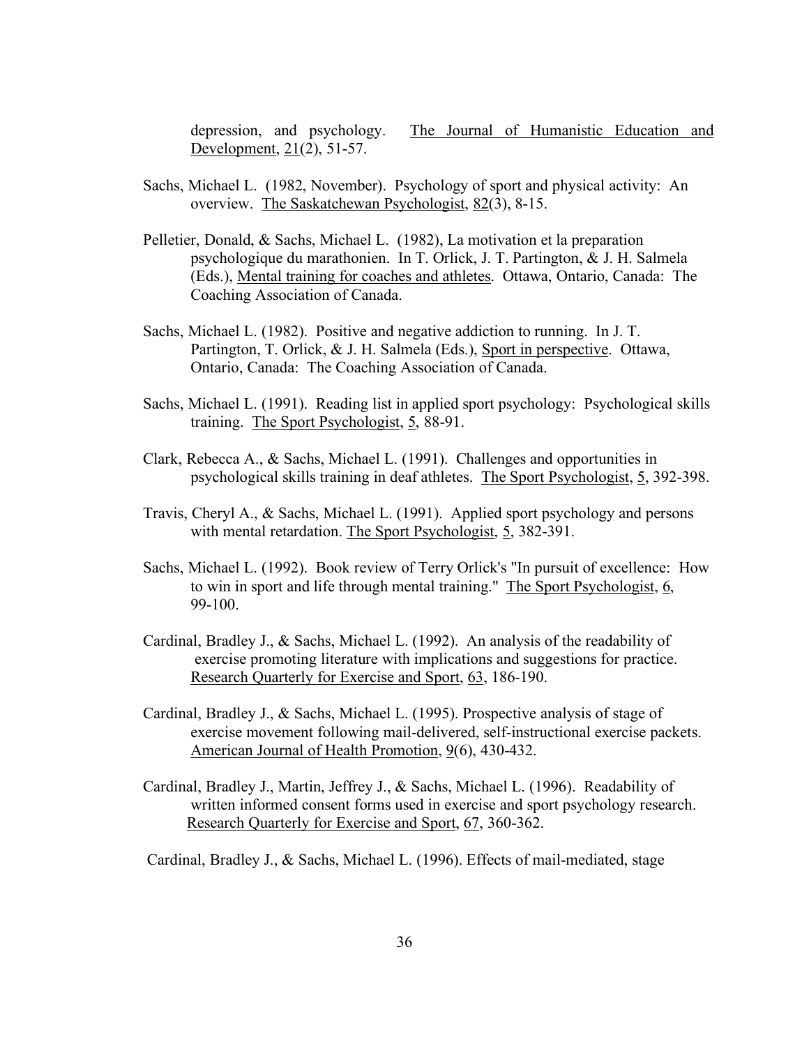depression, and psychology. The Journal of Humanistic Education and Development, 21(2), 51-57.

Sachs, Michael L. (1982, November). Psychology of sport and physical activity: An overview. The Saskatchewan Psychologist, 82(3), 8-15.

Pelletier, Donald, & Sachs, Michael L. (1982), La motivation et la preparation psychologique du marathonien. In T. Orlick, J. T. Partington, & J. H. Salmela (Eds.), Mental training for coaches and athletes. Ottawa, Ontario, Canada: The Coaching Association of Canada.

Sachs, Michael L. (1982). Positive and negative addiction to running. In J. T. Partington, T. Orlick, & J. H. Salmela (Eds.), Sport in perspective. Ottawa, Ontario, Canada: The Coaching Association of Canada.

Sachs, Michael L. (1991). Reading list in applied sport psychology: Psychological skills training. The Sport Psychologist, 5, 88-91.

Clark, Rebecca A., & Sachs, Michael L. (1991). Challenges and opportunities in psychological skills training in deaf athletes. The Sport Psychologist, 5, 392-398.

Travis, Cheryl A., & Sachs, Michael L. (1991). Applied sport psychology and persons with mental retardation. The Sport Psychologist, 5, 382-391.

Sachs, Michael L. (1992). Book review of Terry Orlick's "In pursuit of excellence: How to win in sport and life through mental training." The Sport Psychologist, 6, 99-100.

Cardinal, Bradley J., & Sachs, Michael L. (1992). An analysis of the readability of exercise promoting literature with implications and suggestions for practice. Research Quarterly for Exercise and Sport, 63, 186-190.

Cardinal, Bradley J., & Sachs, Michael L. (1995). Prospective analysis of stage of exercise movement following mail-delivered, self-instructional exercise packets. American Journal of Health Promotion, 9(6), 430-432.

Cardinal, Bradley J., Martin, Jeffrey J., & Sachs, Michael L. (1996). Readability of written informed consent forms used in exercise and sport psychology research. Research Quarterly for Exercise and Sport, 67, 360-362.

Cardinal, Bradley J., & Sachs, Michael L. (1996). Effects of mail-mediated, stage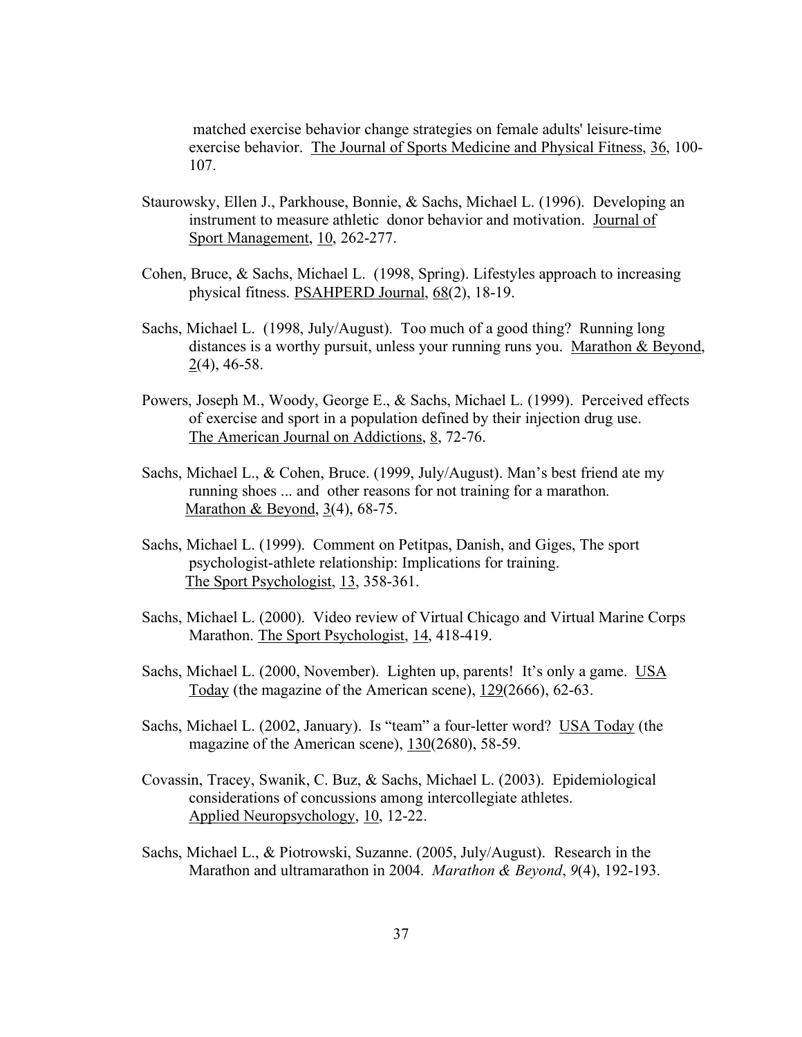matched exercise behavior change strategies on female adults' leisure-time exercise behavior. The Journal of Sports Medicine and Physical Fitness, 36, 100-107.

Staurowsky, Ellen J., Parkhouse, Bonnie, & Sachs, Michael L. (1996). Developing an instrument to measure athletic donor behavior and motivation. Journal of Sport Management, 10, 262-277.

Cohen, Bruce, & Sachs, Michael L. (1998, Spring). Lifestyles approach to increasing physical fitness. PSAHPERD Journal, 68(2), 18-19.

Sachs, Michael L. (1998, July/August). Too much of a good thing? Running long distances is a worthy pursuit, unless your running runs you. Marathon & Beyond, 2(4), 46-58.

Powers, Joseph M., Woody, George E., & Sachs, Michael L. (1999). Perceived effects of exercise and sport in a population defined by their injection drug use. The American Journal on Addictions, 8, 72-76.

Sachs, Michael L., & Cohen, Bruce. (1999, July/August). Man's best friend ate my running shoes ... and other reasons for not training for a marathon. Marathon & Beyond, 3(4), 68-75.

Sachs, Michael L. (1999). Comment on Petitpas, Danish, and Giges, The sport psychologist-athlete relationship: Implications for training. The Sport Psychologist, 13, 358-361.

Sachs, Michael L. (2000). Video review of Virtual Chicago and Virtual Marine Corps Marathon. The Sport Psychologist, 14, 418-419.

Sachs, Michael L. (2000, November). Lighten up, parents! It's only a game. USA Today (the magazine of the American scene), 129(2666), 62-63.

Sachs, Michael L. (2002, January). Is "team" a four-letter word? USA Today (the magazine of the American scene), 130(2680), 58-59.

Covassin, Tracey, Swanik, C. Buz, & Sachs, Michael L. (2003). Epidemiological considerations of concussions among intercollegiate athletes. Applied Neuropsychology, 10, 12-22.

Sachs, Michael L., & Piotrowski, Suzanne. (2005, July/August). Research in the Marathon and ultramarathon in 2004. *Marathon & Beyond*, *9*(4), 192-193.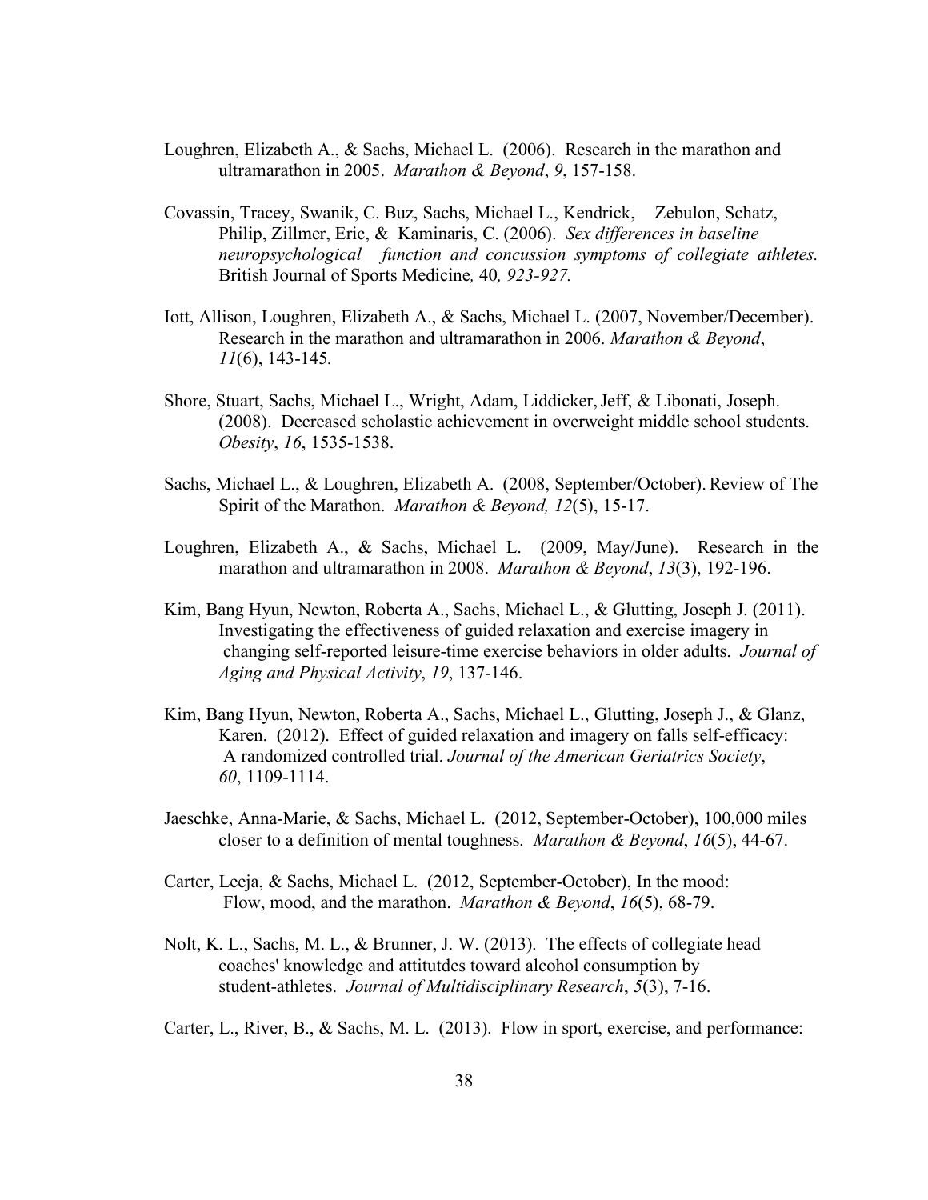Loughren, Elizabeth A., & Sachs, Michael L. (2006). Research in the marathon and ultramarathon in 2005. *Marathon & Beyond*, *9*, 157-158.

Covassin, Tracey, Swanik, C. Buz, Sachs, Michael L., Kendrick, Zebulon, Schatz, Philip, Zillmer, Eric, & Kaminaris, C. (2006). *Sex differences in baseline neuropsychological function and concussion symptoms of collegiate athletes.* British Journal of Sports Medicine*,* 40*, 923-927.*

Iott, Allison, Loughren, Elizabeth A., & Sachs, Michael L. (2007, November/December). Research in the marathon and ultramarathon in 2006. *Marathon & Beyond*, *11*(6), 143-145*.*

Shore, Stuart, Sachs, Michael L., Wright, Adam, Liddicker, Jeff, & Libonati, Joseph. (2008). Decreased scholastic achievement in overweight middle school students. *Obesity*, *16*, 1535-1538.

Sachs, Michael L., & Loughren, Elizabeth A. (2008, September/October). Review of The Spirit of the Marathon. *Marathon & Beyond, 12*(5), 15-17.

Loughren, Elizabeth A., & Sachs, Michael L. (2009, May/June). Research in the marathon and ultramarathon in 2008. *Marathon & Beyond*, *13*(3), 192-196.

Kim, Bang Hyun, Newton, Roberta A., Sachs, Michael L., & Glutting, Joseph J. (2011). Investigating the effectiveness of guided relaxation and exercise imagery in changing self-reported leisure-time exercise behaviors in older adults. *Journal of Aging and Physical Activity*, *19*, 137-146.

Kim, Bang Hyun, Newton, Roberta A., Sachs, Michael L., Glutting, Joseph J., & Glanz, Karen. (2012). Effect of guided relaxation and imagery on falls self-efficacy: A randomized controlled trial. *Journal of the American Geriatrics Society*, *60*, 1109-1114.

Jaeschke, Anna-Marie, & Sachs, Michael L. (2012, September-October), 100,000 miles closer to a definition of mental toughness. *Marathon & Beyond*, *16*(5), 44-67.

Carter, Leeja, & Sachs, Michael L. (2012, September-October), In the mood: Flow, mood, and the marathon. *Marathon & Beyond*, *16*(5), 68-79.

Nolt, K. L., Sachs, M. L., & Brunner, J. W. (2013). The effects of collegiate head coaches' knowledge and attitutdes toward alcohol consumption by student-athletes. *Journal of Multidisciplinary Research*, *5*(3), 7-16.

Carter, L., River, B., & Sachs, M. L. (2013). Flow in sport, exercise, and performance: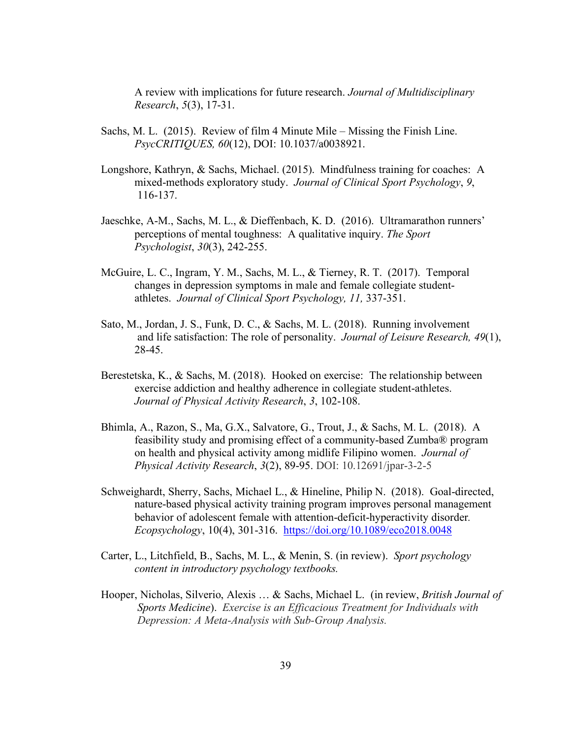A review with implications for future research. *Journal of Multidisciplinary Research*, *5*(3), 17-31.

Sachs, M. L. (2015). Review of film 4 Minute Mile – Missing the Finish Line. *PsycCRITIQUES, 60*(12), DOI: 10.1037/a0038921.

Longshore, Kathryn, & Sachs, Michael. (2015). Mindfulness training for coaches: A mixed-methods exploratory study. *Journal of Clinical Sport Psychology*, *9*, 116-137.

Jaeschke, A-M., Sachs, M. L., & Dieffenbach, K. D. (2016). Ultramarathon runners' perceptions of mental toughness: A qualitative inquiry. *The Sport Psychologist*, *30*(3), 242-255.

McGuire, L. C., Ingram, Y. M., Sachs, M. L., & Tierney, R. T. (2017). Temporal changes in depression symptoms in male and female collegiate student-athletes. *Journal of Clinical Sport Psychology, 11,* 337-351.

Sato, M., Jordan, J. S., Funk, D. C., & Sachs, M. L. (2018). Running involvement and life satisfaction: The role of personality. *Journal of Leisure Research, 49*(1), 28-45.

Berestetska, K., & Sachs, M. (2018). Hooked on exercise: The relationship between exercise addiction and healthy adherence in collegiate student-athletes. *Journal of Physical Activity Research*, *3*, 102-108.

Bhimla, A., Razon, S., Ma, G.X., Salvatore, G., Trout, J., & Sachs, M. L. (2018). A feasibility study and promising effect of a community-based Zumba® program on health and physical activity among midlife Filipino women. *Journal of Physical Activity Research*, *3*(2), 89-95. DOI: 10.12691/jpar-3-2-5

Schweighardt, Sherry, Sachs, Michael L., & Hineline, Philip N. (2018). Goal-directed, nature-based physical activity training program improves personal management behavior of adolescent female with attention-deficit-hyperactivity disorder. *Ecopsychology*, 10(4), 301-316. https://doi.org/10.1089/eco2018.0048

Carter, L., Litchfield, B., Sachs, M. L., & Menin, S. (in review). *Sport psychology content in introductory psychology textbooks.*

Hooper, Nicholas, Silverio, Alexis … & Sachs, Michael L. (in review, *British Journal of Sports Medicine*). *Exercise is an Efficacious Treatment for Individuals with Depression: A Meta-Analysis with Sub-Group Analysis.*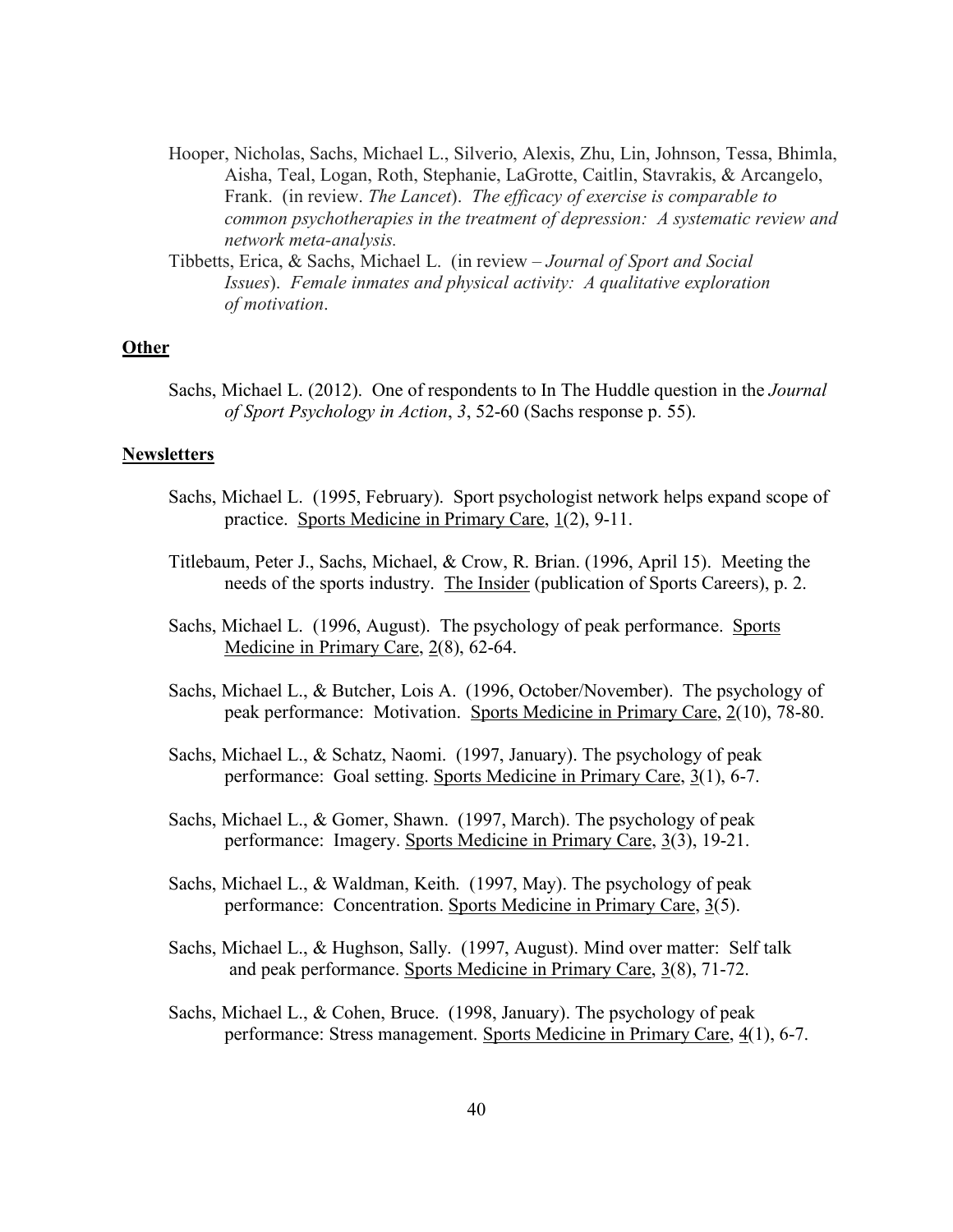Hooper, Nicholas, Sachs, Michael L., Silverio, Alexis, Zhu, Lin, Johnson, Tessa, Bhimla, Aisha, Teal, Logan, Roth, Stephanie, LaGrotte, Caitlin, Stavrakis, & Arcangelo, Frank. (in review. *The Lancet*). *The efficacy of exercise is comparable to common psychotherapies in the treatment of depression: A systematic review and network meta-analysis.*

Tibbetts, Erica, & Sachs, Michael L. (in review – *Journal of Sport and Social Issues*). *Female inmates and physical activity: A qualitative exploration of motivation*.

## Other

Sachs, Michael L. (2012). One of respondents to In The Huddle question in the *Journal of Sport Psychology in Action*, *3*, 52-60 (Sachs response p. 55).

## Newsletters

Sachs, Michael L. (1995, February). Sport psychologist network helps expand scope of practice. Sports Medicine in Primary Care, 1(2), 9-11.

Titlebaum, Peter J., Sachs, Michael, & Crow, R. Brian. (1996, April 15). Meeting the needs of the sports industry. The Insider (publication of Sports Careers), p. 2.

Sachs, Michael L. (1996, August). The psychology of peak performance. Sports Medicine in Primary Care, 2(8), 62-64.

Sachs, Michael L., & Butcher, Lois A. (1996, October/November). The psychology of peak performance: Motivation. Sports Medicine in Primary Care, 2(10), 78-80.

Sachs, Michael L., & Schatz, Naomi. (1997, January). The psychology of peak performance: Goal setting. Sports Medicine in Primary Care, 3(1), 6-7.

Sachs, Michael L., & Gomer, Shawn. (1997, March). The psychology of peak performance: Imagery. Sports Medicine in Primary Care, 3(3), 19-21.

Sachs, Michael L., & Waldman, Keith. (1997, May). The psychology of peak performance: Concentration. Sports Medicine in Primary Care, 3(5).

Sachs, Michael L., & Hughson, Sally. (1997, August). Mind over matter: Self talk and peak performance. Sports Medicine in Primary Care, 3(8), 71-72.

Sachs, Michael L., & Cohen, Bruce. (1998, January). The psychology of peak performance: Stress management. Sports Medicine in Primary Care, 4(1), 6-7.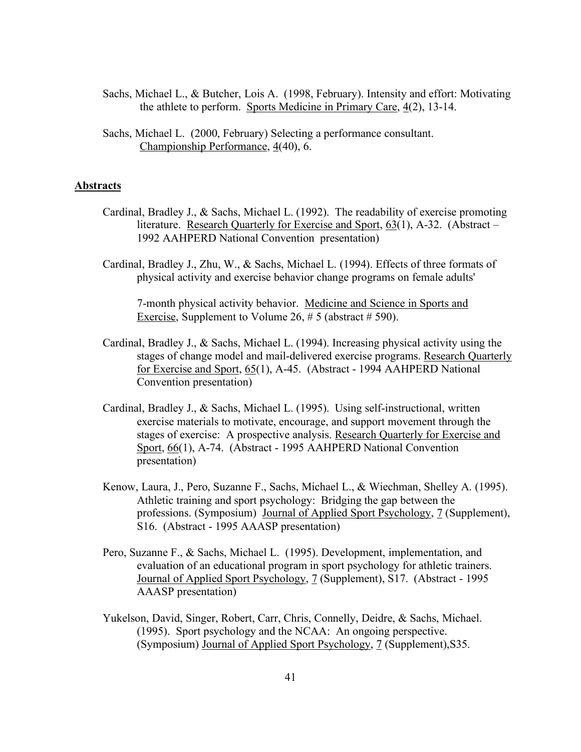Sachs, Michael L., & Butcher, Lois A. (1998, February). Intensity and effort: Motivating the athlete to perform. Sports Medicine in Primary Care, 4(2), 13-14.

Sachs, Michael L. (2000, February) Selecting a performance consultant. Championship Performance, 4(40), 6.

## Abstracts

Cardinal, Bradley J., & Sachs, Michael L. (1992). The readability of exercise promoting literature. Research Quarterly for Exercise and Sport, 63(1), A-32. (Abstract – 1992 AAHPERD National Convention presentation)

Cardinal, Bradley J., Zhu, W., & Sachs, Michael L. (1994). Effects of three formats of physical activity and exercise behavior change programs on female adults' 7-month physical activity behavior. Medicine and Science in Sports and Exercise, Supplement to Volume 26, # 5 (abstract # 590).

Cardinal, Bradley J., & Sachs, Michael L. (1994). Increasing physical activity using the stages of change model and mail-delivered exercise programs. Research Quarterly for Exercise and Sport, 65(1), A-45. (Abstract - 1994 AAHPERD National Convention presentation)

Cardinal, Bradley J., & Sachs, Michael L. (1995). Using self-instructional, written exercise materials to motivate, encourage, and support movement through the stages of exercise: A prospective analysis. Research Quarterly for Exercise and Sport, 66(1), A-74. (Abstract - 1995 AAHPERD National Convention presentation)

Kenow, Laura, J., Pero, Suzanne F., Sachs, Michael L., & Wiechman, Shelley A. (1995). Athletic training and sport psychology: Bridging the gap between the professions. (Symposium) Journal of Applied Sport Psychology, 7 (Supplement), S16. (Abstract - 1995 AAASP presentation)

Pero, Suzanne F., & Sachs, Michael L. (1995). Development, implementation, and evaluation of an educational program in sport psychology for athletic trainers. Journal of Applied Sport Psychology, 7 (Supplement), S17. (Abstract - 1995 AAASP presentation)

Yukelson, David, Singer, Robert, Carr, Chris, Connelly, Deidre, & Sachs, Michael. (1995). Sport psychology and the NCAA: An ongoing perspective. (Symposium) Journal of Applied Sport Psychology, 7 (Supplement),S35.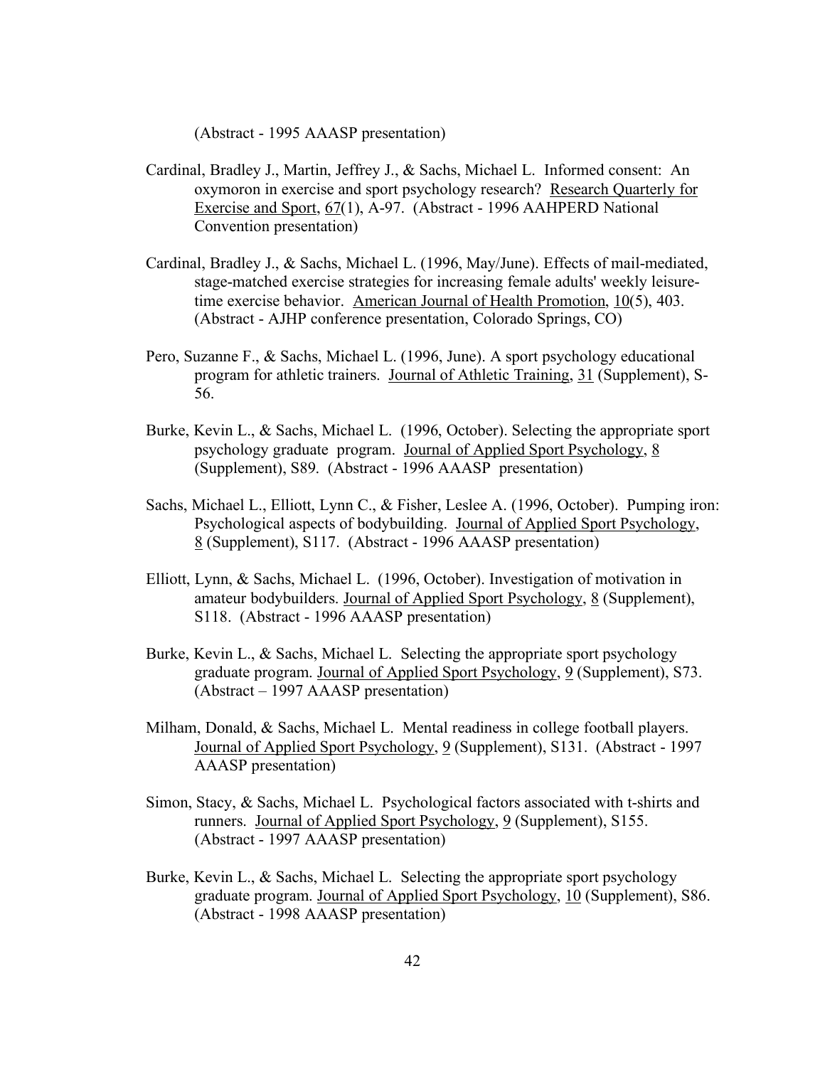(Abstract - 1995 AAASP presentation)

Cardinal, Bradley J., Martin, Jeffrey J., & Sachs, Michael L. Informed consent: An oxymoron in exercise and sport psychology research? <u>Research Quarterly for Exercise and Sport</u>, <u>67</u>(1), A-97. (Abstract - 1996 AAHPERD National Convention presentation)

Cardinal, Bradley J., & Sachs, Michael L. (1996, May/June). Effects of mail-mediated, stage-matched exercise strategies for increasing female adults' weekly leisure-time exercise behavior. <u>American Journal of Health Promotion</u>, <u>10</u>(5), 403. (Abstract - AJHP conference presentation, Colorado Springs, CO)

Pero, Suzanne F., & Sachs, Michael L. (1996, June). A sport psychology educational program for athletic trainers. <u>Journal of Athletic Training</u>, <u>31</u> (Supplement), S-56.

Burke, Kevin L., & Sachs, Michael L. (1996, October). Selecting the appropriate sport psychology graduate program. <u>Journal of Applied Sport Psychology</u>, <u>8</u> (Supplement), S89. (Abstract - 1996 AAASP presentation)

Sachs, Michael L., Elliott, Lynn C., & Fisher, Leslee A. (1996, October). Pumping iron: Psychological aspects of bodybuilding. <u>Journal of Applied Sport Psychology</u>, <u>8</u> (Supplement), S117. (Abstract - 1996 AAASP presentation)

Elliott, Lynn, & Sachs, Michael L. (1996, October). Investigation of motivation in amateur bodybuilders. <u>Journal of Applied Sport Psychology</u>, <u>8</u> (Supplement), S118. (Abstract - 1996 AAASP presentation)

Burke, Kevin L., & Sachs, Michael L. Selecting the appropriate sport psychology graduate program. <u>Journal of Applied Sport Psychology</u>, <u>9</u> (Supplement), S73. (Abstract – 1997 AAASP presentation)

Milham, Donald, & Sachs, Michael L. Mental readiness in college football players. <u>Journal of Applied Sport Psychology</u>, <u>9</u> (Supplement), S131. (Abstract - 1997 AAASP presentation)

Simon, Stacy, & Sachs, Michael L. Psychological factors associated with t-shirts and runners. <u>Journal of Applied Sport Psychology</u>, <u>9</u> (Supplement), S155. (Abstract - 1997 AAASP presentation)

Burke, Kevin L., & Sachs, Michael L. Selecting the appropriate sport psychology graduate program. <u>Journal of Applied Sport Psychology</u>, <u>10</u> (Supplement), S86. (Abstract - 1998 AAASP presentation)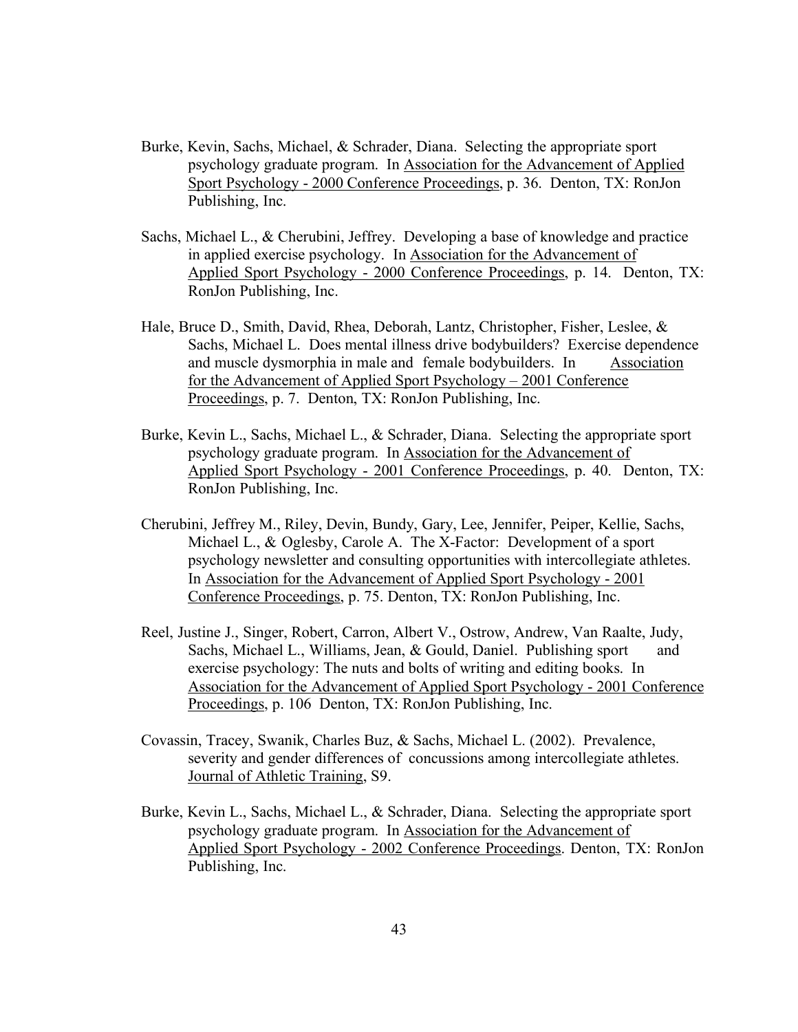Burke, Kevin, Sachs, Michael, & Schrader, Diana. Selecting the appropriate sport psychology graduate program. In Association for the Advancement of Applied Sport Psychology - 2000 Conference Proceedings, p. 36. Denton, TX: RonJon Publishing, Inc.

Sachs, Michael L., & Cherubini, Jeffrey. Developing a base of knowledge and practice in applied exercise psychology. In Association for the Advancement of Applied Sport Psychology - 2000 Conference Proceedings, p. 14. Denton, TX: RonJon Publishing, Inc.

Hale, Bruce D., Smith, David, Rhea, Deborah, Lantz, Christopher, Fisher, Leslee, & Sachs, Michael L. Does mental illness drive bodybuilders? Exercise dependence and muscle dysmorphia in male and female bodybuilders. In Association for the Advancement of Applied Sport Psychology – 2001 Conference Proceedings, p. 7. Denton, TX: RonJon Publishing, Inc.

Burke, Kevin L., Sachs, Michael L., & Schrader, Diana. Selecting the appropriate sport psychology graduate program. In Association for the Advancement of Applied Sport Psychology - 2001 Conference Proceedings, p. 40. Denton, TX: RonJon Publishing, Inc.

Cherubini, Jeffrey M., Riley, Devin, Bundy, Gary, Lee, Jennifer, Peiper, Kellie, Sachs, Michael L., & Oglesby, Carole A. The X-Factor: Development of a sport psychology newsletter and consulting opportunities with intercollegiate athletes. In Association for the Advancement of Applied Sport Psychology - 2001 Conference Proceedings, p. 75. Denton, TX: RonJon Publishing, Inc.

Reel, Justine J., Singer, Robert, Carron, Albert V., Ostrow, Andrew, Van Raalte, Judy, Sachs, Michael L., Williams, Jean, & Gould, Daniel. Publishing sport and exercise psychology: The nuts and bolts of writing and editing books. In Association for the Advancement of Applied Sport Psychology - 2001 Conference Proceedings, p. 106 Denton, TX: RonJon Publishing, Inc.

Covassin, Tracey, Swanik, Charles Buz, & Sachs, Michael L. (2002). Prevalence, severity and gender differences of concussions among intercollegiate athletes. Journal of Athletic Training, S9.

Burke, Kevin L., Sachs, Michael L., & Schrader, Diana. Selecting the appropriate sport psychology graduate program. In Association for the Advancement of Applied Sport Psychology - 2002 Conference Proceedings. Denton, TX: RonJon Publishing, Inc.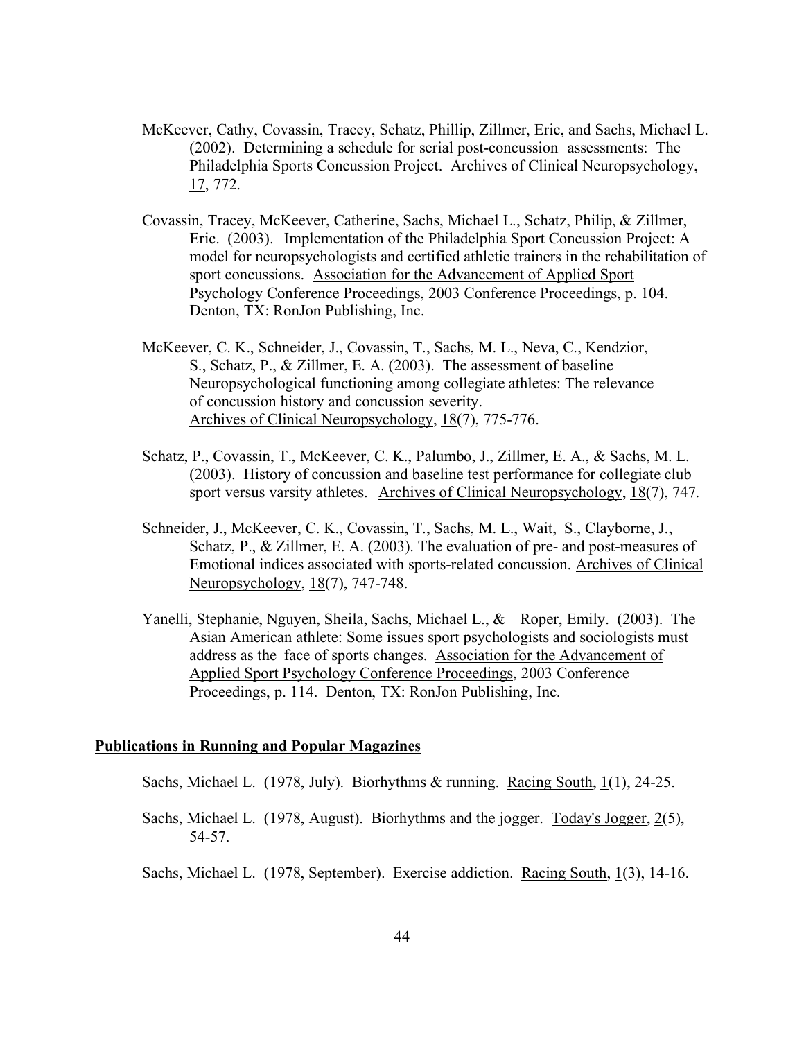McKeever, Cathy, Covassin, Tracey, Schatz, Phillip, Zillmer, Eric, and Sachs, Michael L. (2002). Determining a schedule for serial post-concussion assessments: The Philadelphia Sports Concussion Project. Archives of Clinical Neuropsychology, 17, 772.

Covassin, Tracey, McKeever, Catherine, Sachs, Michael L., Schatz, Philip, & Zillmer, Eric. (2003). Implementation of the Philadelphia Sport Concussion Project: A model for neuropsychologists and certified athletic trainers in the rehabilitation of sport concussions. Association for the Advancement of Applied Sport Psychology Conference Proceedings, 2003 Conference Proceedings, p. 104. Denton, TX: RonJon Publishing, Inc.

McKeever, C. K., Schneider, J., Covassin, T., Sachs, M. L., Neva, C., Kendzior, S., Schatz, P., & Zillmer, E. A. (2003). The assessment of baseline Neuropsychological functioning among collegiate athletes: The relevance of concussion history and concussion severity. Archives of Clinical Neuropsychology, 18(7), 775-776.

Schatz, P., Covassin, T., McKeever, C. K., Palumbo, J., Zillmer, E. A., & Sachs, M. L. (2003). History of concussion and baseline test performance for collegiate club sport versus varsity athletes. Archives of Clinical Neuropsychology, 18(7), 747.

Schneider, J., McKeever, C. K., Covassin, T., Sachs, M. L., Wait, S., Clayborne, J., Schatz, P., & Zillmer, E. A. (2003). The evaluation of pre- and post-measures of Emotional indices associated with sports-related concussion. Archives of Clinical Neuropsychology, 18(7), 747-748.

Yanelli, Stephanie, Nguyen, Sheila, Sachs, Michael L., & Roper, Emily. (2003). The Asian American athlete: Some issues sport psychologists and sociologists must address as the face of sports changes. Association for the Advancement of Applied Sport Psychology Conference Proceedings, 2003 Conference Proceedings, p. 114. Denton, TX: RonJon Publishing, Inc.

## Publications in Running and Popular Magazines

Sachs, Michael L. (1978, July). Biorhythms & running. Racing South, 1(1), 24-25.

Sachs, Michael L. (1978, August). Biorhythms and the jogger. Today's Jogger, 2(5), 54-57.

Sachs, Michael L. (1978, September). Exercise addiction. Racing South, 1(3), 14-16.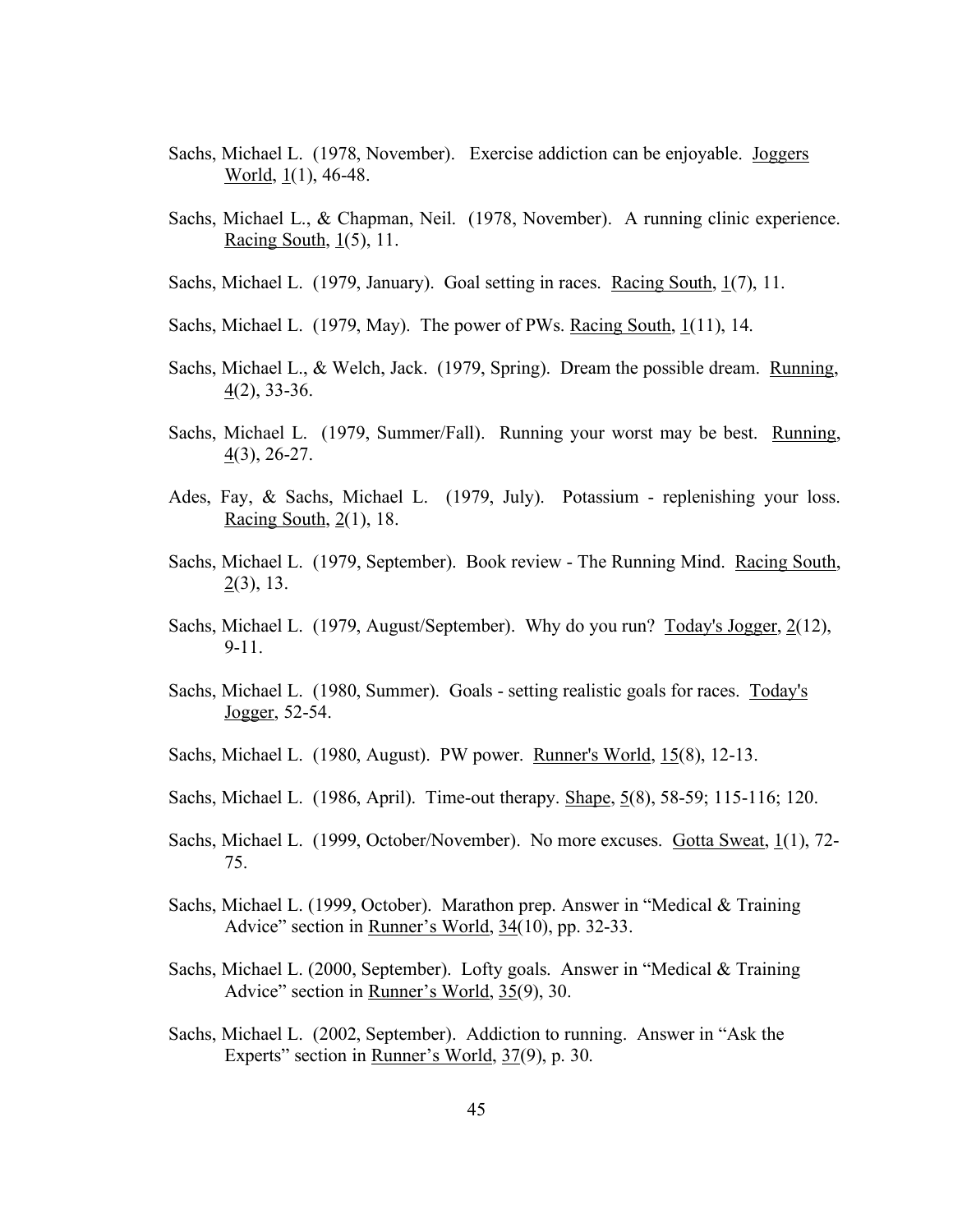Sachs, Michael L. (1978, November). Exercise addiction can be enjoyable. Joggers World, 1(1), 46-48.

Sachs, Michael L., & Chapman, Neil. (1978, November). A running clinic experience. Racing South, 1(5), 11.

Sachs, Michael L. (1979, January). Goal setting in races. Racing South, 1(7), 11.

Sachs, Michael L. (1979, May). The power of PWs. Racing South, 1(11), 14.

Sachs, Michael L., & Welch, Jack. (1979, Spring). Dream the possible dream. Running, 4(2), 33-36.

Sachs, Michael L. (1979, Summer/Fall). Running your worst may be best. Running, 4(3), 26-27.

Ades, Fay, & Sachs, Michael L. (1979, July). Potassium - replenishing your loss. Racing South, 2(1), 18.

Sachs, Michael L. (1979, September). Book review - The Running Mind. Racing South, 2(3), 13.

Sachs, Michael L. (1979, August/September). Why do you run? Today's Jogger, 2(12), 9-11.

Sachs, Michael L. (1980, Summer). Goals - setting realistic goals for races. Today's Jogger, 52-54.

Sachs, Michael L. (1980, August). PW power. Runner's World, 15(8), 12-13.

Sachs, Michael L. (1986, April). Time-out therapy. Shape, 5(8), 58-59; 115-116; 120.

Sachs, Michael L. (1999, October/November). No more excuses. Gotta Sweat, 1(1), 72-75.

Sachs, Michael L. (1999, October). Marathon prep. Answer in "Medical & Training Advice" section in Runner's World, 34(10), pp. 32-33.

Sachs, Michael L. (2000, September). Lofty goals. Answer in "Medical & Training Advice" section in Runner's World, 35(9), 30.

Sachs, Michael L. (2002, September). Addiction to running. Answer in "Ask the Experts" section in Runner's World, 37(9), p. 30.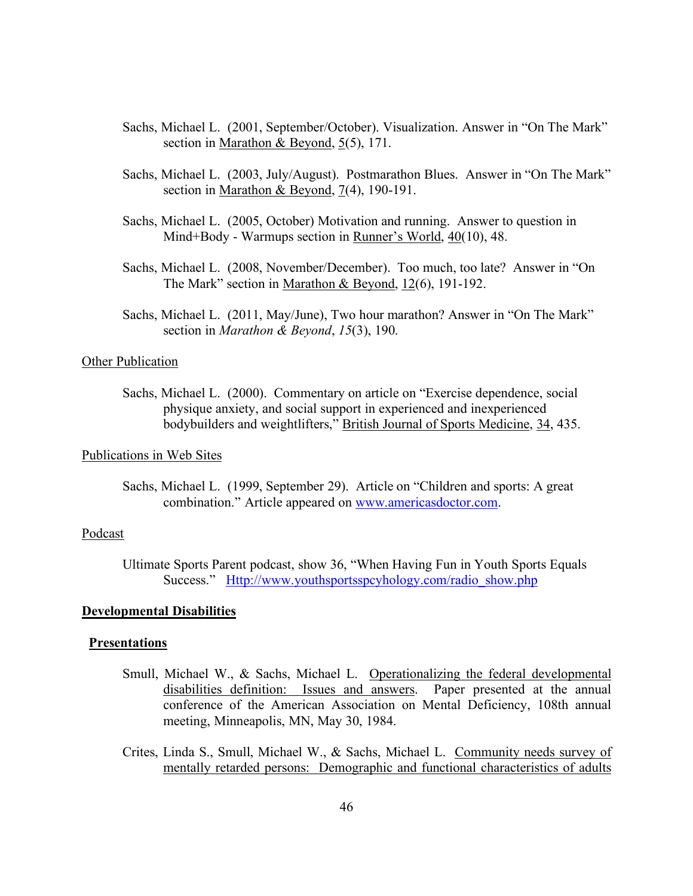Sachs, Michael L. (2001, September/October). Visualization. Answer in “On The Mark” section in Marathon & Beyond, 5(5), 171.

Sachs, Michael L. (2003, July/August). Postmarathon Blues. Answer in “On The Mark” section in Marathon & Beyond, 7(4), 190-191.

Sachs, Michael L. (2005, October) Motivation and running. Answer to question in Mind+Body - Warmups section in Runner’s World, 40(10), 48.

Sachs, Michael L. (2008, November/December). Too much, too late? Answer in “On The Mark” section in Marathon & Beyond, 12(6), 191-192.

Sachs, Michael L. (2011, May/June), Two hour marathon? Answer in “On The Mark” section in *Marathon & Beyond*, *15*(3), 190.

Other Publication

Sachs, Michael L. (2000). Commentary on article on “Exercise dependence, social physique anxiety, and social support in experienced and inexperienced bodybuilders and weightlifters,” British Journal of Sports Medicine, 34, 435.

Publications in Web Sites

Sachs, Michael L. (1999, September 29). Article on “Children and sports: A great combination.” Article appeared on www.americasdoctor.com.

Podcast

Ultimate Sports Parent podcast, show 36, “When Having Fun in Youth Sports Equals Success.” Http://www.youthsportsspcyhology.com/radio_show.php

## Developmental Disabilities

### Presentations

Smull, Michael W., & Sachs, Michael L. Operationalizing the federal developmental disabilities definition: Issues and answers. Paper presented at the annual conference of the American Association on Mental Deficiency, 108th annual meeting, Minneapolis, MN, May 30, 1984.

Crites, Linda S., Smull, Michael W., & Sachs, Michael L. Community needs survey of mentally retarded persons: Demographic and functional characteristics of adults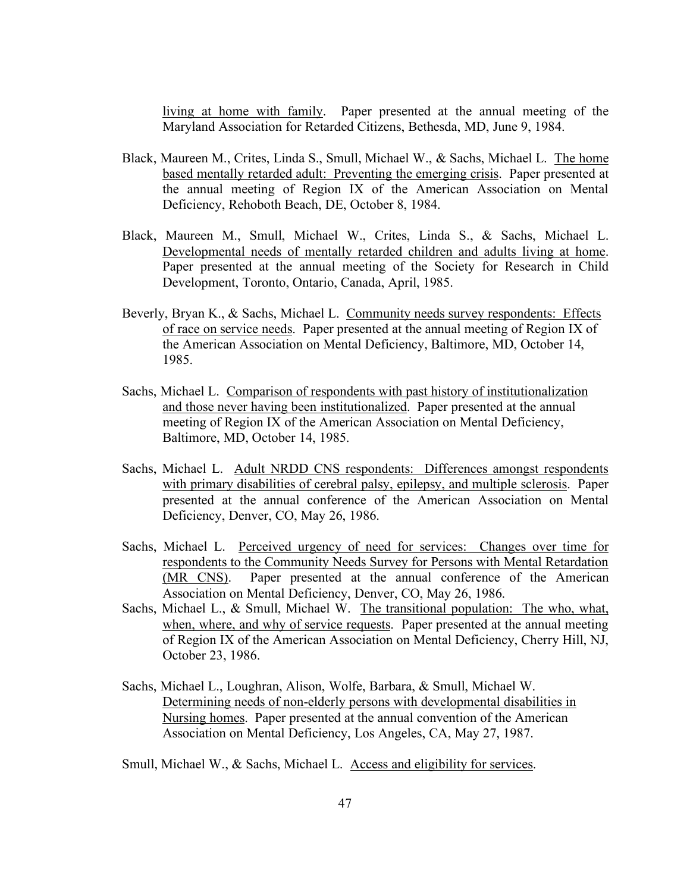living at home with family. Paper presented at the annual meeting of the Maryland Association for Retarded Citizens, Bethesda, MD, June 9, 1984.

Black, Maureen M., Crites, Linda S., Smull, Michael W., & Sachs, Michael L. <u>The home based mentally retarded adult: Preventing the emerging crisis</u>. Paper presented at the annual meeting of Region IX of the American Association on Mental Deficiency, Rehoboth Beach, DE, October 8, 1984.

Black, Maureen M., Smull, Michael W., Crites, Linda S., & Sachs, Michael L. <u>Developmental needs of mentally retarded children and adults living at home</u>. Paper presented at the annual meeting of the Society for Research in Child Development, Toronto, Ontario, Canada, April, 1985.

Beverly, Bryan K., & Sachs, Michael L. <u>Community needs survey respondents: Effects of race on service needs</u>. Paper presented at the annual meeting of Region IX of the American Association on Mental Deficiency, Baltimore, MD, October 14, 1985.

Sachs, Michael L. <u>Comparison of respondents with past history of institutionalization and those never having been institutionalized</u>. Paper presented at the annual meeting of Region IX of the American Association on Mental Deficiency, Baltimore, MD, October 14, 1985.

Sachs, Michael L. <u>Adult NRDD CNS respondents: Differences amongst respondents with primary disabilities of cerebral palsy, epilepsy, and multiple sclerosis</u>. Paper presented at the annual conference of the American Association on Mental Deficiency, Denver, CO, May 26, 1986.

Sachs, Michael L. <u>Perceived urgency of need for services: Changes over time for respondents to the Community Needs Survey for Persons with Mental Retardation (MR CNS)</u>. Paper presented at the annual conference of the American Association on Mental Deficiency, Denver, CO, May 26, 1986.

Sachs, Michael L., & Smull, Michael W. <u>The transitional population: The who, what, when, where, and why of service requests</u>. Paper presented at the annual meeting of Region IX of the American Association on Mental Deficiency, Cherry Hill, NJ, October 23, 1986.

Sachs, Michael L., Loughran, Alison, Wolfe, Barbara, & Smull, Michael W. <u>Determining needs of non-elderly persons with developmental disabilities in Nursing homes</u>. Paper presented at the annual convention of the American Association on Mental Deficiency, Los Angeles, CA, May 27, 1987.

Smull, Michael W., & Sachs, Michael L. <u>Access and eligibility for services</u>.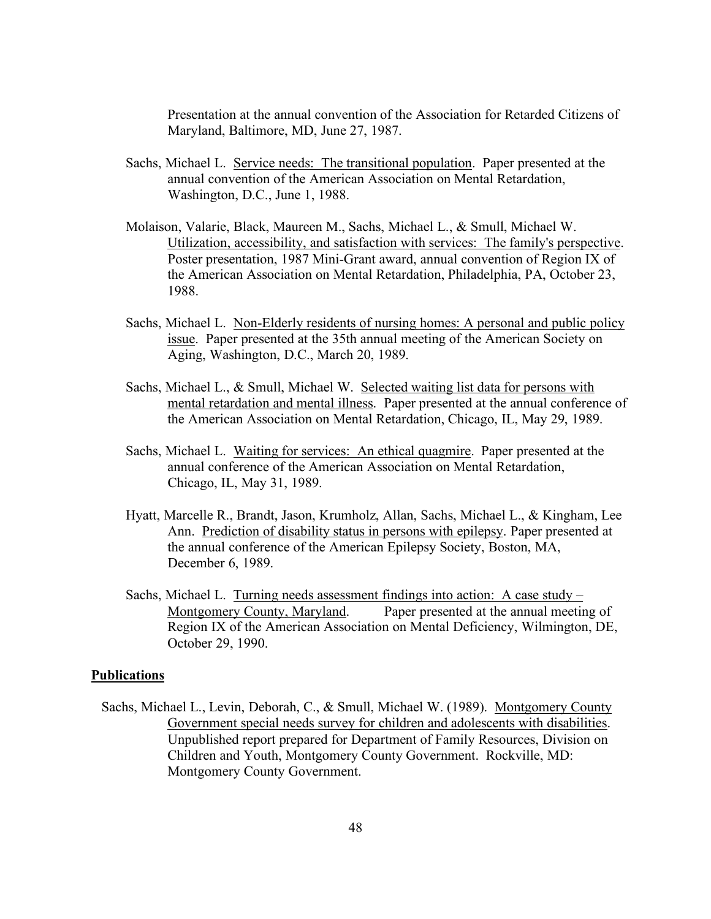Presentation at the annual convention of the Association for Retarded Citizens of Maryland, Baltimore, MD, June 27, 1987.

Sachs, Michael L. <u>Service needs: The transitional population</u>. Paper presented at the annual convention of the American Association on Mental Retardation, Washington, D.C., June 1, 1988.

Molaison, Valarie, Black, Maureen M., Sachs, Michael L., & Smull, Michael W. <u>Utilization, accessibility, and satisfaction with services: The family's perspective</u>. Poster presentation, 1987 Mini-Grant award, annual convention of Region IX of the American Association on Mental Retardation, Philadelphia, PA, October 23, 1988.

Sachs, Michael L. <u>Non-Elderly residents of nursing homes: A personal and public policy issue</u>. Paper presented at the 35th annual meeting of the American Society on Aging, Washington, D.C., March 20, 1989.

Sachs, Michael L., & Smull, Michael W. <u>Selected waiting list data for persons with mental retardation and mental illness</u>. Paper presented at the annual conference of the American Association on Mental Retardation, Chicago, IL, May 29, 1989.

Sachs, Michael L. <u>Waiting for services: An ethical quagmire</u>. Paper presented at the annual conference of the American Association on Mental Retardation, Chicago, IL, May 31, 1989.

Hyatt, Marcelle R., Brandt, Jason, Krumholz, Allan, Sachs, Michael L., & Kingham, Lee Ann. <u>Prediction of disability status in persons with epilepsy</u>. Paper presented at the annual conference of the American Epilepsy Society, Boston, MA, December 6, 1989.

Sachs, Michael L. <u>Turning needs assessment findings into action: A case study – Montgomery County, Maryland</u>. Paper presented at the annual meeting of Region IX of the American Association on Mental Deficiency, Wilmington, DE, October 29, 1990.

**<u>Publications</u>**

Sachs, Michael L., Levin, Deborah, C., & Smull, Michael W. (1989). <u>Montgomery County Government special needs survey for children and adolescents with disabilities</u>. Unpublished report prepared for Department of Family Resources, Division on Children and Youth, Montgomery County Government. Rockville, MD: Montgomery County Government.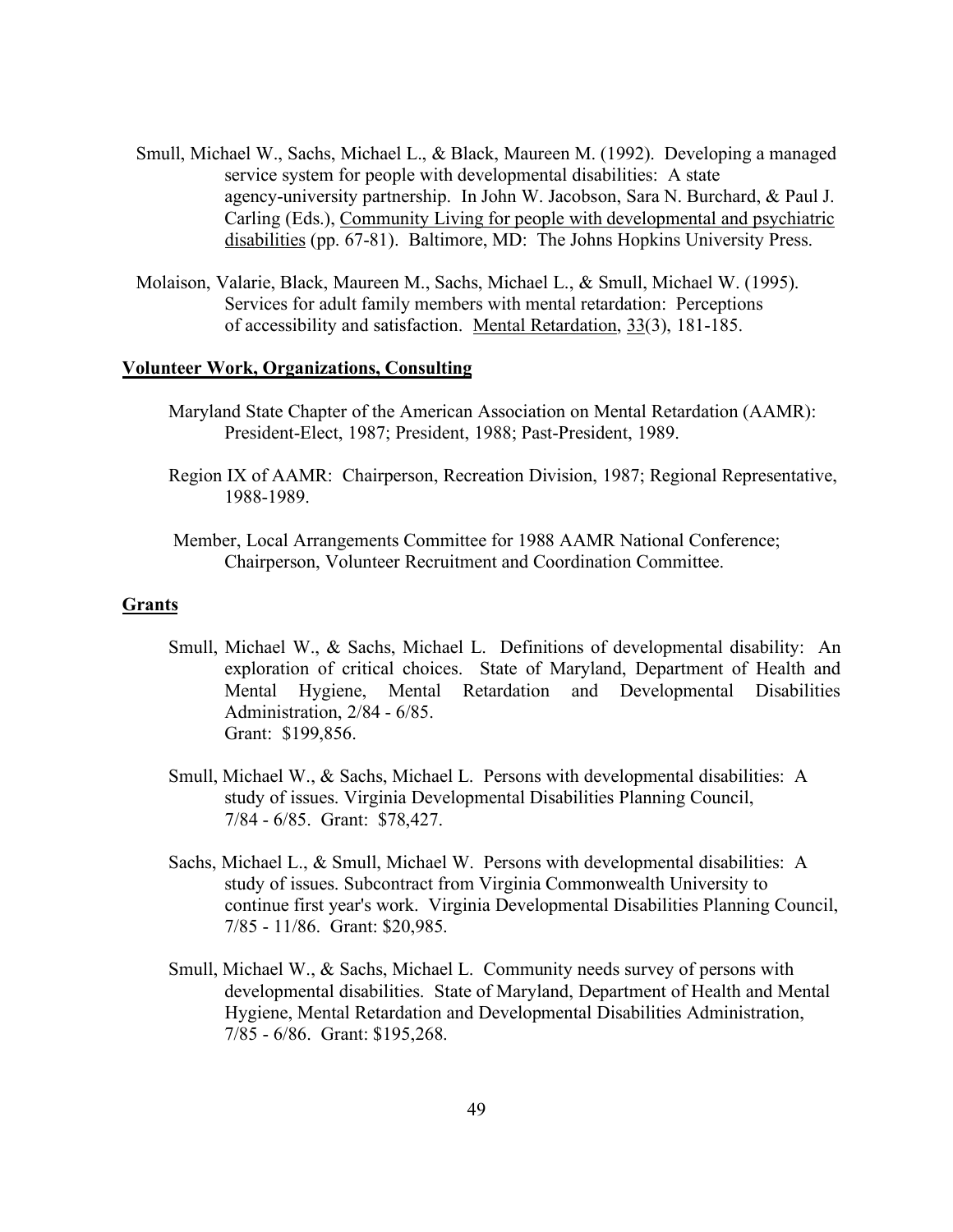Smull, Michael W., Sachs, Michael L., & Black, Maureen M. (1992). Developing a managed service system for people with developmental disabilities: A state agency-university partnership. In John W. Jacobson, Sara N. Burchard, & Paul J. Carling (Eds.), <u>Community Living for people with developmental and psychiatric disabilities</u> (pp. 67-81). Baltimore, MD: The Johns Hopkins University Press.

Molaison, Valarie, Black, Maureen M., Sachs, Michael L., & Smull, Michael W. (1995). Services for adult family members with mental retardation: Perceptions of accessibility and satisfaction. <u>Mental Retardation</u>, <u>33</u>(3), 181-185.

## **<u>Volunteer Work, Organizations, Consulting</u>**

Maryland State Chapter of the American Association on Mental Retardation (AAMR): President-Elect, 1987; President, 1988; Past-President, 1989.

Region IX of AAMR: Chairperson, Recreation Division, 1987; Regional Representative, 1988-1989.

Member, Local Arrangements Committee for 1988 AAMR National Conference; Chairperson, Volunteer Recruitment and Coordination Committee.

## **<u>Grants</u>**

Smull, Michael W., & Sachs, Michael L. Definitions of developmental disability: An exploration of critical choices. State of Maryland, Department of Health and Mental Hygiene, Mental Retardation and Developmental Disabilities Administration, 2/84 - 6/85.
Grant: $199,856.

Smull, Michael W., & Sachs, Michael L. Persons with developmental disabilities: A study of issues. Virginia Developmental Disabilities Planning Council, 7/84 - 6/85. Grant: $78,427.

Sachs, Michael L., & Smull, Michael W. Persons with developmental disabilities: A study of issues. Subcontract from Virginia Commonwealth University to continue first year's work. Virginia Developmental Disabilities Planning Council, 7/85 - 11/86. Grant: $20,985.

Smull, Michael W., & Sachs, Michael L. Community needs survey of persons with developmental disabilities. State of Maryland, Department of Health and Mental Hygiene, Mental Retardation and Developmental Disabilities Administration, 7/85 - 6/86. Grant: $195,268.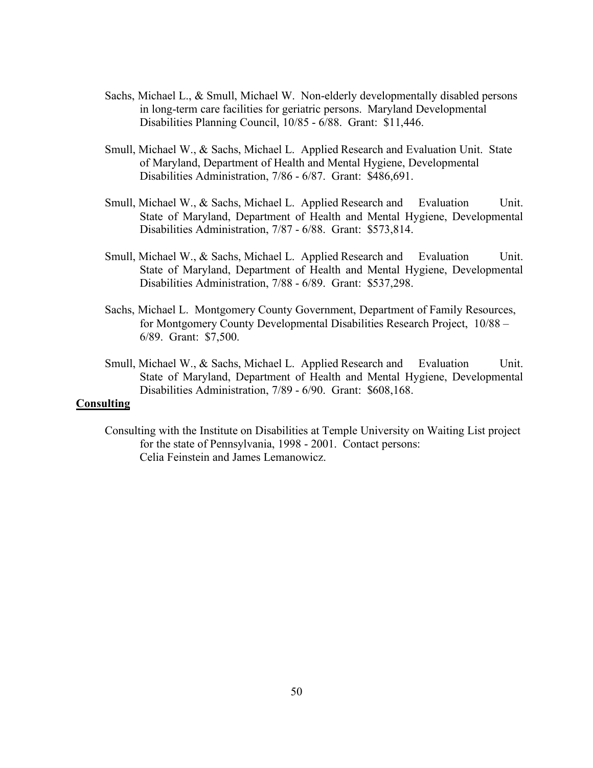Sachs, Michael L., & Smull, Michael W. Non-elderly developmentally disabled persons in long-term care facilities for geriatric persons. Maryland Developmental Disabilities Planning Council, 10/85 - 6/88. Grant: $11,446.

Smull, Michael W., & Sachs, Michael L. Applied Research and Evaluation Unit. State of Maryland, Department of Health and Mental Hygiene, Developmental Disabilities Administration, 7/86 - 6/87. Grant: $486,691.

Smull, Michael W., & Sachs, Michael L. Applied Research and Evaluation Unit. State of Maryland, Department of Health and Mental Hygiene, Developmental Disabilities Administration, 7/87 - 6/88. Grant: $573,814.

Smull, Michael W., & Sachs, Michael L. Applied Research and Evaluation Unit. State of Maryland, Department of Health and Mental Hygiene, Developmental Disabilities Administration, 7/88 - 6/89. Grant: $537,298.

Sachs, Michael L. Montgomery County Government, Department of Family Resources, for Montgomery County Developmental Disabilities Research Project, 10/88 – 6/89. Grant: $7,500.

Smull, Michael W., & Sachs, Michael L. Applied Research and Evaluation Unit. State of Maryland, Department of Health and Mental Hygiene, Developmental Disabilities Administration, 7/89 - 6/90. Grant: $608,168.

**Consulting**

Consulting with the Institute on Disabilities at Temple University on Waiting List project for the state of Pennsylvania, 1998 - 2001. Contact persons: Celia Feinstein and James Lemanowicz.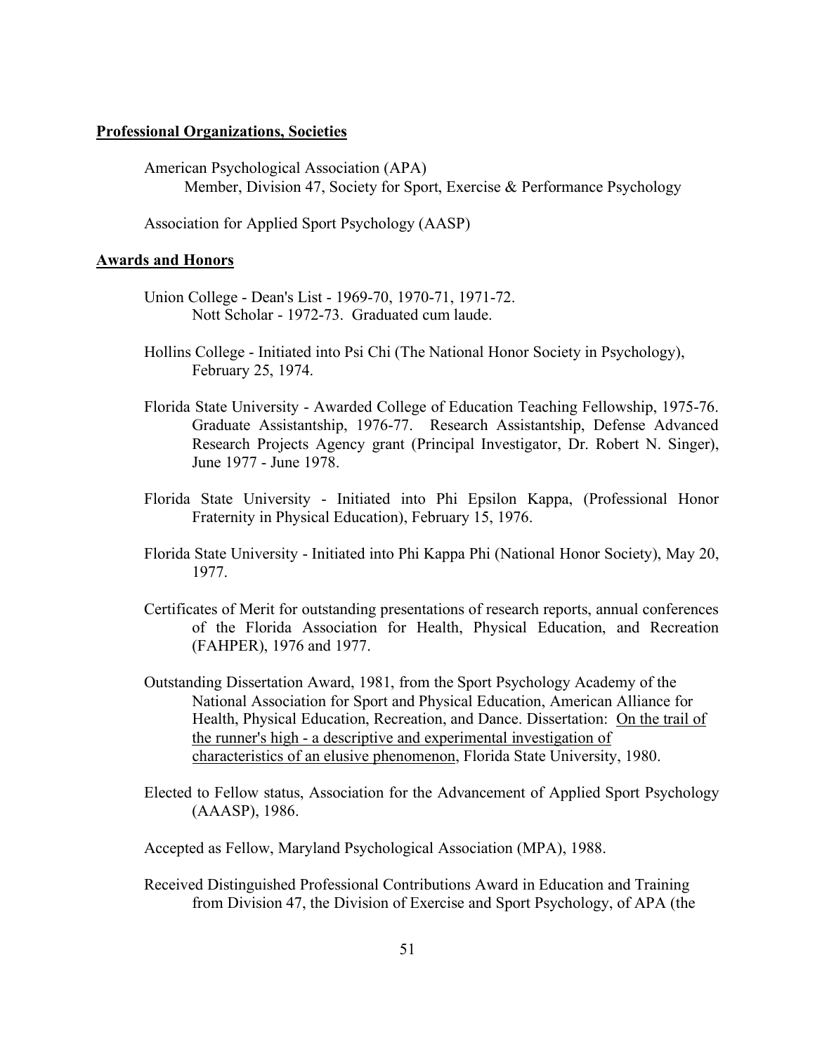## Professional Organizations, Societies

American Psychological Association (APA)
Member, Division 47, Society for Sport, Exercise & Performance Psychology

Association for Applied Sport Psychology (AASP)

## Awards and Honors

Union College - Dean's List - 1969-70, 1970-71, 1971-72.
Nott Scholar - 1972-73. Graduated cum laude.

Hollins College - Initiated into Psi Chi (The National Honor Society in Psychology), February 25, 1974.

Florida State University - Awarded College of Education Teaching Fellowship, 1975-76. Graduate Assistantship, 1976-77. Research Assistantship, Defense Advanced Research Projects Agency grant (Principal Investigator, Dr. Robert N. Singer), June 1977 - June 1978.

Florida State University - Initiated into Phi Epsilon Kappa, (Professional Honor Fraternity in Physical Education), February 15, 1976.

Florida State University - Initiated into Phi Kappa Phi (National Honor Society), May 20, 1977.

Certificates of Merit for outstanding presentations of research reports, annual conferences of the Florida Association for Health, Physical Education, and Recreation (FAHPER), 1976 and 1977.

Outstanding Dissertation Award, 1981, from the Sport Psychology Academy of the National Association for Sport and Physical Education, American Alliance for Health, Physical Education, Recreation, and Dance. Dissertation: <u>On the trail of the runner's high - a descriptive and experimental investigation of characteristics of an elusive phenomenon</u>, Florida State University, 1980.

Elected to Fellow status, Association for the Advancement of Applied Sport Psychology (AAASP), 1986.

Accepted as Fellow, Maryland Psychological Association (MPA), 1988.

Received Distinguished Professional Contributions Award in Education and Training from Division 47, the Division of Exercise and Sport Psychology, of APA (the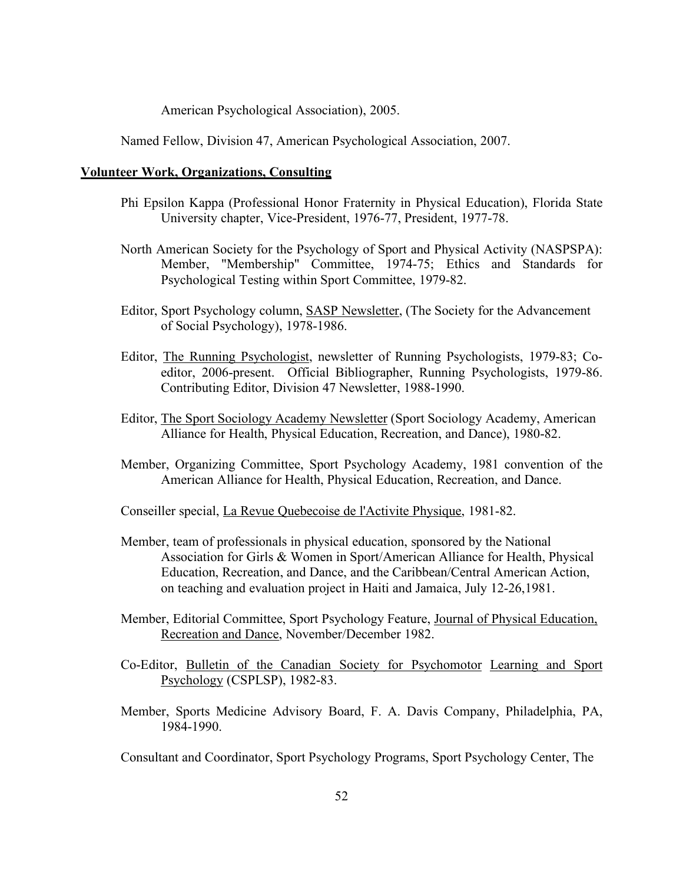American Psychological Association), 2005.

Named Fellow, Division 47, American Psychological Association, 2007.

## **Volunteer Work, Organizations, Consulting**

Phi Epsilon Kappa (Professional Honor Fraternity in Physical Education), Florida State University chapter, Vice-President, 1976-77, President, 1977-78.

North American Society for the Psychology of Sport and Physical Activity (NASPSPA): Member, "Membership" Committee, 1974-75; Ethics and Standards for Psychological Testing within Sport Committee, 1979-82.

Editor, Sport Psychology column, SASP Newsletter, (The Society for the Advancement of Social Psychology), 1978-1986.

Editor, The Running Psychologist, newsletter of Running Psychologists, 1979-83; Co-editor, 2006-present. Official Bibliographer, Running Psychologists, 1979-86. Contributing Editor, Division 47 Newsletter, 1988-1990.

Editor, The Sport Sociology Academy Newsletter (Sport Sociology Academy, American Alliance for Health, Physical Education, Recreation, and Dance), 1980-82.

Member, Organizing Committee, Sport Psychology Academy, 1981 convention of the American Alliance for Health, Physical Education, Recreation, and Dance.

Conseiller special, La Revue Quebecoise de l'Activite Physique, 1981-82.

Member, team of professionals in physical education, sponsored by the National Association for Girls & Women in Sport/American Alliance for Health, Physical Education, Recreation, and Dance, and the Caribbean/Central American Action, on teaching and evaluation project in Haiti and Jamaica, July 12-26,1981.

Member, Editorial Committee, Sport Psychology Feature, Journal of Physical Education, Recreation and Dance, November/December 1982.

Co-Editor, Bulletin of the Canadian Society for Psychomotor Learning and Sport Psychology (CSPLSP), 1982-83.

Member, Sports Medicine Advisory Board, F. A. Davis Company, Philadelphia, PA, 1984-1990.

Consultant and Coordinator, Sport Psychology Programs, Sport Psychology Center, The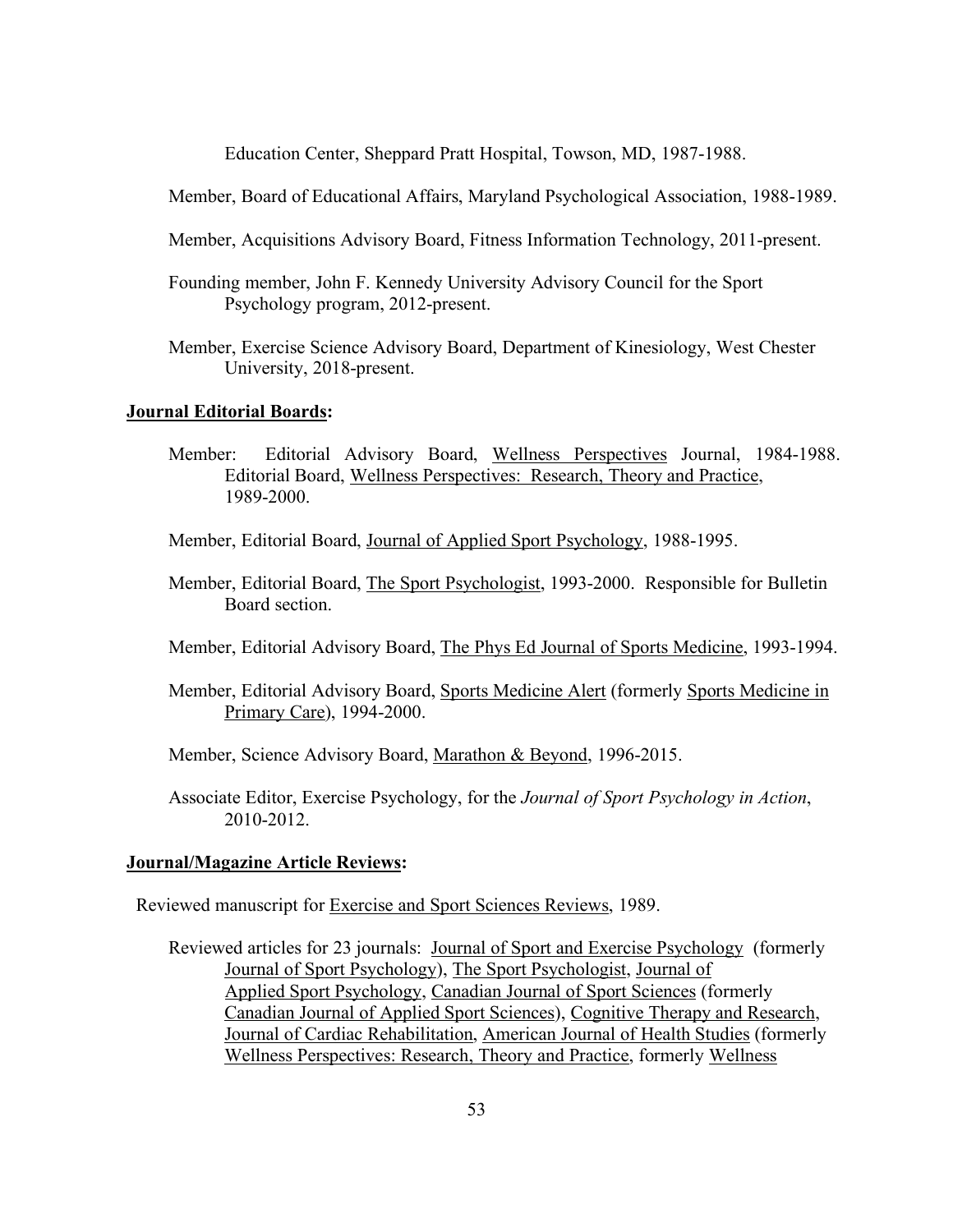Education Center, Sheppard Pratt Hospital, Towson, MD, 1987-1988.

Member, Board of Educational Affairs, Maryland Psychological Association, 1988-1989.

Member, Acquisitions Advisory Board, Fitness Information Technology, 2011-present.

Founding member, John F. Kennedy University Advisory Council for the Sport Psychology program, 2012-present.

Member, Exercise Science Advisory Board, Department of Kinesiology, West Chester University, 2018-present.

**Journal Editorial Boards:**

Member: Editorial Advisory Board, Wellness Perspectives Journal, 1984-1988. Editorial Board, Wellness Perspectives: Research, Theory and Practice, 1989-2000.

Member, Editorial Board, Journal of Applied Sport Psychology, 1988-1995.

Member, Editorial Board, The Sport Psychologist, 1993-2000. Responsible for Bulletin Board section.

Member, Editorial Advisory Board, The Phys Ed Journal of Sports Medicine, 1993-1994.

Member, Editorial Advisory Board, Sports Medicine Alert (formerly Sports Medicine in Primary Care), 1994-2000.

Member, Science Advisory Board, Marathon & Beyond, 1996-2015.

Associate Editor, Exercise Psychology, for the *Journal of Sport Psychology in Action*, 2010-2012.

**Journal/Magazine Article Reviews:**

Reviewed manuscript for Exercise and Sport Sciences Reviews, 1989.

Reviewed articles for 23 journals: Journal of Sport and Exercise Psychology (formerly Journal of Sport Psychology), The Sport Psychologist, Journal of Applied Sport Psychology, Canadian Journal of Sport Sciences (formerly Canadian Journal of Applied Sport Sciences), Cognitive Therapy and Research, Journal of Cardiac Rehabilitation, American Journal of Health Studies (formerly Wellness Perspectives: Research, Theory and Practice, formerly Wellness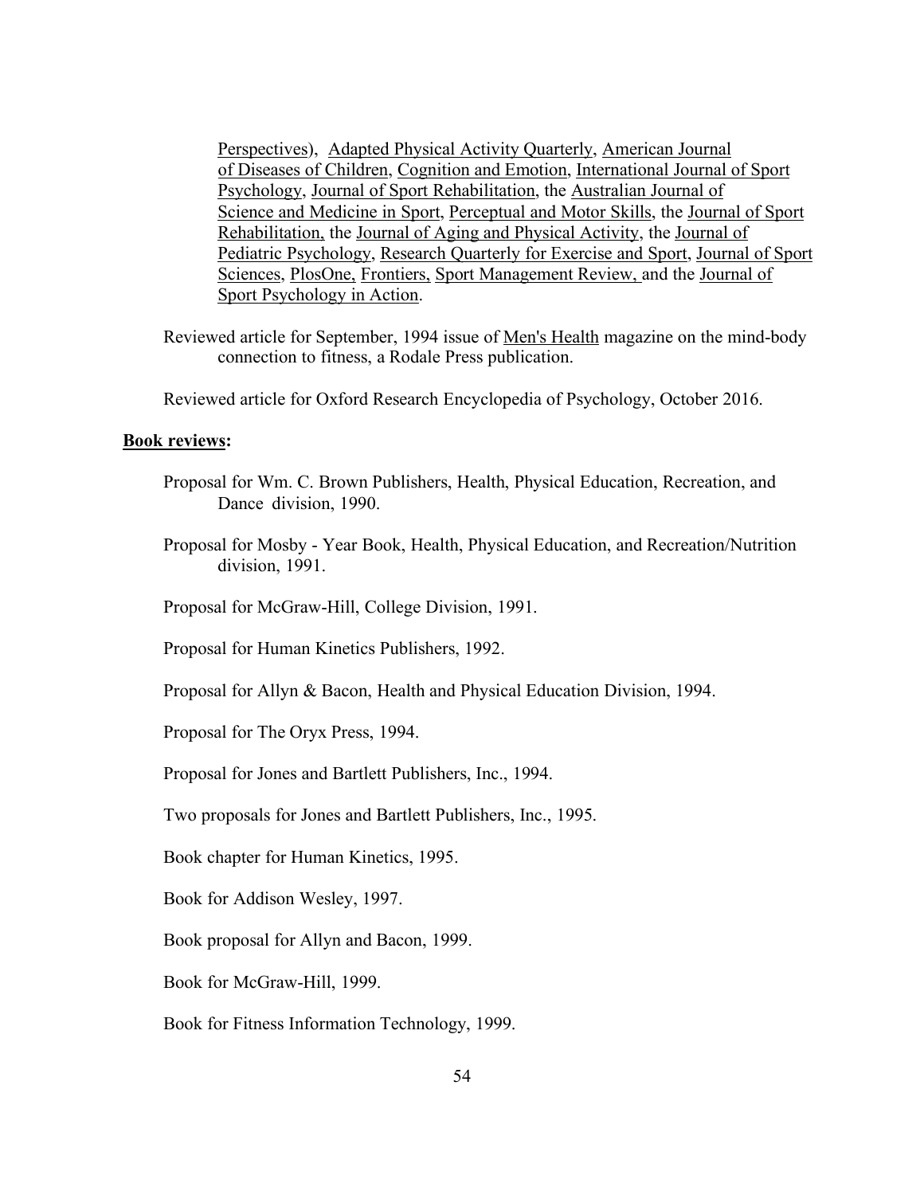Perspectives), Adapted Physical Activity Quarterly, American Journal of Diseases of Children, Cognition and Emotion, International Journal of Sport Psychology, Journal of Sport Rehabilitation, the Australian Journal of Science and Medicine in Sport, Perceptual and Motor Skills, the Journal of Sport Rehabilitation, the Journal of Aging and Physical Activity, the Journal of Pediatric Psychology, Research Quarterly for Exercise and Sport, Journal of Sport Sciences, PlosOne, Frontiers, Sport Management Review, and the Journal of Sport Psychology in Action.

Reviewed article for September, 1994 issue of Men's Health magazine on the mind-body connection to fitness, a Rodale Press publication.

Reviewed article for Oxford Research Encyclopedia of Psychology, October 2016.

**Book reviews:**

Proposal for Wm. C. Brown Publishers, Health, Physical Education, Recreation, and Dance division, 1990.

Proposal for Mosby - Year Book, Health, Physical Education, and Recreation/Nutrition division, 1991.

Proposal for McGraw-Hill, College Division, 1991.

Proposal for Human Kinetics Publishers, 1992.

Proposal for Allyn & Bacon, Health and Physical Education Division, 1994.

Proposal for The Oryx Press, 1994.

Proposal for Jones and Bartlett Publishers, Inc., 1994.

Two proposals for Jones and Bartlett Publishers, Inc., 1995.

Book chapter for Human Kinetics, 1995.

Book for Addison Wesley, 1997.

Book proposal for Allyn and Bacon, 1999.

Book for McGraw-Hill, 1999.

Book for Fitness Information Technology, 1999.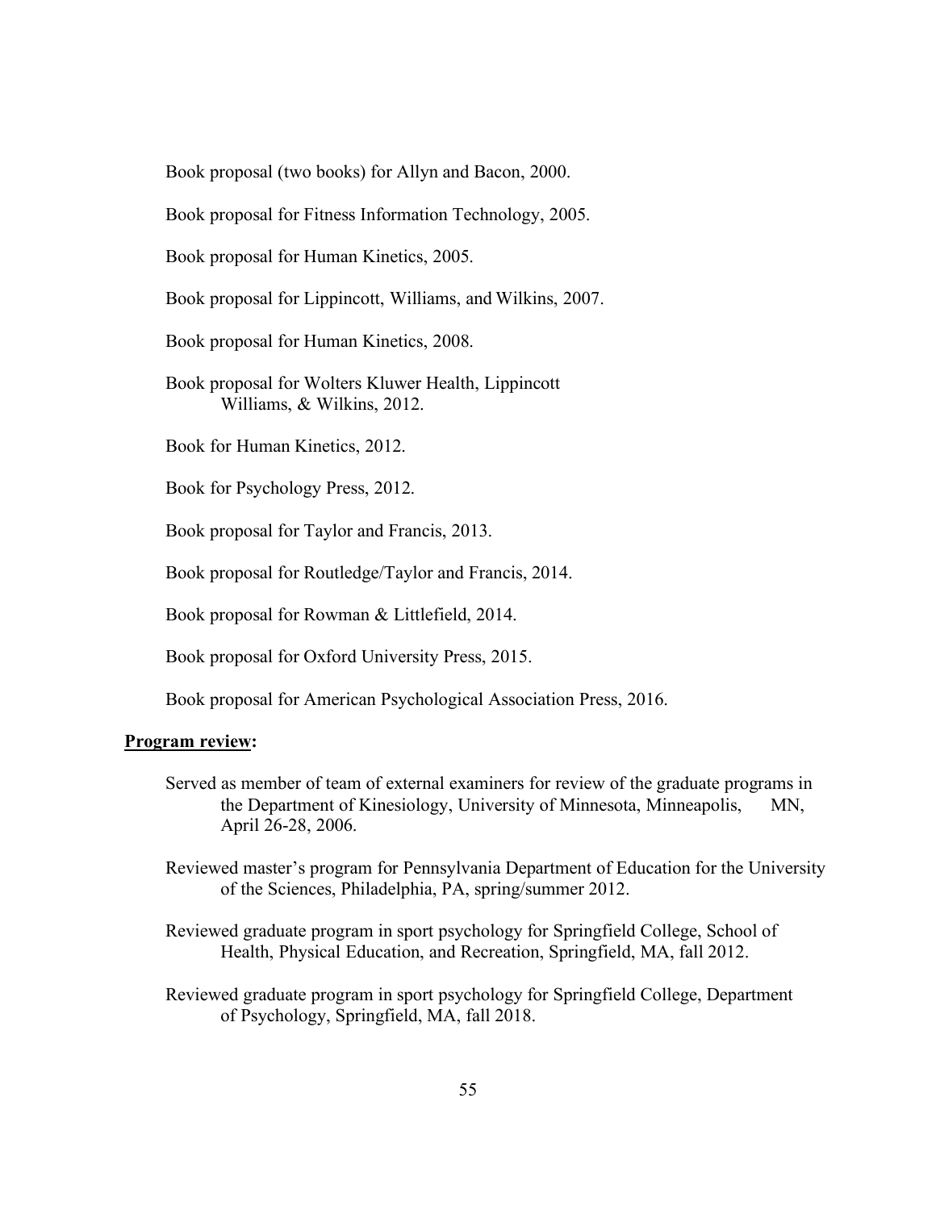Book proposal (two books) for Allyn and Bacon, 2000.

Book proposal for Fitness Information Technology, 2005.

Book proposal for Human Kinetics, 2005.

Book proposal for Lippincott, Williams, and Wilkins, 2007.

Book proposal for Human Kinetics, 2008.

Book proposal for Wolters Kluwer Health, Lippincott Williams, & Wilkins, 2012.

Book for Human Kinetics, 2012.

Book for Psychology Press, 2012.

Book proposal for Taylor and Francis, 2013.

Book proposal for Routledge/Taylor and Francis, 2014.

Book proposal for Rowman & Littlefield, 2014.

Book proposal for Oxford University Press, 2015.

Book proposal for American Psychological Association Press, 2016.

**Program review:**

Served as member of team of external examiners for review of the graduate programs in the Department of Kinesiology, University of Minnesota, Minneapolis, MN, April 26-28, 2006.

Reviewed master's program for Pennsylvania Department of Education for the University of the Sciences, Philadelphia, PA, spring/summer 2012.

Reviewed graduate program in sport psychology for Springfield College, School of Health, Physical Education, and Recreation, Springfield, MA, fall 2012.

Reviewed graduate program in sport psychology for Springfield College, Department of Psychology, Springfield, MA, fall 2018.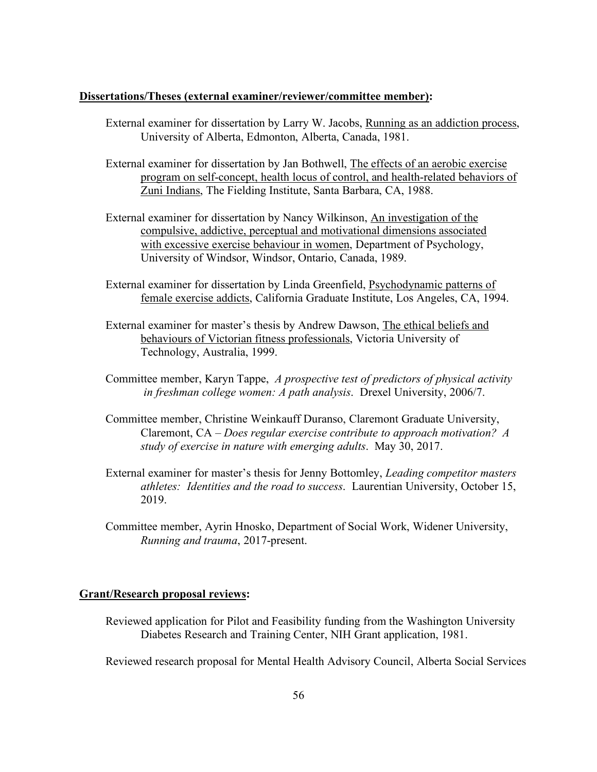**<u>Dissertations/Theses (external examiner/reviewer/committee member)</u>:**

External examiner for dissertation by Larry W. Jacobs, <u>Running as an addiction process</u>, University of Alberta, Edmonton, Alberta, Canada, 1981.

External examiner for dissertation by Jan Bothwell, <u>The effects of an aerobic exercise program on self-concept, health locus of control, and health-related behaviors of Zuni Indians</u>, The Fielding Institute, Santa Barbara, CA, 1988.

External examiner for dissertation by Nancy Wilkinson, <u>An investigation of the compulsive, addictive, perceptual and motivational dimensions associated with excessive exercise behaviour in women</u>, Department of Psychology, University of Windsor, Windsor, Ontario, Canada, 1989.

External examiner for dissertation by Linda Greenfield, <u>Psychodynamic patterns of female exercise addicts</u>, California Graduate Institute, Los Angeles, CA, 1994.

External examiner for master's thesis by Andrew Dawson, <u>The ethical beliefs and behaviours of Victorian fitness professionals</u>, Victoria University of Technology, Australia, 1999.

Committee member, Karyn Tappe, *A prospective test of predictors of physical activity in freshman college women: A path analysis*. Drexel University, 2006/7.

Committee member, Christine Weinkauff Duranso, Claremont Graduate University, Claremont, CA – *Does regular exercise contribute to approach motivation? A study of exercise in nature with emerging adults*. May 30, 2017.

External examiner for master's thesis for Jenny Bottomley, *Leading competitor masters athletes: Identities and the road to success*. Laurentian University, October 15, 2019.

Committee member, Ayrin Hnosko, Department of Social Work, Widener University, *Running and trauma*, 2017-present.

**<u>Grant/Research proposal reviews</u>:**

Reviewed application for Pilot and Feasibility funding from the Washington University Diabetes Research and Training Center, NIH Grant application, 1981.

Reviewed research proposal for Mental Health Advisory Council, Alberta Social Services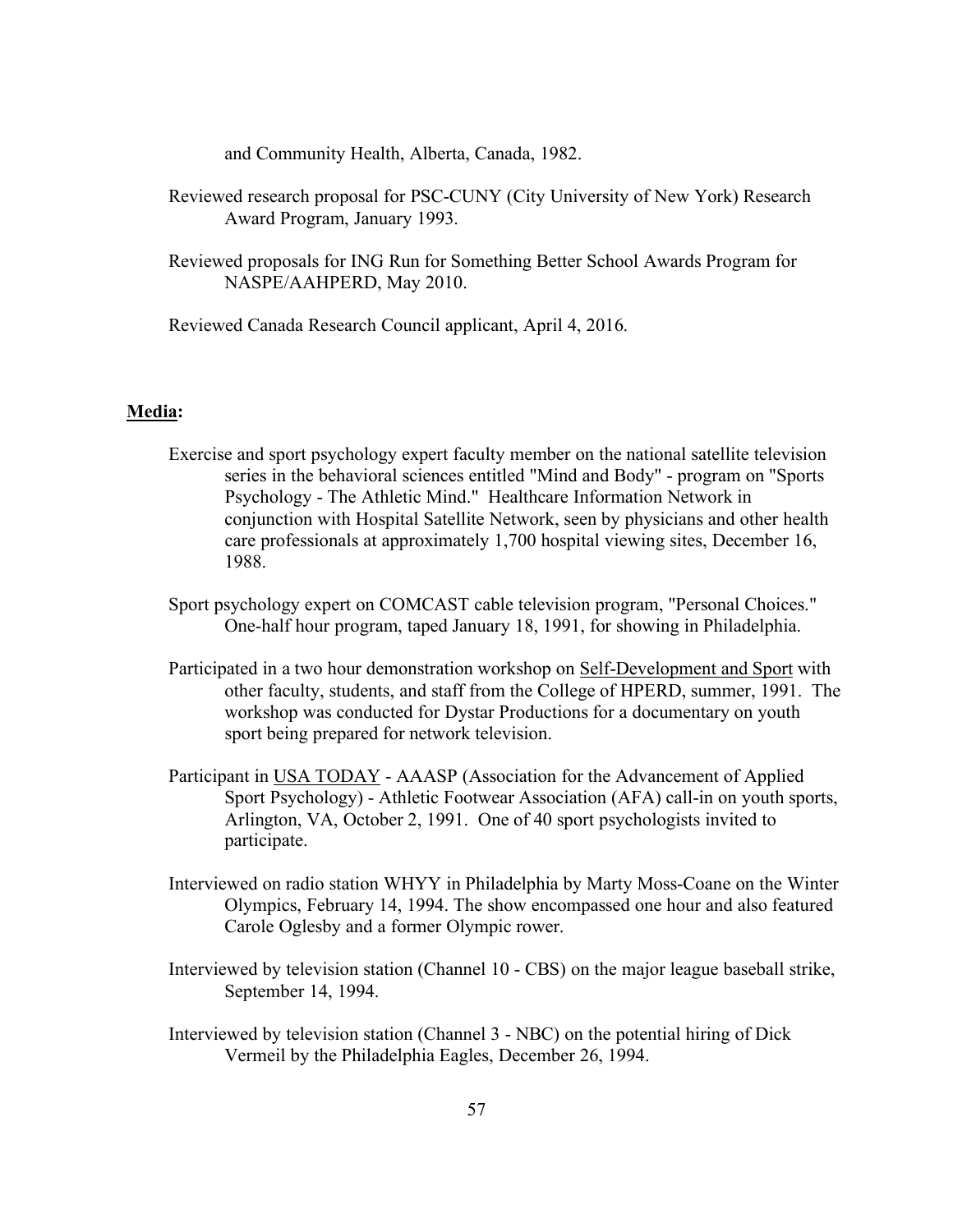and Community Health, Alberta, Canada, 1982.

Reviewed research proposal for PSC-CUNY (City University of New York) Research Award Program, January 1993.

Reviewed proposals for ING Run for Something Better School Awards Program for NASPE/AAHPERD, May 2010.

Reviewed Canada Research Council applicant, April 4, 2016.

**<u>Media</u>:**

Exercise and sport psychology expert faculty member on the national satellite television series in the behavioral sciences entitled "Mind and Body" - program on "Sports Psychology - The Athletic Mind." Healthcare Information Network in conjunction with Hospital Satellite Network, seen by physicians and other health care professionals at approximately 1,700 hospital viewing sites, December 16, 1988.

Sport psychology expert on COMCAST cable television program, "Personal Choices." One-half hour program, taped January 18, 1991, for showing in Philadelphia.

Participated in a two hour demonstration workshop on <u>Self-Development and Sport</u> with other faculty, students, and staff from the College of HPERD, summer, 1991. The workshop was conducted for Dystar Productions for a documentary on youth sport being prepared for network television.

Participant in <u>USA TODAY</u> - AAASP (Association for the Advancement of Applied Sport Psychology) - Athletic Footwear Association (AFA) call-in on youth sports, Arlington, VA, October 2, 1991. One of 40 sport psychologists invited to participate.

Interviewed on radio station WHYY in Philadelphia by Marty Moss-Coane on the Winter Olympics, February 14, 1994. The show encompassed one hour and also featured Carole Oglesby and a former Olympic rower.

Interviewed by television station (Channel 10 - CBS) on the major league baseball strike, September 14, 1994.

Interviewed by television station (Channel 3 - NBC) on the potential hiring of Dick Vermeil by the Philadelphia Eagles, December 26, 1994.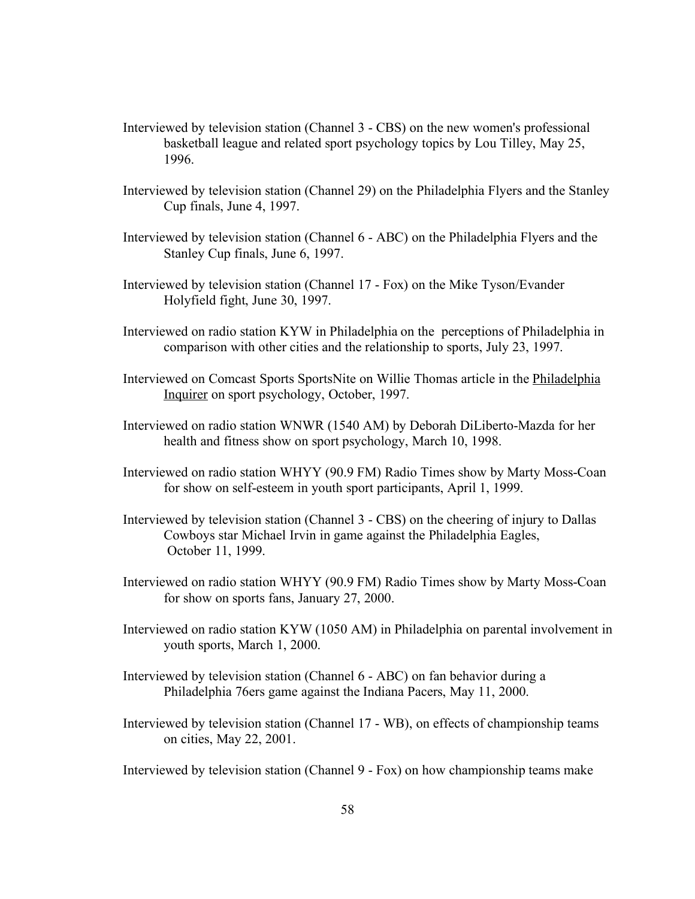Interviewed by television station (Channel 3 - CBS) on the new women's professional basketball league and related sport psychology topics by Lou Tilley, May 25, 1996.

Interviewed by television station (Channel 29) on the Philadelphia Flyers and the Stanley Cup finals, June 4, 1997.

Interviewed by television station (Channel 6 - ABC) on the Philadelphia Flyers and the Stanley Cup finals, June 6, 1997.

Interviewed by television station (Channel 17 - Fox) on the Mike Tyson/Evander Holyfield fight, June 30, 1997.

Interviewed on radio station KYW in Philadelphia on the perceptions of Philadelphia in comparison with other cities and the relationship to sports, July 23, 1997.

Interviewed on Comcast Sports SportsNite on Willie Thomas article in the Philadelphia Inquirer on sport psychology, October, 1997.

Interviewed on radio station WNWR (1540 AM) by Deborah DiLiberto-Mazda for her health and fitness show on sport psychology, March 10, 1998.

Interviewed on radio station WHYY (90.9 FM) Radio Times show by Marty Moss-Coan for show on self-esteem in youth sport participants, April 1, 1999.

Interviewed by television station (Channel 3 - CBS) on the cheering of injury to Dallas Cowboys star Michael Irvin in game against the Philadelphia Eagles, October 11, 1999.

Interviewed on radio station WHYY (90.9 FM) Radio Times show by Marty Moss-Coan for show on sports fans, January 27, 2000.

Interviewed on radio station KYW (1050 AM) in Philadelphia on parental involvement in youth sports, March 1, 2000.

Interviewed by television station (Channel 6 - ABC) on fan behavior during a Philadelphia 76ers game against the Indiana Pacers, May 11, 2000.

Interviewed by television station (Channel 17 - WB), on effects of championship teams on cities, May 22, 2001.

Interviewed by television station (Channel 9 - Fox) on how championship teams make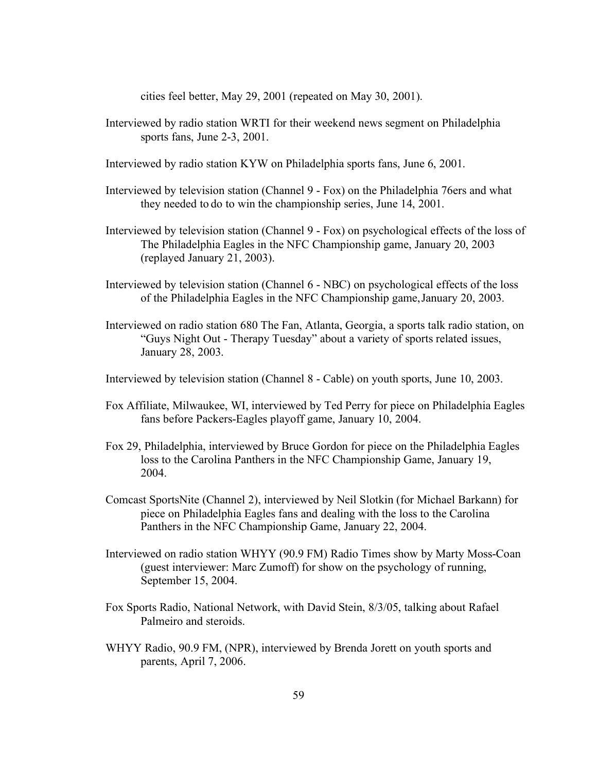cities feel better, May 29, 2001 (repeated on May 30, 2001).

Interviewed by radio station WRTI for their weekend news segment on Philadelphia sports fans, June 2-3, 2001.

Interviewed by radio station KYW on Philadelphia sports fans, June 6, 2001.

Interviewed by television station (Channel 9 - Fox) on the Philadelphia 76ers and what they needed to do to win the championship series, June 14, 2001.

Interviewed by television station (Channel 9 - Fox) on psychological effects of the loss of The Philadelphia Eagles in the NFC Championship game, January 20, 2003 (replayed January 21, 2003).

Interviewed by television station (Channel 6 - NBC) on psychological effects of the loss of the Philadelphia Eagles in the NFC Championship game, January 20, 2003.

Interviewed on radio station 680 The Fan, Atlanta, Georgia, a sports talk radio station, on "Guys Night Out - Therapy Tuesday" about a variety of sports related issues, January 28, 2003.

Interviewed by television station (Channel 8 - Cable) on youth sports, June 10, 2003.

Fox Affiliate, Milwaukee, WI, interviewed by Ted Perry for piece on Philadelphia Eagles fans before Packers-Eagles playoff game, January 10, 2004.

Fox 29, Philadelphia, interviewed by Bruce Gordon for piece on the Philadelphia Eagles loss to the Carolina Panthers in the NFC Championship Game, January 19, 2004.

Comcast SportsNite (Channel 2), interviewed by Neil Slotkin (for Michael Barkann) for piece on Philadelphia Eagles fans and dealing with the loss to the Carolina Panthers in the NFC Championship Game, January 22, 2004.

Interviewed on radio station WHYY (90.9 FM) Radio Times show by Marty Moss-Coan (guest interviewer: Marc Zumoff) for show on the psychology of running, September 15, 2004.

Fox Sports Radio, National Network, with David Stein, 8/3/05, talking about Rafael Palmeiro and steroids.

WHYY Radio, 90.9 FM, (NPR), interviewed by Brenda Jorett on youth sports and parents, April 7, 2006.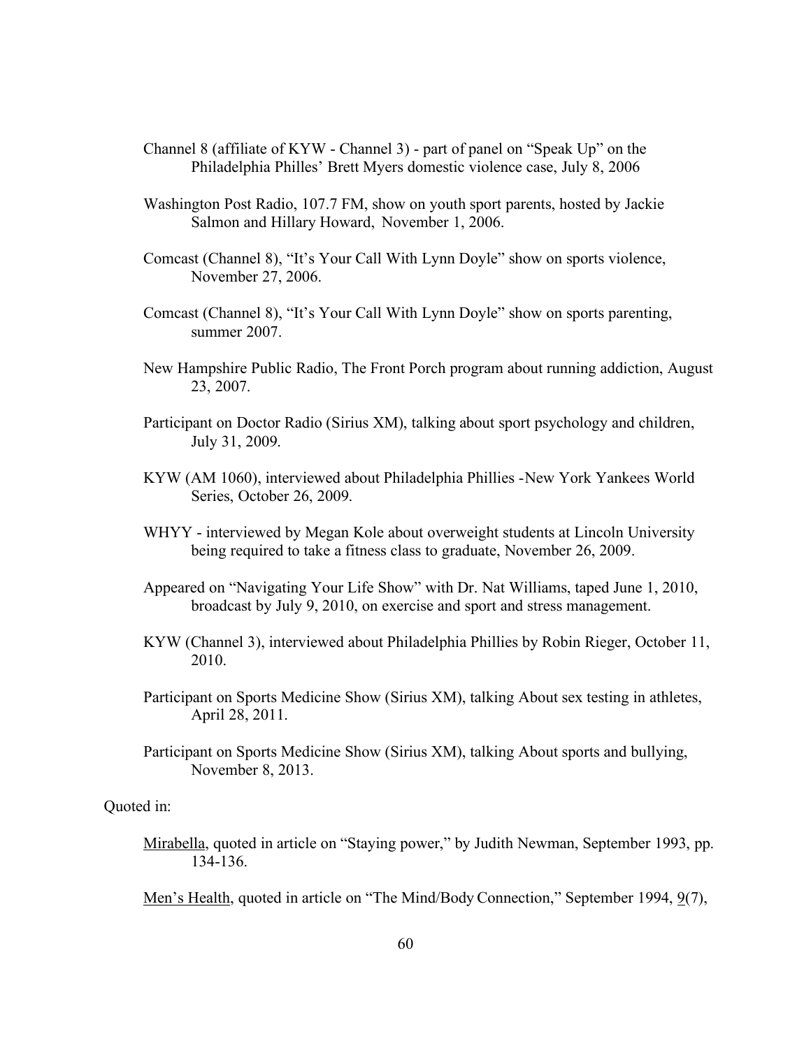Channel 8 (affiliate of KYW - Channel 3) - part of panel on "Speak Up" on the Philadelphia Philles' Brett Myers domestic violence case, July 8, 2006

Washington Post Radio, 107.7 FM, show on youth sport parents, hosted by Jackie Salmon and Hillary Howard, November 1, 2006.

Comcast (Channel 8), "It's Your Call With Lynn Doyle" show on sports violence, November 27, 2006.

Comcast (Channel 8), "It's Your Call With Lynn Doyle" show on sports parenting, summer 2007.

New Hampshire Public Radio, The Front Porch program about running addiction, August 23, 2007.

Participant on Doctor Radio (Sirius XM), talking about sport psychology and children, July 31, 2009.

KYW (AM 1060), interviewed about Philadelphia Phillies -New York Yankees World Series, October 26, 2009.

WHYY - interviewed by Megan Kole about overweight students at Lincoln University being required to take a fitness class to graduate, November 26, 2009.

Appeared on "Navigating Your Life Show" with Dr. Nat Williams, taped June 1, 2010, broadcast by July 9, 2010, on exercise and sport and stress management.

KYW (Channel 3), interviewed about Philadelphia Phillies by Robin Rieger, October 11, 2010.

Participant on Sports Medicine Show (Sirius XM), talking About sex testing in athletes, April 28, 2011.

Participant on Sports Medicine Show (Sirius XM), talking About sports and bullying, November 8, 2013.

Quoted in:

Mirabella, quoted in article on "Staying power," by Judith Newman, September 1993, pp. 134-136.

Men's Health, quoted in article on "The Mind/Body Connection," September 1994, 9(7),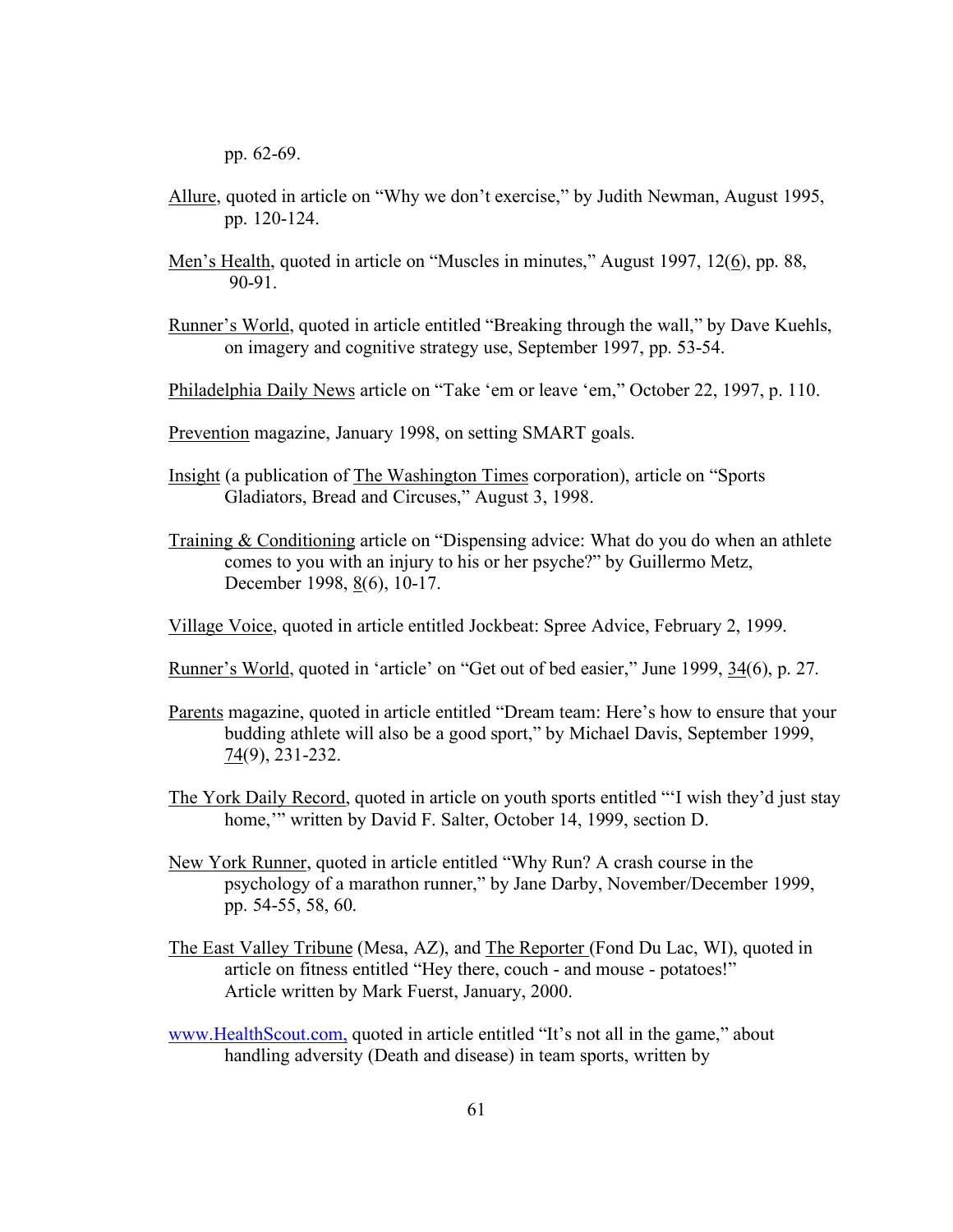pp. 62-69.

Allure, quoted in article on “Why we don’t exercise,” by Judith Newman, August 1995, pp. 120-124.

Men’s Health, quoted in article on “Muscles in minutes,” August 1997, 12(6), pp. 88, 90-91.

Runner’s World, quoted in article entitled “Breaking through the wall,” by Dave Kuehls, on imagery and cognitive strategy use, September 1997, pp. 53-54.

Philadelphia Daily News article on “Take ‘em or leave ‘em,” October 22, 1997, p. 110.

Prevention magazine, January 1998, on setting SMART goals.

Insight (a publication of The Washington Times corporation), article on “Sports Gladiators, Bread and Circuses,” August 3, 1998.

Training & Conditioning article on “Dispensing advice: What do you do when an athlete comes to you with an injury to his or her psyche?” by Guillermo Metz, December 1998, 8(6), 10-17.

Village Voice, quoted in article entitled Jockbeat: Spree Advice, February 2, 1999.

Runner’s World, quoted in ‘article’ on “Get out of bed easier,” June 1999, 34(6), p. 27.

Parents magazine, quoted in article entitled “Dream team: Here’s how to ensure that your budding athlete will also be a good sport,” by Michael Davis, September 1999, 74(9), 231-232.

The York Daily Record, quoted in article on youth sports entitled “‘I wish they’d just stay home,’” written by David F. Salter, October 14, 1999, section D.

New York Runner, quoted in article entitled “Why Run? A crash course in the psychology of a marathon runner,” by Jane Darby, November/December 1999, pp. 54-55, 58, 60.

The East Valley Tribune (Mesa, AZ), and The Reporter (Fond Du Lac, WI), quoted in article on fitness entitled “Hey there, couch - and mouse - potatoes!” Article written by Mark Fuerst, January, 2000.

www.HealthScout.com, quoted in article entitled “It’s not all in the game,” about handling adversity (Death and disease) in team sports, written by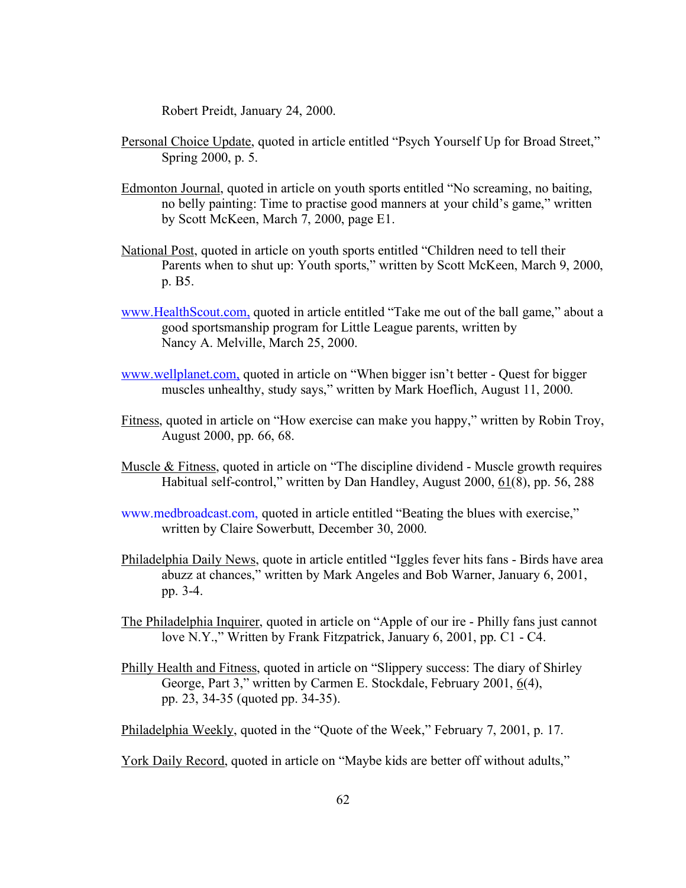Robert Preidt, January 24, 2000.

Personal Choice Update, quoted in article entitled “Psych Yourself Up for Broad Street,” Spring 2000, p. 5.

Edmonton Journal, quoted in article on youth sports entitled “No screaming, no baiting, no belly painting: Time to practise good manners at your child’s game,” written by Scott McKeen, March 7, 2000, page E1.

National Post, quoted in article on youth sports entitled “Children need to tell their Parents when to shut up: Youth sports,” written by Scott McKeen, March 9, 2000, p. B5.

www.HealthScout.com, quoted in article entitled “Take me out of the ball game,” about a good sportsmanship program for Little League parents, written by Nancy A. Melville, March 25, 2000.

www.wellplanet.com, quoted in article on “When bigger isn’t better - Quest for bigger muscles unhealthy, study says,” written by Mark Hoeflich, August 11, 2000.

Fitness, quoted in article on “How exercise can make you happy,” written by Robin Troy, August 2000, pp. 66, 68.

Muscle & Fitness, quoted in article on “The discipline dividend - Muscle growth requires Habitual self-control,” written by Dan Handley, August 2000, 61(8), pp. 56, 288

www.medbroadcast.com, quoted in article entitled “Beating the blues with exercise,” written by Claire Sowerbutt, December 30, 2000.

Philadelphia Daily News, quote in article entitled “Iggles fever hits fans - Birds have area abuzz at chances,” written by Mark Angeles and Bob Warner, January 6, 2001, pp. 3-4.

The Philadelphia Inquirer, quoted in article on “Apple of our ire - Philly fans just cannot love N.Y.,” Written by Frank Fitzpatrick, January 6, 2001, pp. C1 - C4.

Philly Health and Fitness, quoted in article on “Slippery success: The diary of Shirley George, Part 3,” written by Carmen E. Stockdale, February 2001, 6(4), pp. 23, 34-35 (quoted pp. 34-35).

Philadelphia Weekly, quoted in the “Quote of the Week,” February 7, 2001, p. 17.

York Daily Record, quoted in article on “Maybe kids are better off without adults,”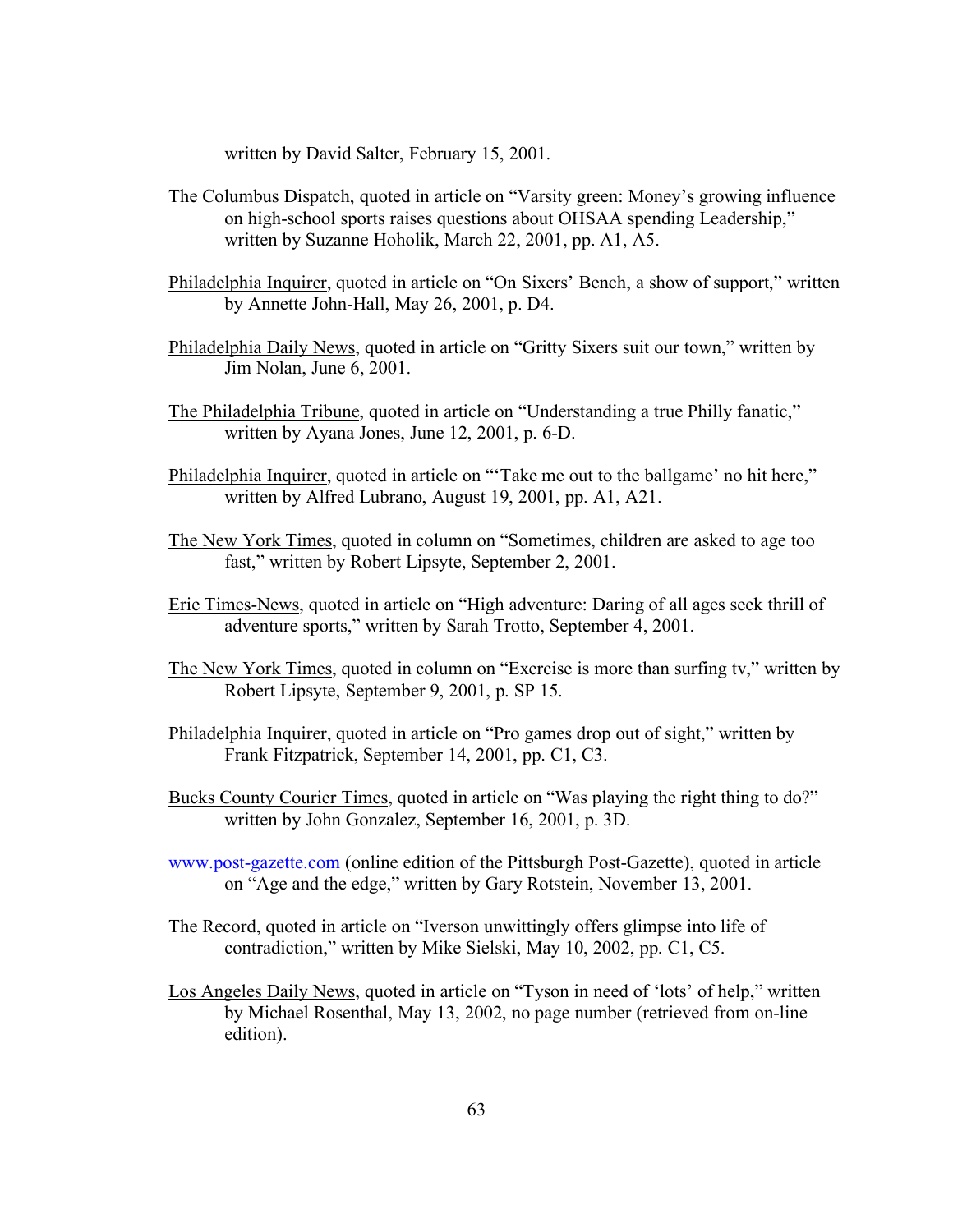written by David Salter, February 15, 2001.

The Columbus Dispatch, quoted in article on “Varsity green: Money’s growing influence on high-school sports raises questions about OHSAA spending Leadership,” written by Suzanne Hoholik, March 22, 2001, pp. A1, A5.

Philadelphia Inquirer, quoted in article on “On Sixers’ Bench, a show of support,” written by Annette John-Hall, May 26, 2001, p. D4.

Philadelphia Daily News, quoted in article on “Gritty Sixers suit our town,” written by Jim Nolan, June 6, 2001.

The Philadelphia Tribune, quoted in article on “Understanding a true Philly fanatic,” written by Ayana Jones, June 12, 2001, p. 6-D.

Philadelphia Inquirer, quoted in article on “‘Take me out to the ballgame’ no hit here,” written by Alfred Lubrano, August 19, 2001, pp. A1, A21.

The New York Times, quoted in column on “Sometimes, children are asked to age too fast,” written by Robert Lipsyte, September 2, 2001.

Erie Times-News, quoted in article on “High adventure: Daring of all ages seek thrill of adventure sports,” written by Sarah Trotto, September 4, 2001.

The New York Times, quoted in column on “Exercise is more than surfing tv,” written by Robert Lipsyte, September 9, 2001, p. SP 15.

Philadelphia Inquirer, quoted in article on “Pro games drop out of sight,” written by Frank Fitzpatrick, September 14, 2001, pp. C1, C3.

Bucks County Courier Times, quoted in article on “Was playing the right thing to do?” written by John Gonzalez, September 16, 2001, p. 3D.

www.post-gazette.com (online edition of the Pittsburgh Post-Gazette), quoted in article on “Age and the edge,” written by Gary Rotstein, November 13, 2001.

The Record, quoted in article on “Iverson unwittingly offers glimpse into life of contradiction,” written by Mike Sielski, May 10, 2002, pp. C1, C5.

Los Angeles Daily News, quoted in article on “Tyson in need of ‘lots’ of help,” written by Michael Rosenthal, May 13, 2002, no page number (retrieved from on-line edition).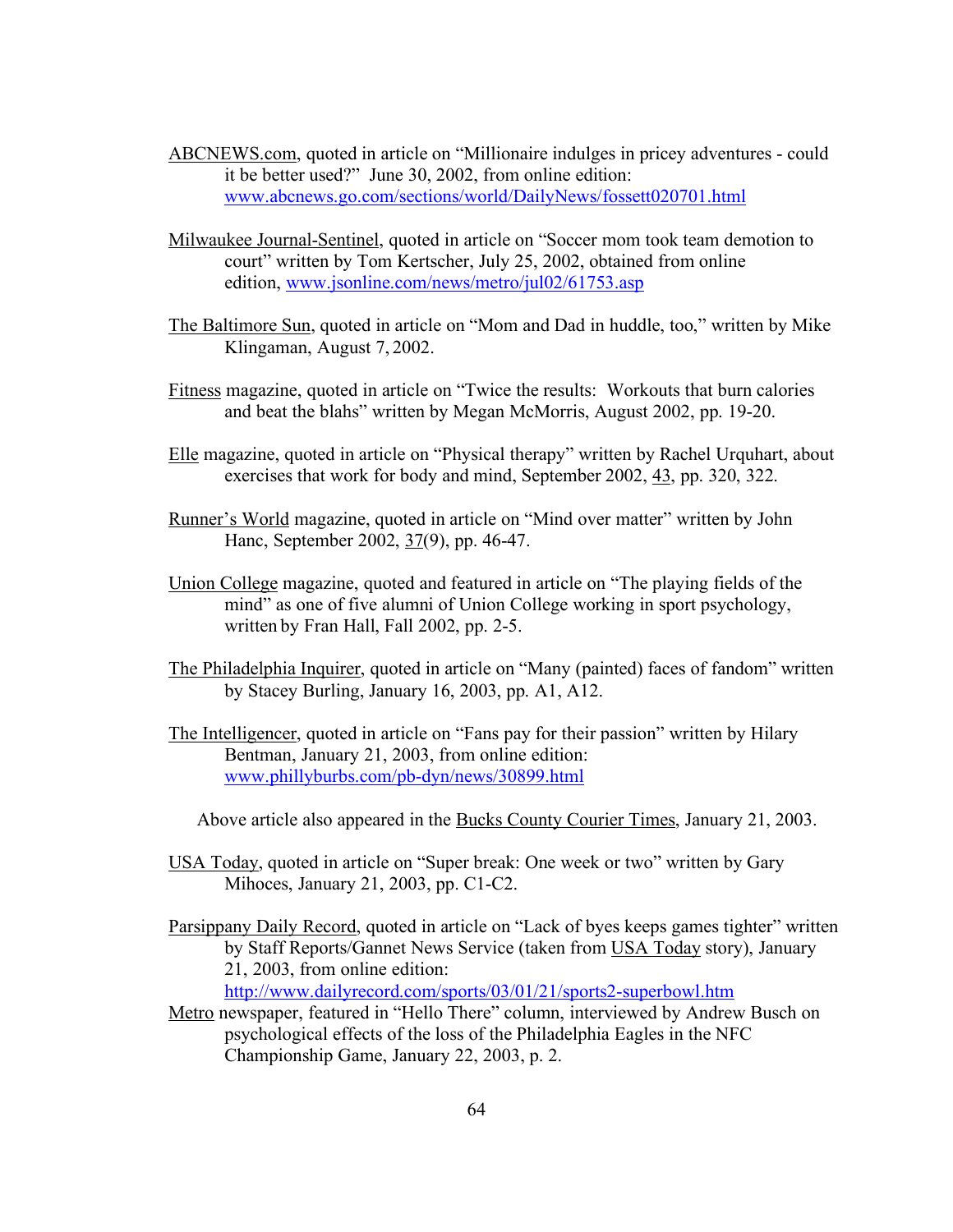ABCNEWS.com, quoted in article on "Millionaire indulges in pricey adventures - could it be better used?" June 30, 2002, from online edition: www.abcnews.go.com/sections/world/DailyNews/fossett020701.html

Milwaukee Journal-Sentinel, quoted in article on "Soccer mom took team demotion to court" written by Tom Kertscher, July 25, 2002, obtained from online edition, www.jsonline.com/news/metro/jul02/61753.asp

The Baltimore Sun, quoted in article on "Mom and Dad in huddle, too," written by Mike Klingaman, August 7, 2002.

Fitness magazine, quoted in article on "Twice the results: Workouts that burn calories and beat the blahs" written by Megan McMorris, August 2002, pp. 19-20.

Elle magazine, quoted in article on "Physical therapy" written by Rachel Urquhart, about exercises that work for body and mind, September 2002, 43, pp. 320, 322.

Runner's World magazine, quoted in article on "Mind over matter" written by John Hanc, September 2002, 37(9), pp. 46-47.

Union College magazine, quoted and featured in article on "The playing fields of the mind" as one of five alumni of Union College working in sport psychology, written by Fran Hall, Fall 2002, pp. 2-5.

The Philadelphia Inquirer, quoted in article on "Many (painted) faces of fandom" written by Stacey Burling, January 16, 2003, pp. A1, A12.

The Intelligencer, quoted in article on "Fans pay for their passion" written by Hilary Bentman, January 21, 2003, from online edition: www.phillyburbs.com/pb-dyn/news/30899.html

Above article also appeared in the Bucks County Courier Times, January 21, 2003.

USA Today, quoted in article on "Super break: One week or two" written by Gary Mihoces, January 21, 2003, pp. C1-C2.

Parsippany Daily Record, quoted in article on "Lack of byes keeps games tighter" written by Staff Reports/Gannet News Service (taken from USA Today story), January 21, 2003, from online edition: http://www.dailyrecord.com/sports/03/01/21/sports2-superbowl.htm

Metro newspaper, featured in "Hello There" column, interviewed by Andrew Busch on psychological effects of the loss of the Philadelphia Eagles in the NFC Championship Game, January 22, 2003, p. 2.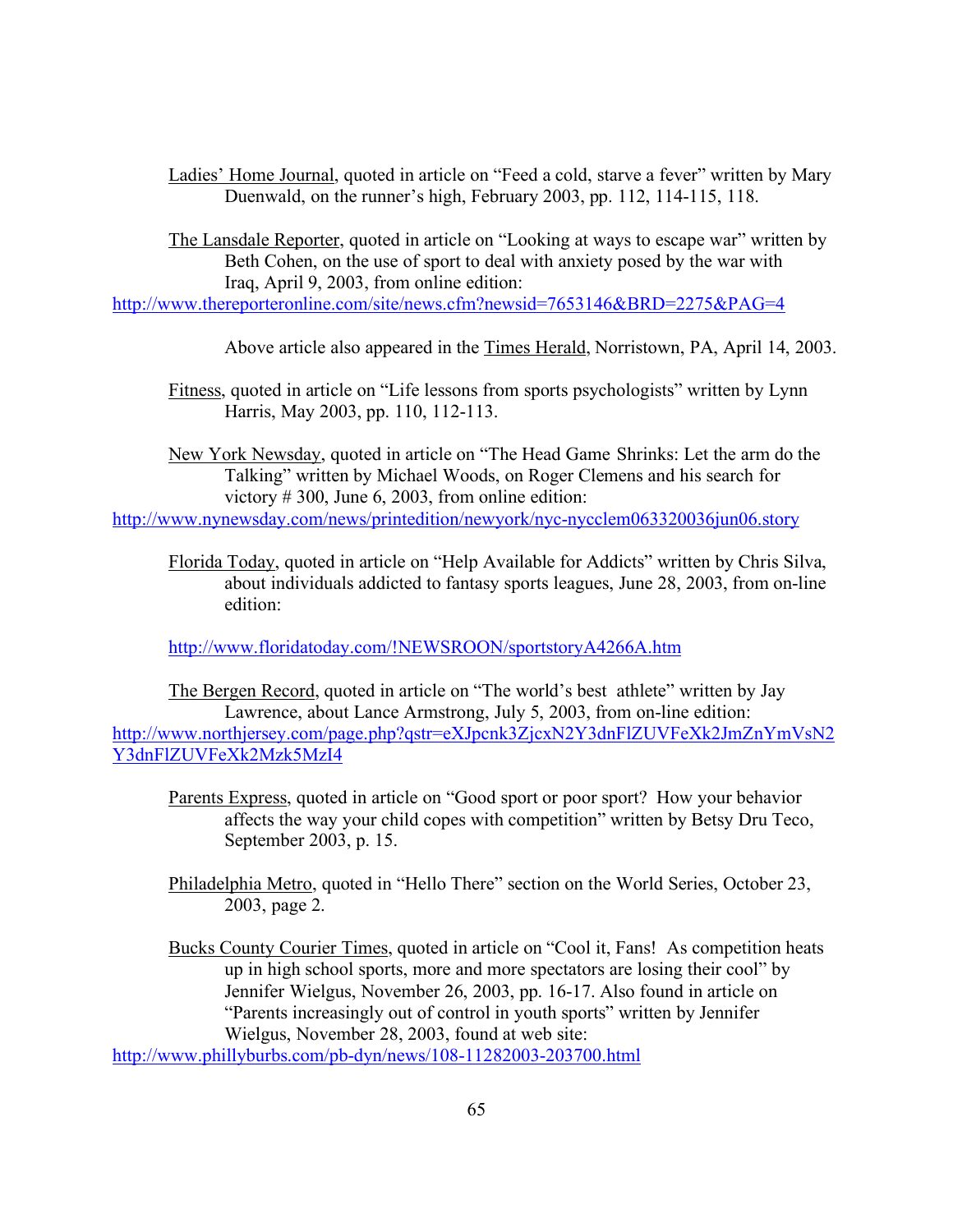Ladies' Home Journal, quoted in article on "Feed a cold, starve a fever" written by Mary Duenwald, on the runner's high, February 2003, pp. 112, 114-115, 118.

The Lansdale Reporter, quoted in article on "Looking at ways to escape war" written by Beth Cohen, on the use of sport to deal with anxiety posed by the war with Iraq, April 9, 2003, from online edition:
http://www.thereporteronline.com/site/news.cfm?newsid=7653146&BRD=2275&PAG=4

Above article also appeared in the Times Herald, Norristown, PA, April 14, 2003.

Fitness, quoted in article on "Life lessons from sports psychologists" written by Lynn Harris, May 2003, pp. 110, 112-113.

New York Newsday, quoted in article on "The Head Game Shrinks: Let the arm do the Talking" written by Michael Woods, on Roger Clemens and his search for victory # 300, June 6, 2003, from online edition:
http://www.nynewsday.com/news/printedition/newyork/nyc-nycclem063320036jun06.story

Florida Today, quoted in article on "Help Available for Addicts" written by Chris Silva, about individuals addicted to fantasy sports leagues, June 28, 2003, from on-line edition:

http://www.floridatoday.com/!NEWSROON/sportstoryA4266A.htm

The Bergen Record, quoted in article on "The world's best athlete" written by Jay Lawrence, about Lance Armstrong, July 5, 2003, from on-line edition:
http://www.northjersey.com/page.php?qstr=eXJpcnk3ZjcxN2Y3dnFlZUVFeXk2JmZnYmVsN2Y3dnFlZUVFeXk2Mzk5MzI4

Parents Express, quoted in article on "Good sport or poor sport? How your behavior affects the way your child copes with competition" written by Betsy Dru Teco, September 2003, p. 15.

Philadelphia Metro, quoted in "Hello There" section on the World Series, October 23, 2003, page 2.

Bucks County Courier Times, quoted in article on "Cool it, Fans! As competition heats up in high school sports, more and more spectators are losing their cool" by Jennifer Wielgus, November 26, 2003, pp. 16-17. Also found in article on "Parents increasingly out of control in youth sports" written by Jennifer Wielgus, November 28, 2003, found at web site:
http://www.phillyburbs.com/pb-dyn/news/108-11282003-203700.html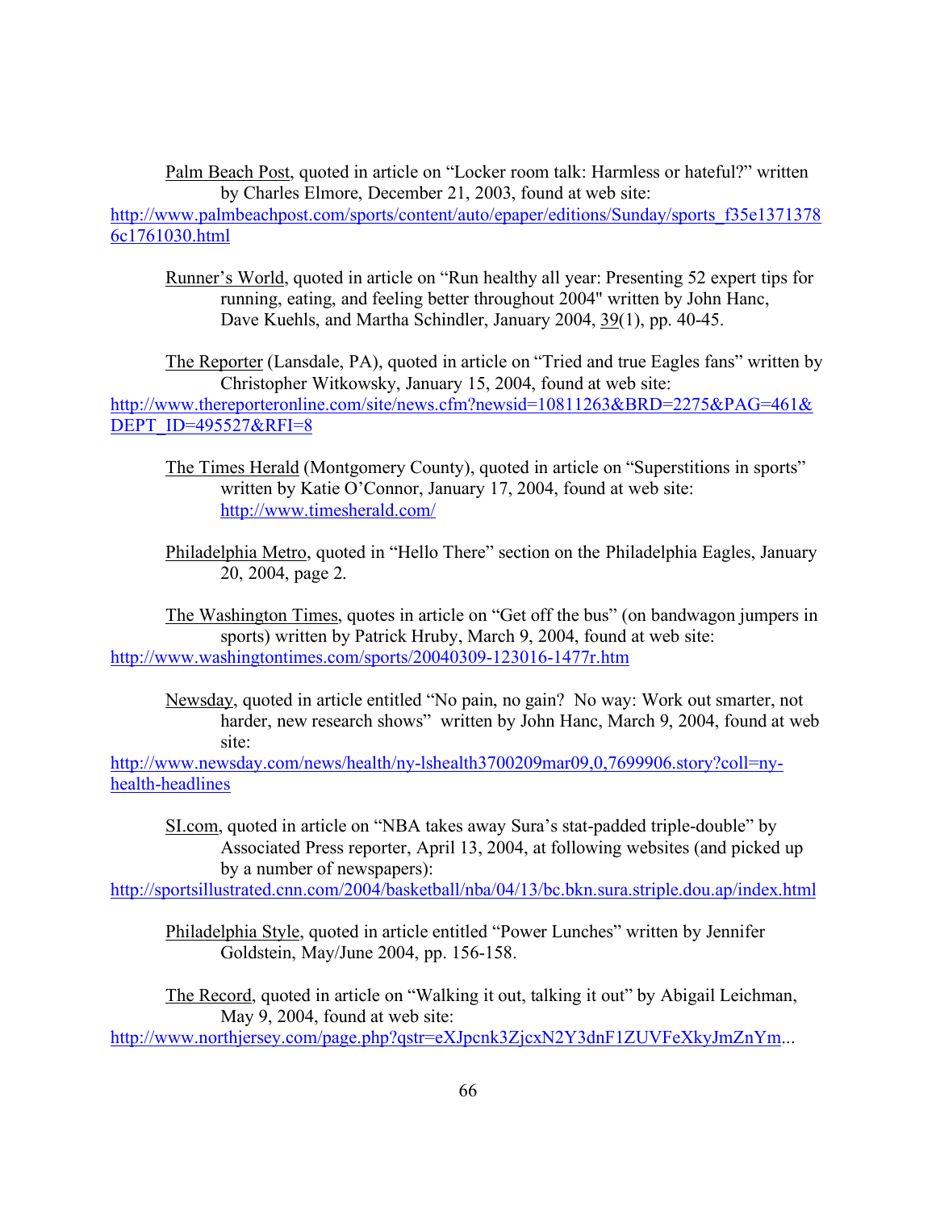Palm Beach Post, quoted in article on "Locker room talk: Harmless or hateful?" written by Charles Elmore, December 21, 2003, found at web site:
http://www.palmbeachpost.com/sports/content/auto/epaper/editions/Sunday/sports_f35e13713786c1761030.html

Runner's World, quoted in article on "Run healthy all year: Presenting 52 expert tips for running, eating, and feeling better throughout 2004" written by John Hanc, Dave Kuehls, and Martha Schindler, January 2004, 39(1), pp. 40-45.

The Reporter (Lansdale, PA), quoted in article on "Tried and true Eagles fans" written by Christopher Witkowsky, January 15, 2004, found at web site:
http://www.thereporteronline.com/site/news.cfm?newsid=10811263&BRD=2275&PAG=461&DEPT_ID=495527&RFI=8

The Times Herald (Montgomery County), quoted in article on "Superstitions in sports" written by Katie O'Connor, January 17, 2004, found at web site: http://www.timesherald.com/

Philadelphia Metro, quoted in "Hello There" section on the Philadelphia Eagles, January 20, 2004, page 2.

The Washington Times, quotes in article on "Get off the bus" (on bandwagon jumpers in sports) written by Patrick Hruby, March 9, 2004, found at web site:
http://www.washingtontimes.com/sports/20040309-123016-1477r.htm

Newsday, quoted in article entitled "No pain, no gain? No way: Work out smarter, not harder, new research shows" written by John Hanc, March 9, 2004, found at web site:
http://www.newsday.com/news/health/ny-lshealth3700209mar09,0,7699906.story?coll=ny-health-headlines

SI.com, quoted in article on "NBA takes away Sura's stat-padded triple-double" by Associated Press reporter, April 13, 2004, at following websites (and picked up by a number of newspapers):
http://sportsillustrated.cnn.com/2004/basketball/nba/04/13/bc.bkn.sura.striple.dou.ap/index.html

Philadelphia Style, quoted in article entitled "Power Lunches" written by Jennifer Goldstein, May/June 2004, pp. 156-158.

The Record, quoted in article on "Walking it out, talking it out" by Abigail Leichman, May 9, 2004, found at web site:
http://www.northjersey.com/page.php?qstr=eXJpcnk3ZjcxN2Y3dnF1ZUVFeXkyJmZnYm...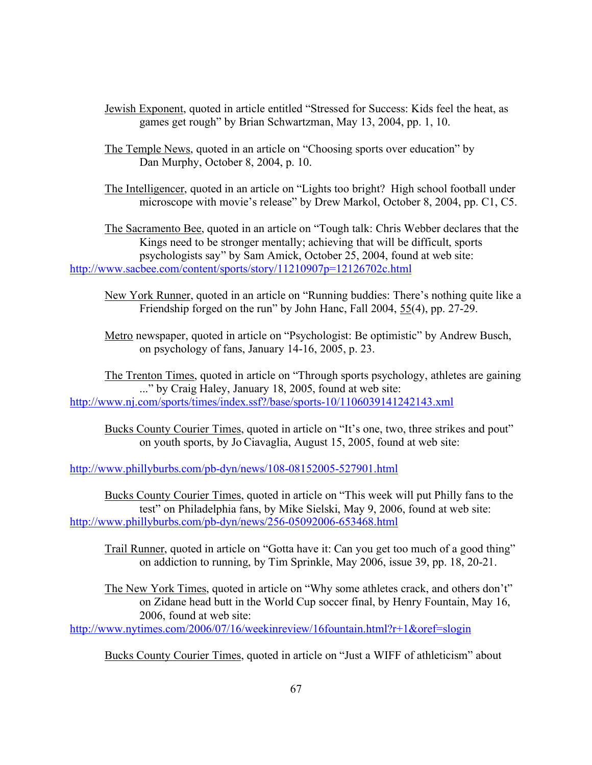Jewish Exponent, quoted in article entitled "Stressed for Success: Kids feel the heat, as games get rough" by Brian Schwartzman, May 13, 2004, pp. 1, 10.

The Temple News, quoted in an article on "Choosing sports over education" by Dan Murphy, October 8, 2004, p. 10.

The Intelligencer, quoted in an article on "Lights too bright? High school football under microscope with movie's release" by Drew Markol, October 8, 2004, pp. C1, C5.

The Sacramento Bee, quoted in an article on "Tough talk: Chris Webber declares that the Kings need to be stronger mentally; achieving that will be difficult, sports psychologists say" by Sam Amick, October 25, 2004, found at web site: http://www.sacbee.com/content/sports/story/11210907p=12126702c.html

New York Runner, quoted in an article on "Running buddies: There's nothing quite like a Friendship forged on the run" by John Hanc, Fall 2004, 55(4), pp. 27-29.

Metro newspaper, quoted in article on "Psychologist: Be optimistic" by Andrew Busch, on psychology of fans, January 14-16, 2005, p. 23.

The Trenton Times, quoted in article on "Through sports psychology, athletes are gaining ..." by Craig Haley, January 18, 2005, found at web site: http://www.nj.com/sports/times/index.ssf?/base/sports-10/1106039141242143.xml

Bucks County Courier Times, quoted in article on "It's one, two, three strikes and pout" on youth sports, by Jo Ciavaglia, August 15, 2005, found at web site:

http://www.phillyburbs.com/pb-dyn/news/108-08152005-527901.html

Bucks County Courier Times, quoted in article on "This week will put Philly fans to the test" on Philadelphia fans, by Mike Sielski, May 9, 2006, found at web site: http://www.phillyburbs.com/pb-dyn/news/256-05092006-653468.html

Trail Runner, quoted in article on "Gotta have it: Can you get too much of a good thing" on addiction to running, by Tim Sprinkle, May 2006, issue 39, pp. 18, 20-21.

The New York Times, quoted in article on "Why some athletes crack, and others don't" on Zidane head butt in the World Cup soccer final, by Henry Fountain, May 16, 2006, found at web site: http://www.nytimes.com/2006/07/16/weekinreview/16fountain.html?r+1&oref=slogin

Bucks County Courier Times, quoted in article on "Just a WIFF of athleticism" about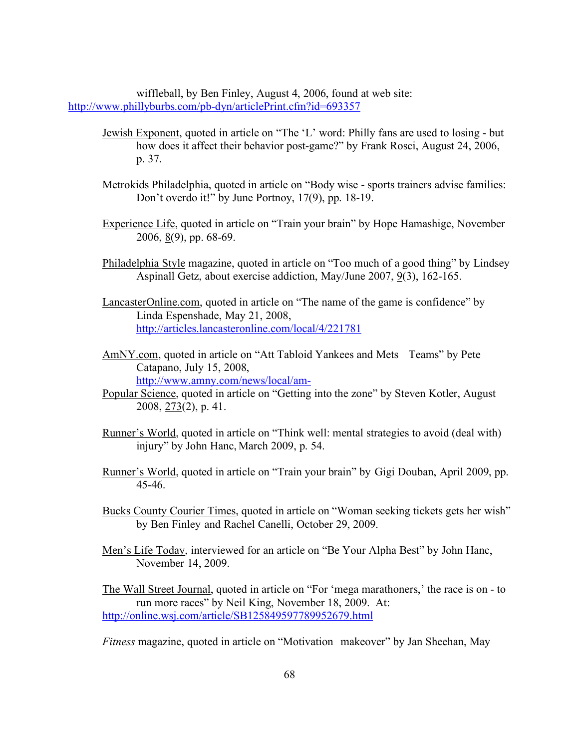wiffleball, by Ben Finley, August 4, 2006, found at web site: http://www.phillyburbs.com/pb-dyn/articlePrint.cfm?id=693357

Jewish Exponent, quoted in article on "The 'L' word: Philly fans are used to losing - but how does it affect their behavior post-game?" by Frank Rosci, August 24, 2006, p. 37.

Metrokids Philadelphia, quoted in article on "Body wise - sports trainers advise families: Don't overdo it!" by June Portnoy, 17(9), pp. 18-19.

Experience Life, quoted in article on "Train your brain" by Hope Hamashige, November 2006, 8(9), pp. 68-69.

Philadelphia Style magazine, quoted in article on "Too much of a good thing" by Lindsey Aspinall Getz, about exercise addiction, May/June 2007, 9(3), 162-165.

LancasterOnline.com, quoted in article on "The name of the game is confidence" by Linda Espenshade, May 21, 2008, http://articles.lancasteronline.com/local/4/221781

AmNY.com, quoted in article on "Att Tabloid Yankees and Mets Teams" by Pete Catapano, July 15, 2008, http://www.amny.com/news/local/am-

Popular Science, quoted in article on "Getting into the zone" by Steven Kotler, August 2008, 273(2), p. 41.

Runner's World, quoted in article on "Think well: mental strategies to avoid (deal with) injury" by John Hanc, March 2009, p. 54.

Runner's World, quoted in article on "Train your brain" by Gigi Douban, April 2009, pp. 45-46.

Bucks County Courier Times, quoted in article on "Woman seeking tickets gets her wish" by Ben Finley and Rachel Canelli, October 29, 2009.

Men's Life Today, interviewed for an article on "Be Your Alpha Best" by John Hanc, November 14, 2009.

The Wall Street Journal, quoted in article on "For 'mega marathoners,' the race is on - to run more races" by Neil King, November 18, 2009. At: http://online.wsj.com/article/SB125849597789952679.html

*Fitness* magazine, quoted in article on "Motivation makeover" by Jan Sheehan, May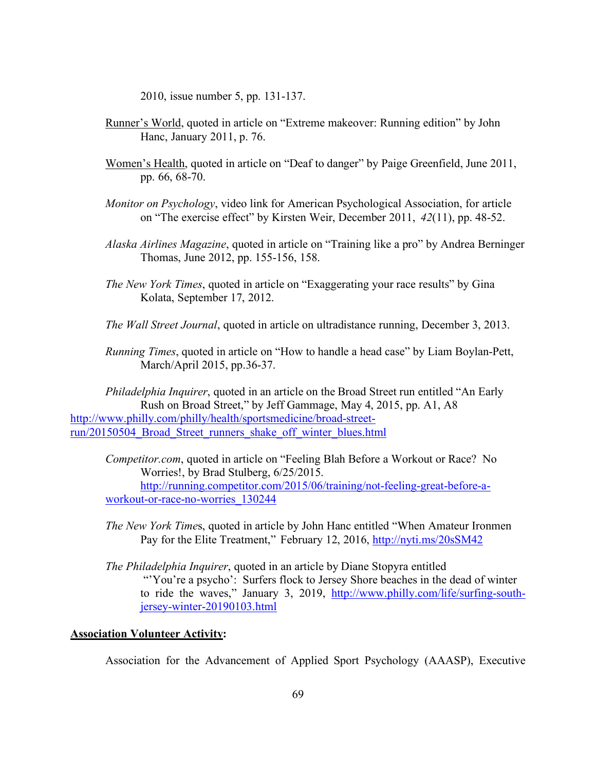2010, issue number 5, pp. 131-137.

Runner's World, quoted in article on "Extreme makeover: Running edition" by John Hanc, January 2011, p. 76.

Women's Health, quoted in article on "Deaf to danger" by Paige Greenfield, June 2011, pp. 66, 68-70.

*Monitor on Psychology*, video link for American Psychological Association, for article on "The exercise effect" by Kirsten Weir, December 2011, *42*(11), pp. 48-52.

*Alaska Airlines Magazine*, quoted in article on "Training like a pro" by Andrea Berninger Thomas, June 2012, pp. 155-156, 158.

*The New York Times*, quoted in article on "Exaggerating your race results" by Gina Kolata, September 17, 2012.

*The Wall Street Journal*, quoted in article on ultradistance running, December 3, 2013.

*Running Times*, quoted in article on "How to handle a head case" by Liam Boylan-Pett, March/April 2015, pp.36-37.

*Philadelphia Inquirer*, quoted in an article on the Broad Street run entitled "An Early Rush on Broad Street," by Jeff Gammage, May 4, 2015, pp. A1, A8 http://www.philly.com/philly/health/sportsmedicine/broad-street-run/20150504_Broad_Street_runners_shake_off_winter_blues.html

*Competitor.com*, quoted in article on "Feeling Blah Before a Workout or Race? No Worries!, by Brad Stulberg, 6/25/2015. http://running.competitor.com/2015/06/training/not-feeling-great-before-a-workout-or-race-no-worries_130244

*The New York Time*s, quoted in article by John Hanc entitled "When Amateur Ironmen Pay for the Elite Treatment," February 12, 2016, http://nyti.ms/20sSM42

*The Philadelphia Inquirer*, quoted in an article by Diane Stopyra entitled "'You're a psycho': Surfers flock to Jersey Shore beaches in the dead of winter to ride the waves," January 3, 2019, http://www.philly.com/life/surfing-south-jersey-winter-20190103.html

**Association Volunteer Activity:**

Association for the Advancement of Applied Sport Psychology (AAASP), Executive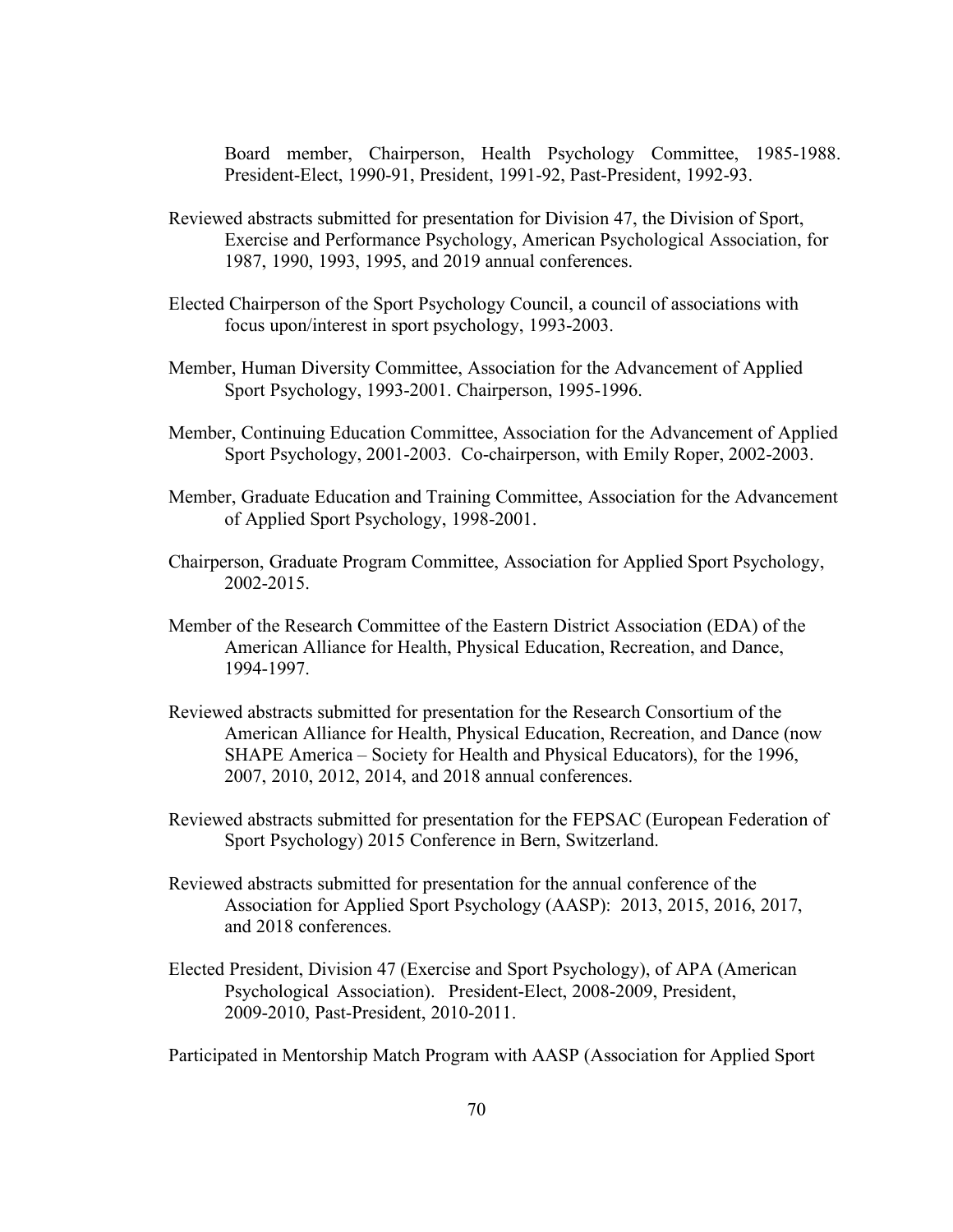Board member, Chairperson, Health Psychology Committee, 1985-1988. President-Elect, 1990-91, President, 1991-92, Past-President, 1992-93.

Reviewed abstracts submitted for presentation for Division 47, the Division of Sport, Exercise and Performance Psychology, American Psychological Association, for 1987, 1990, 1993, 1995, and 2019 annual conferences.

Elected Chairperson of the Sport Psychology Council, a council of associations with focus upon/interest in sport psychology, 1993-2003.

Member, Human Diversity Committee, Association for the Advancement of Applied Sport Psychology, 1993-2001. Chairperson, 1995-1996.

Member, Continuing Education Committee, Association for the Advancement of Applied Sport Psychology, 2001-2003. Co-chairperson, with Emily Roper, 2002-2003.

Member, Graduate Education and Training Committee, Association for the Advancement of Applied Sport Psychology, 1998-2001.

Chairperson, Graduate Program Committee, Association for Applied Sport Psychology, 2002-2015.

Member of the Research Committee of the Eastern District Association (EDA) of the American Alliance for Health, Physical Education, Recreation, and Dance, 1994-1997.

Reviewed abstracts submitted for presentation for the Research Consortium of the American Alliance for Health, Physical Education, Recreation, and Dance (now SHAPE America – Society for Health and Physical Educators), for the 1996, 2007, 2010, 2012, 2014, and 2018 annual conferences.

Reviewed abstracts submitted for presentation for the FEPSAC (European Federation of Sport Psychology) 2015 Conference in Bern, Switzerland.

Reviewed abstracts submitted for presentation for the annual conference of the Association for Applied Sport Psychology (AASP): 2013, 2015, 2016, 2017, and 2018 conferences.

Elected President, Division 47 (Exercise and Sport Psychology), of APA (American Psychological Association). President-Elect, 2008-2009, President, 2009-2010, Past-President, 2010-2011.

Participated in Mentorship Match Program with AASP (Association for Applied Sport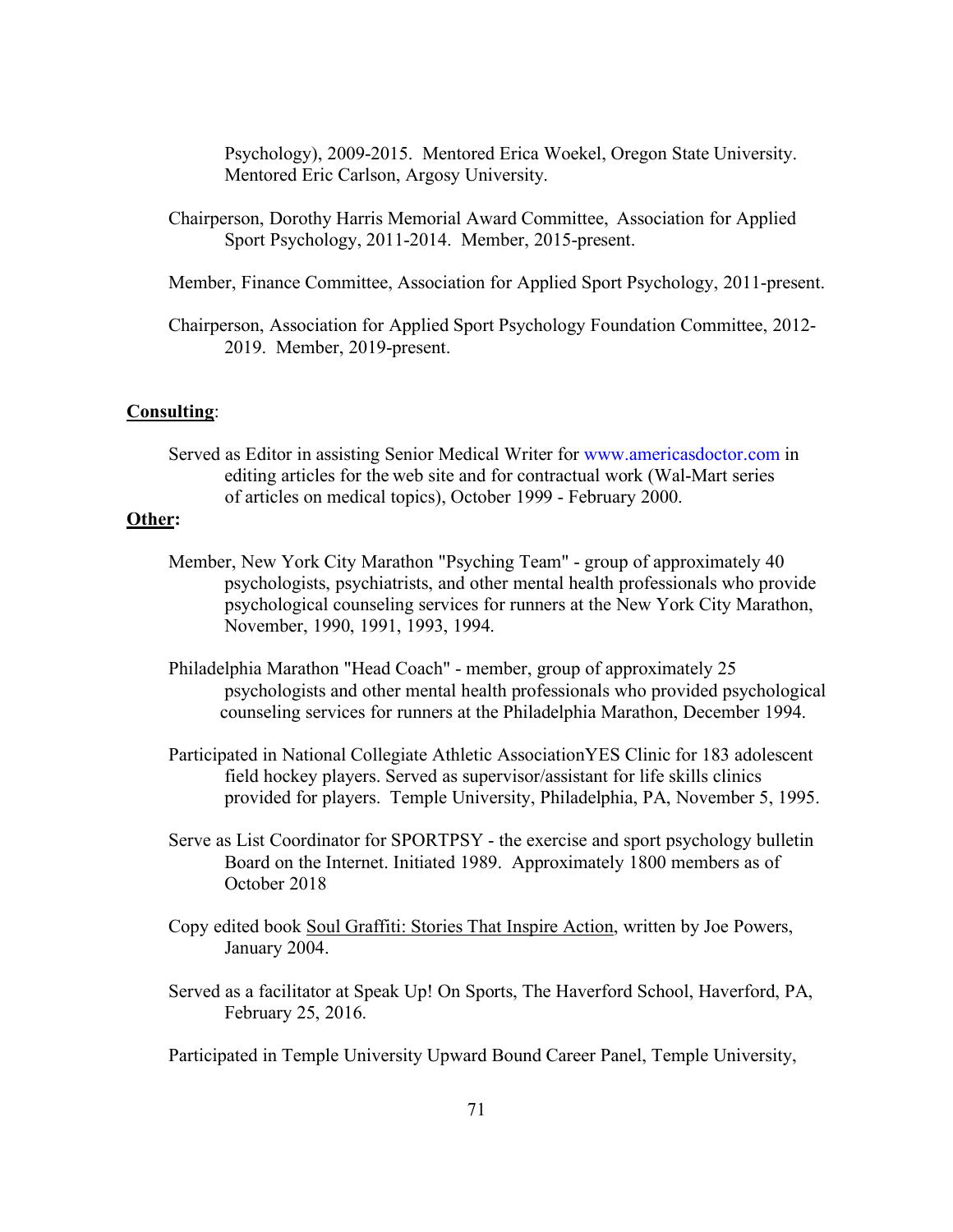Psychology), 2009-2015. Mentored Erica Woekel, Oregon State University. Mentored Eric Carlson, Argosy University.

Chairperson, Dorothy Harris Memorial Award Committee, Association for Applied Sport Psychology, 2011-2014. Member, 2015-present.

Member, Finance Committee, Association for Applied Sport Psychology, 2011-present.

Chairperson, Association for Applied Sport Psychology Foundation Committee, 2012-2019. Member, 2019-present.

**Consulting**:

Served as Editor in assisting Senior Medical Writer for www.americasdoctor.com in editing articles for the web site and for contractual work (Wal-Mart series of articles on medical topics), October 1999 - February 2000.

**Other:**

Member, New York City Marathon "Psyching Team" - group of approximately 40 psychologists, psychiatrists, and other mental health professionals who provide psychological counseling services for runners at the New York City Marathon, November, 1990, 1991, 1993, 1994.

Philadelphia Marathon "Head Coach" - member, group of approximately 25 psychologists and other mental health professionals who provided psychological counseling services for runners at the Philadelphia Marathon, December 1994.

Participated in National Collegiate Athletic AssociationYES Clinic for 183 adolescent field hockey players. Served as supervisor/assistant for life skills clinics provided for players. Temple University, Philadelphia, PA, November 5, 1995.

Serve as List Coordinator for SPORTPSY - the exercise and sport psychology bulletin Board on the Internet. Initiated 1989. Approximately 1800 members as of October 2018

Copy edited book Soul Graffiti: Stories That Inspire Action, written by Joe Powers, January 2004.

Served as a facilitator at Speak Up! On Sports, The Haverford School, Haverford, PA, February 25, 2016.

Participated in Temple University Upward Bound Career Panel, Temple University,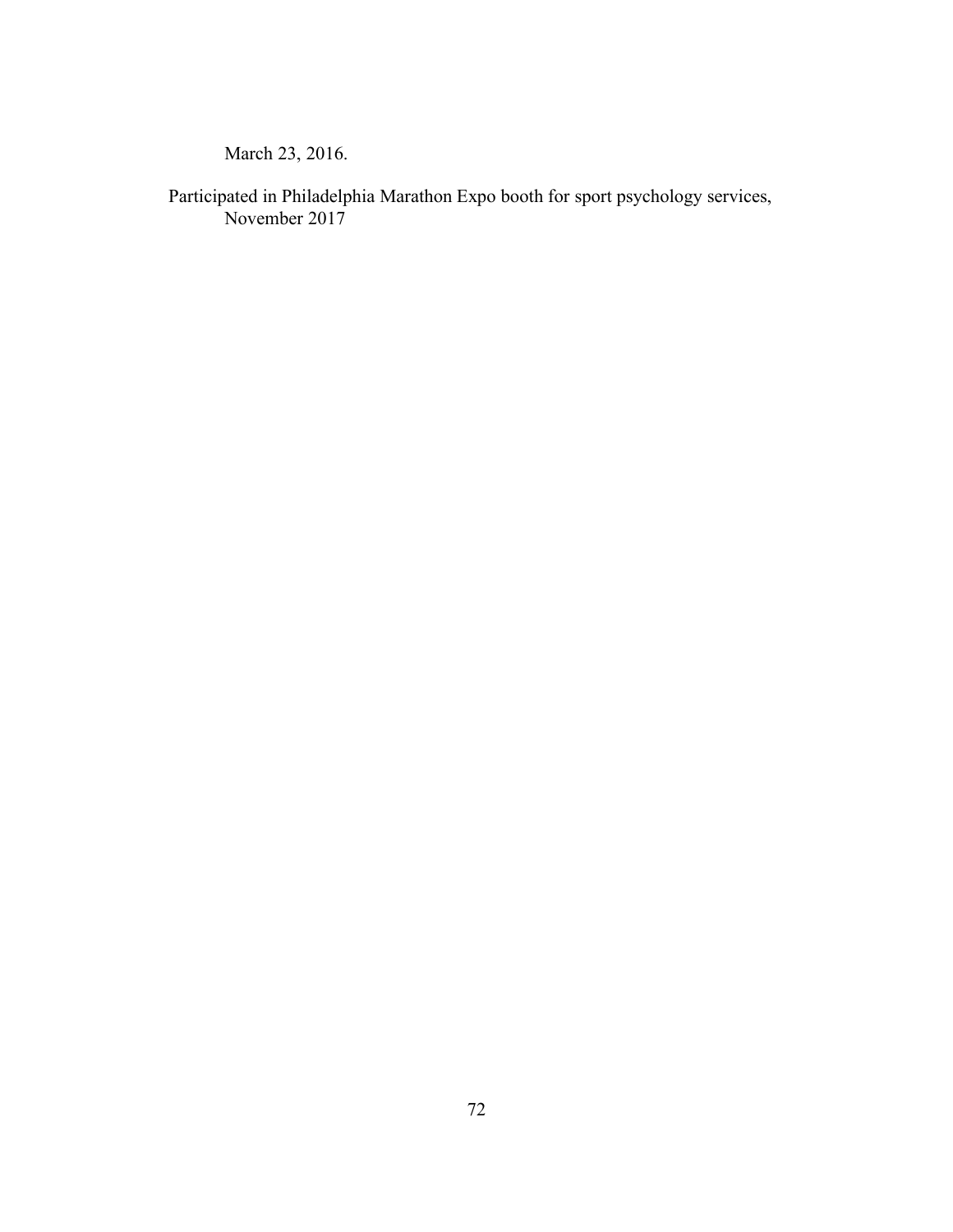March 23, 2016.

Participated in Philadelphia Marathon Expo booth for sport psychology services, November 2017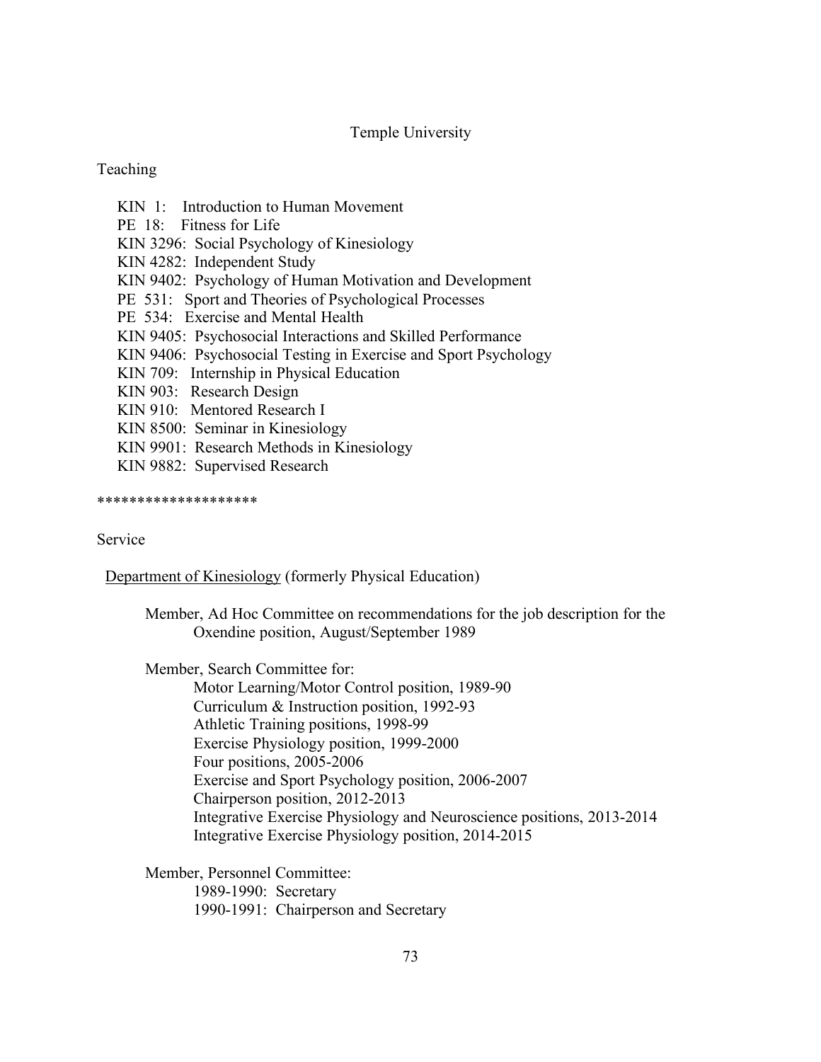## Temple University

### Teaching

- KIN 1: Introduction to Human Movement
- PE 18: Fitness for Life
- KIN 3296: Social Psychology of Kinesiology
- KIN 4282: Independent Study
- KIN 9402: Psychology of Human Motivation and Development
- PE 531: Sport and Theories of Psychological Processes
- PE 534: Exercise and Mental Health
- KIN 9405: Psychosocial Interactions and Skilled Performance
- KIN 9406: Psychosocial Testing in Exercise and Sport Psychology
- KIN 709: Internship in Physical Education
- KIN 903: Research Design
- KIN 910: Mentored Research I
- KIN 8500: Seminar in Kinesiology
- KIN 9901: Research Methods in Kinesiology
- KIN 9882: Supervised Research

*******************

### Service

<u>Department of Kinesiology</u> (formerly Physical Education)

Member, Ad Hoc Committee on recommendations for the job description for the Oxendine position, August/September 1989

Member, Search Committee for:
- Motor Learning/Motor Control position, 1989-90
- Curriculum & Instruction position, 1992-93
- Athletic Training positions, 1998-99
- Exercise Physiology position, 1999-2000
- Four positions, 2005-2006
- Exercise and Sport Psychology position, 2006-2007
- Chairperson position, 2012-2013
- Integrative Exercise Physiology and Neuroscience positions, 2013-2014
- Integrative Exercise Physiology position, 2014-2015

Member, Personnel Committee:
- 1989-1990: Secretary
- 1990-1991: Chairperson and Secretary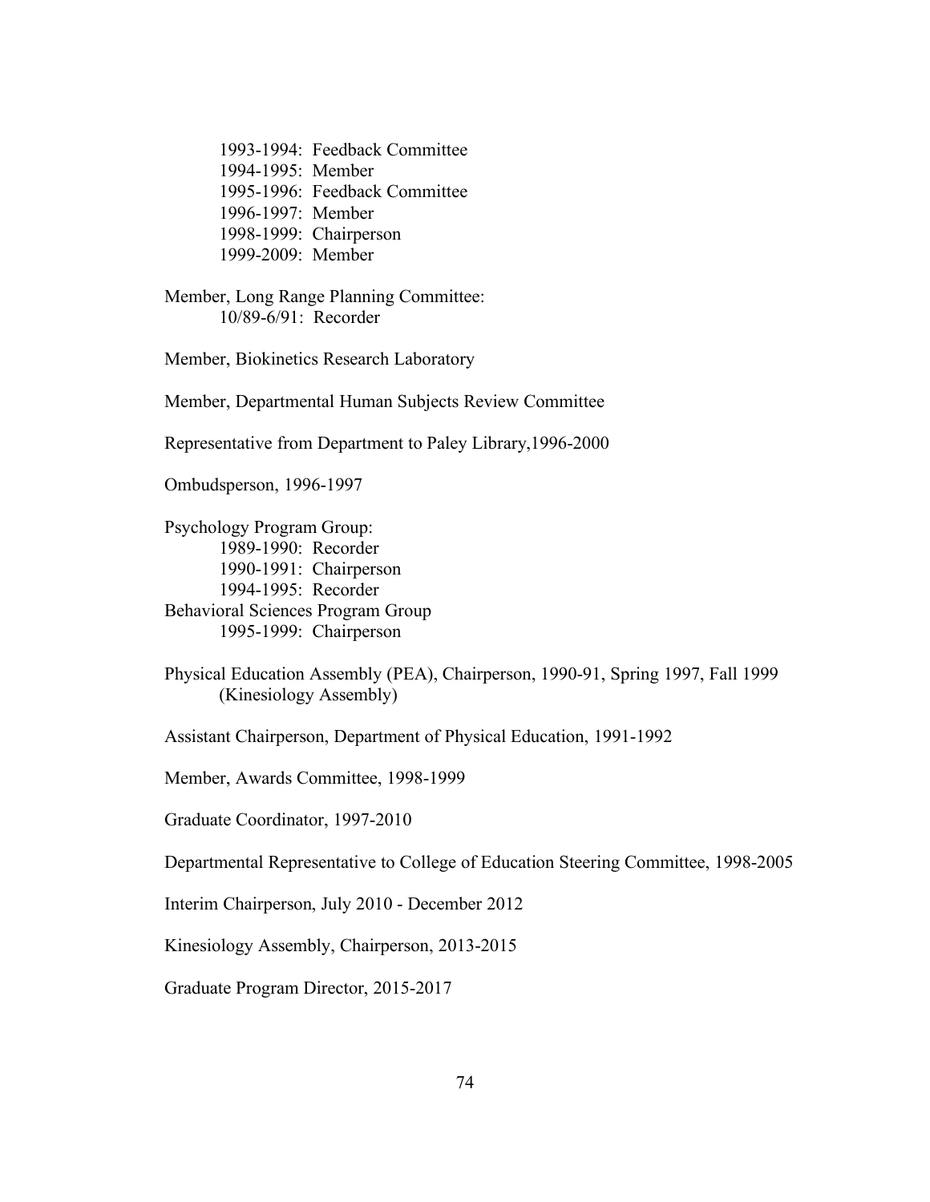1993-1994: Feedback Committee
1994-1995: Member
1995-1996: Feedback Committee
1996-1997: Member
1998-1999: Chairperson
1999-2009: Member

Member, Long Range Planning Committee:
10/89-6/91: Recorder

Member, Biokinetics Research Laboratory

Member, Departmental Human Subjects Review Committee

Representative from Department to Paley Library,1996-2000

Ombudsperson, 1996-1997

Psychology Program Group:
1989-1990: Recorder
1990-1991: Chairperson
1994-1995: Recorder

Behavioral Sciences Program Group
1995-1999: Chairperson

Physical Education Assembly (PEA), Chairperson, 1990-91, Spring 1997, Fall 1999 (Kinesiology Assembly)

Assistant Chairperson, Department of Physical Education, 1991-1992

Member, Awards Committee, 1998-1999

Graduate Coordinator, 1997-2010

Departmental Representative to College of Education Steering Committee, 1998-2005

Interim Chairperson, July 2010 - December 2012

Kinesiology Assembly, Chairperson, 2013-2015

Graduate Program Director, 2015-2017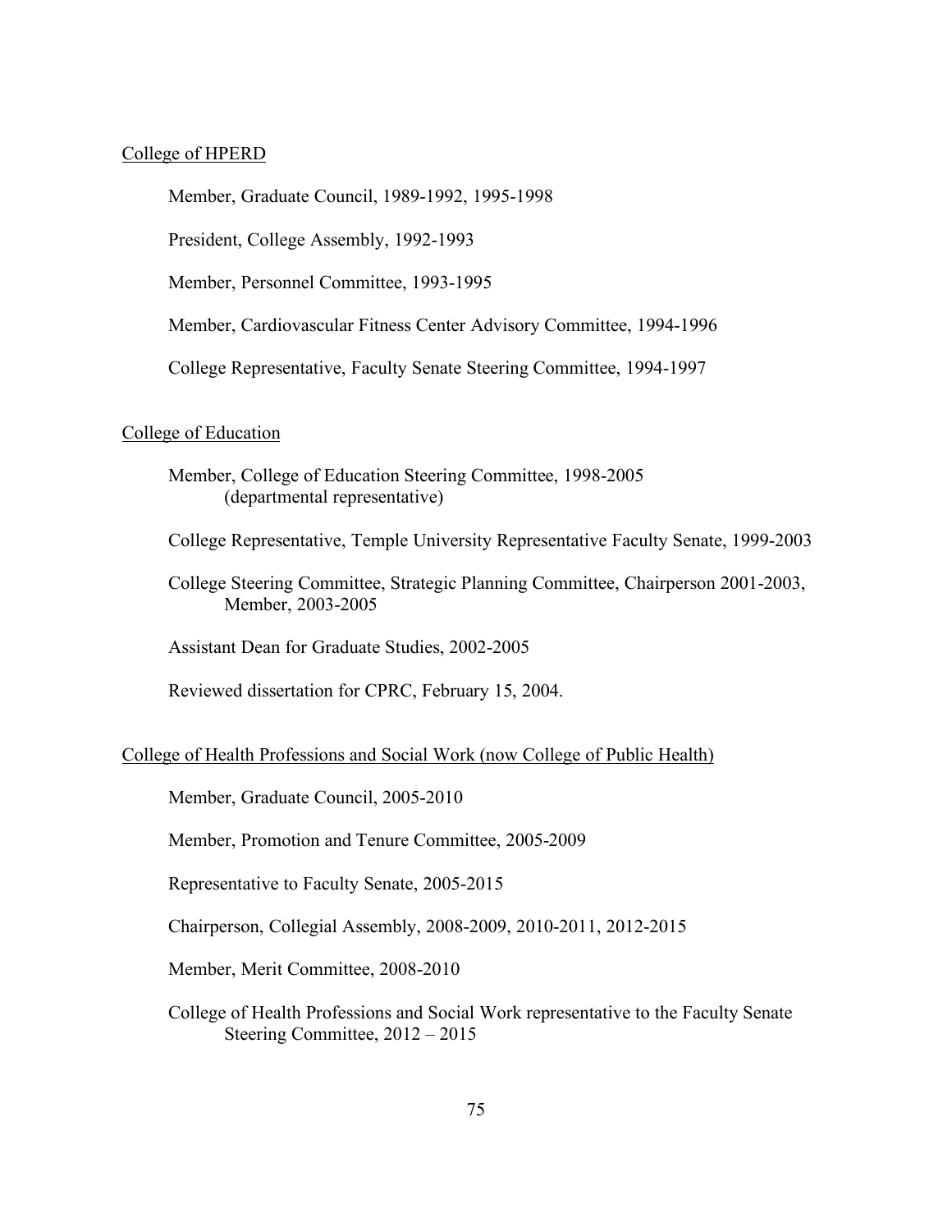College of HPERD

Member, Graduate Council, 1989-1992, 1995-1998

President, College Assembly, 1992-1993

Member, Personnel Committee, 1993-1995

Member, Cardiovascular Fitness Center Advisory Committee, 1994-1996

College Representative, Faculty Senate Steering Committee, 1994-1997

College of Education

Member, College of Education Steering Committee, 1998-2005 (departmental representative)

College Representative, Temple University Representative Faculty Senate, 1999-2003

College Steering Committee, Strategic Planning Committee, Chairperson 2001-2003, Member, 2003-2005

Assistant Dean for Graduate Studies, 2002-2005

Reviewed dissertation for CPRC, February 15, 2004.

College of Health Professions and Social Work (now College of Public Health)

Member, Graduate Council, 2005-2010

Member, Promotion and Tenure Committee, 2005-2009

Representative to Faculty Senate, 2005-2015

Chairperson, Collegial Assembly, 2008-2009, 2010-2011, 2012-2015

Member, Merit Committee, 2008-2010

College of Health Professions and Social Work representative to the Faculty Senate Steering Committee, 2012 – 2015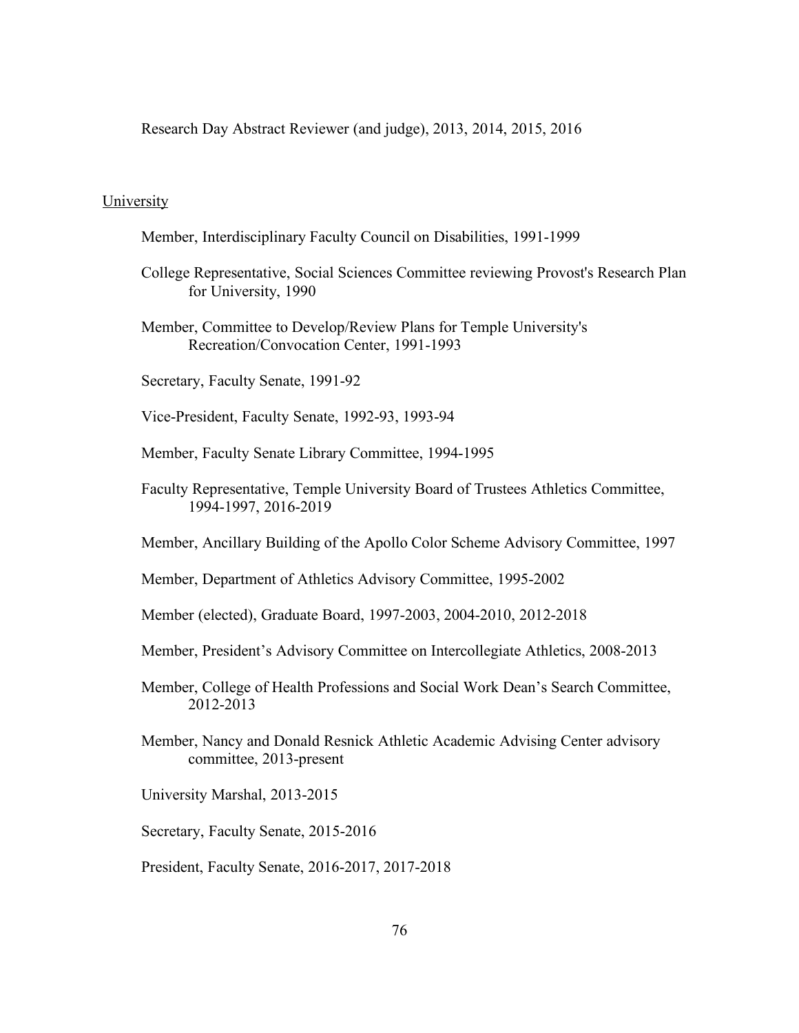Research Day Abstract Reviewer (and judge), 2013, 2014, 2015, 2016

<u>University</u>

Member, Interdisciplinary Faculty Council on Disabilities, 1991-1999

College Representative, Social Sciences Committee reviewing Provost's Research Plan for University, 1990

Member, Committee to Develop/Review Plans for Temple University's Recreation/Convocation Center, 1991-1993

Secretary, Faculty Senate, 1991-92

Vice-President, Faculty Senate, 1992-93, 1993-94

Member, Faculty Senate Library Committee, 1994-1995

Faculty Representative, Temple University Board of Trustees Athletics Committee, 1994-1997, 2016-2019

Member, Ancillary Building of the Apollo Color Scheme Advisory Committee, 1997

Member, Department of Athletics Advisory Committee, 1995-2002

Member (elected), Graduate Board, 1997-2003, 2004-2010, 2012-2018

Member, President's Advisory Committee on Intercollegiate Athletics, 2008-2013

Member, College of Health Professions and Social Work Dean's Search Committee, 2012-2013

Member, Nancy and Donald Resnick Athletic Academic Advising Center advisory committee, 2013-present

University Marshal, 2013-2015

Secretary, Faculty Senate, 2015-2016

President, Faculty Senate, 2016-2017, 2017-2018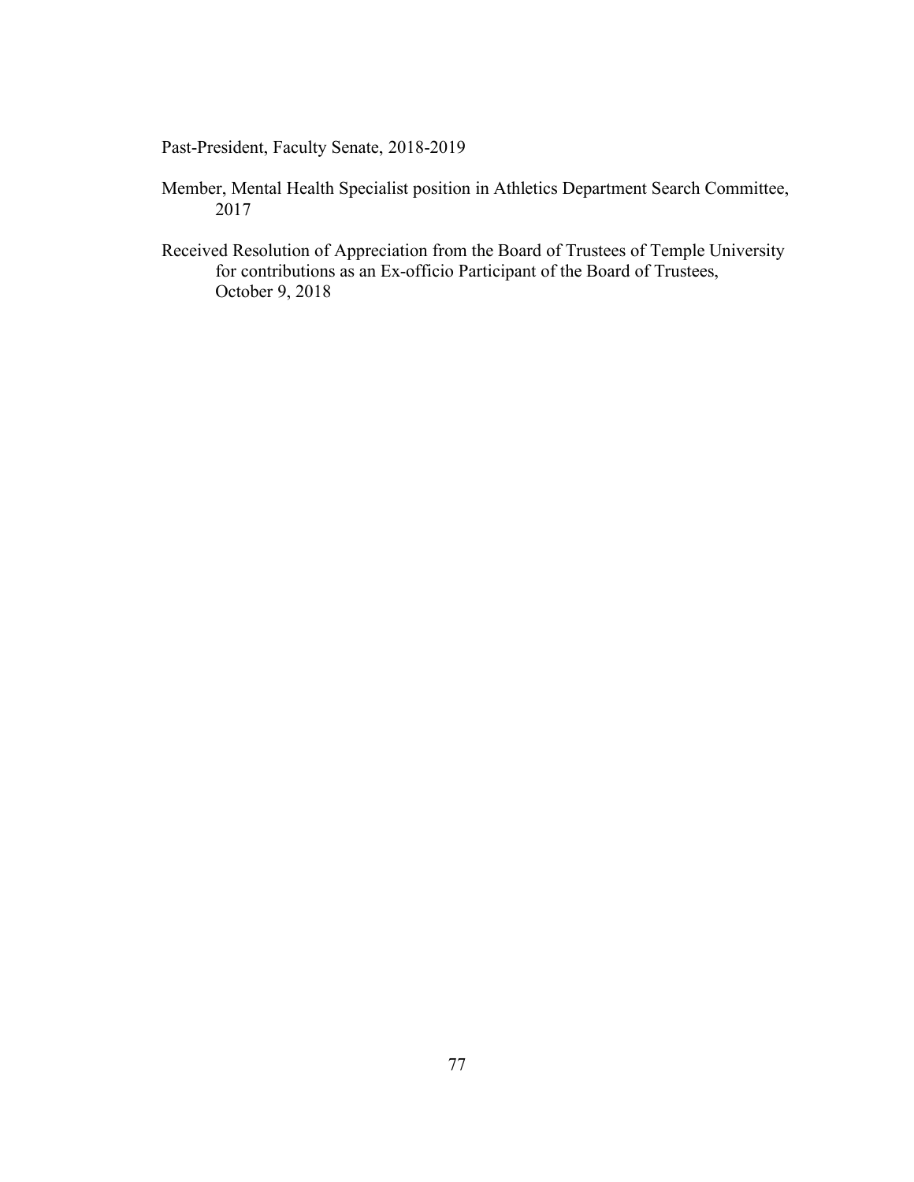Past-President, Faculty Senate, 2018-2019

Member, Mental Health Specialist position in Athletics Department Search Committee, 2017

Received Resolution of Appreciation from the Board of Trustees of Temple University for contributions as an Ex-officio Participant of the Board of Trustees, October 9, 2018